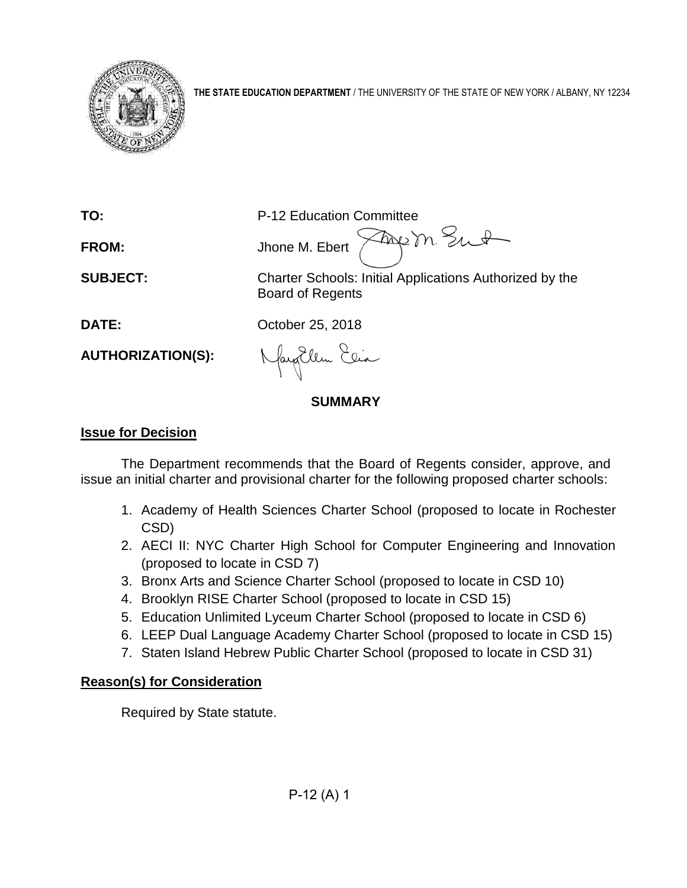**THE STATE EDUCATION DEPARTMENT** / THE UNIVERSITY OF THE STATE OF NEW YORK / ALBANY, NY 12234

**TO:** P-12 Education Committee

**FROM:** Jhone M. Ebert

**SUBJECT:** Charter Schools: Initial Applications Authorized by the Board of Regents

**DATE:** October 25, 2018

**AUTHORIZATION(S):**

## SUMMARY

### Issue for Decision

The Department recommends that the Board of Regents consider, approve, and issue an initial charter and provisional charter for the following proposed charter schools:

1. Academy of Health Sciences Charter School (proposed to locate in Rochester CSD)
2. AECI II: NYC Charter High School for Computer Engineering and Innovation (proposed to locate in CSD 7)
3. Bronx Arts and Science Charter School (proposed to locate in CSD 10)
4. Brooklyn RISE Charter School (proposed to locate in CSD 15)
5. Education Unlimited Lyceum Charter School (proposed to locate in CSD 6)
6. LEEP Dual Language Academy Charter School (proposed to locate in CSD 15)
7. Staten Island Hebrew Public Charter School (proposed to locate in CSD 31)

### Reason(s) for Consideration

Required by State statute.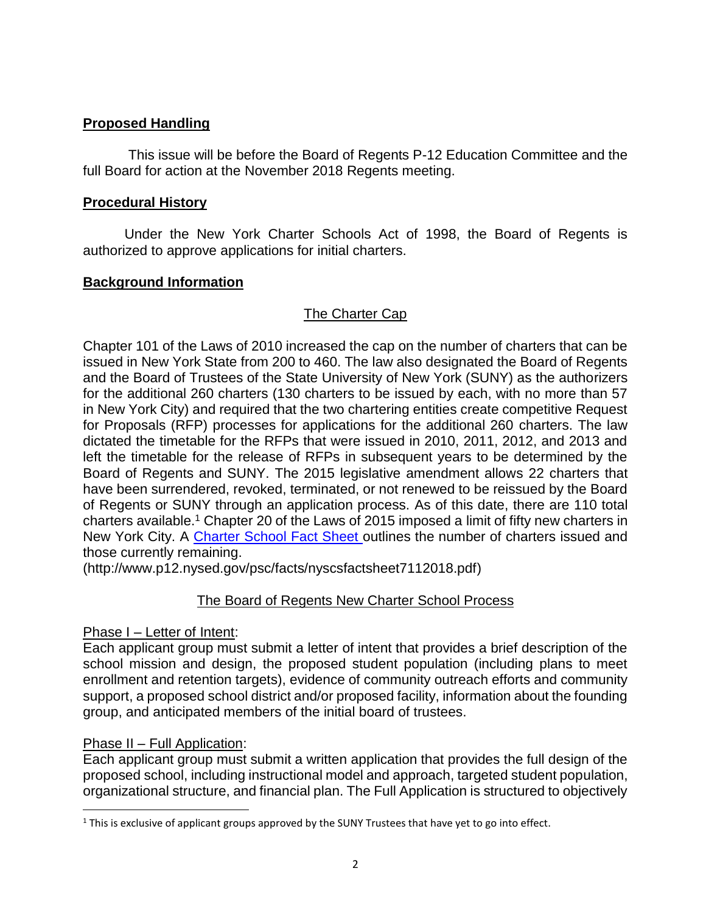## **Proposed Handling**

This issue will be before the Board of Regents P-12 Education Committee and the full Board for action at the November 2018 Regents meeting.

## **Procedural History**

Under the New York Charter Schools Act of 1998, the Board of Regents is authorized to approve applications for initial charters.

## **Background Information**

### The Charter Cap

Chapter 101 of the Laws of 2010 increased the cap on the number of charters that can be issued in New York State from 200 to 460. The law also designated the Board of Regents and the Board of Trustees of the State University of New York (SUNY) as the authorizers for the additional 260 charters (130 charters to be issued by each, with no more than 57 in New York City) and required that the two chartering entities create competitive Request for Proposals (RFP) processes for applications for the additional 260 charters. The law dictated the timetable for the RFPs that were issued in 2010, 2011, 2012, and 2013 and left the timetable for the release of RFPs in subsequent years to be determined by the Board of Regents and SUNY. The 2015 legislative amendment allows 22 charters that have been surrendered, revoked, terminated, or not renewed to be reissued by the Board of Regents or SUNY through an application process. As of this date, there are 110 total charters available.[1] Chapter 20 of the Laws of 2015 imposed a limit of fifty new charters in New York City. A Charter School Fact Sheet outlines the number of charters issued and those currently remaining.
(http://www.p12.nysed.gov/psc/facts/nyscsfactsheet7112018.pdf)

### The Board of Regents New Charter School Process

Phase I – Letter of Intent:
Each applicant group must submit a letter of intent that provides a brief description of the school mission and design, the proposed student population (including plans to meet enrollment and retention targets), evidence of community outreach efforts and community support, a proposed school district and/or proposed facility, information about the founding group, and anticipated members of the initial board of trustees.

Phase II – Full Application:
Each applicant group must submit a written application that provides the full design of the proposed school, including instructional model and approach, targeted student population, organizational structure, and financial plan. The Full Application is structured to objectively

[1] This is exclusive of applicant groups approved by the SUNY Trustees that have yet to go into effect.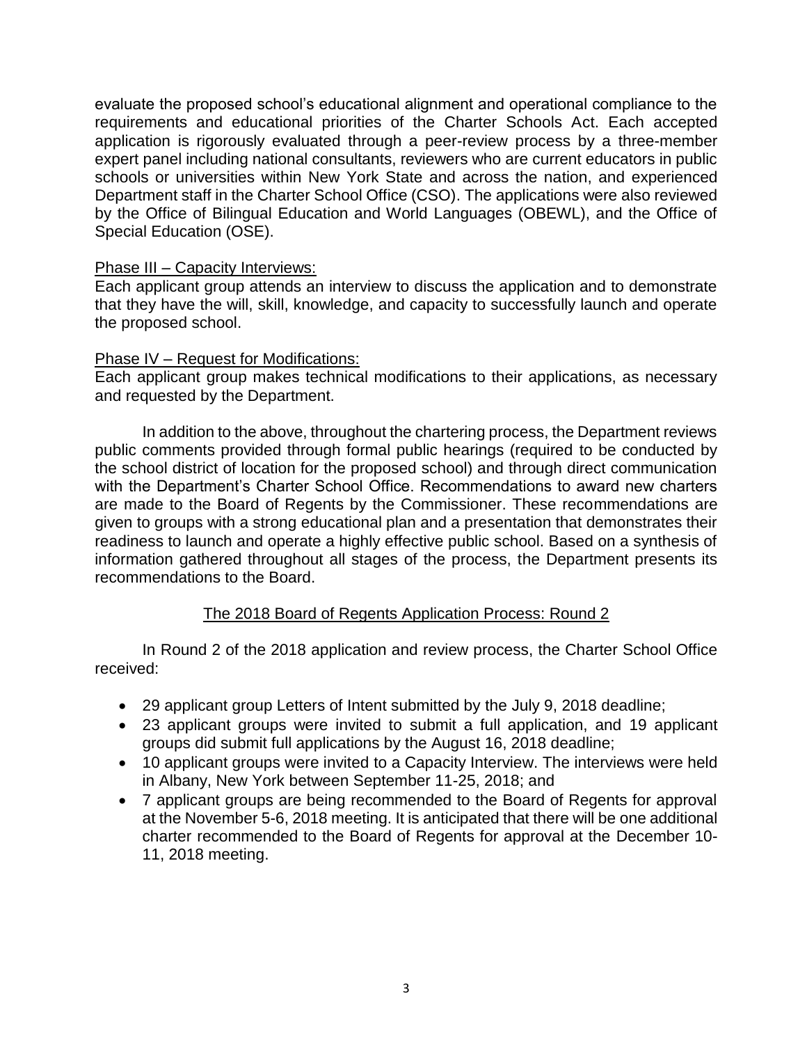evaluate the proposed school's educational alignment and operational compliance to the requirements and educational priorities of the Charter Schools Act. Each accepted application is rigorously evaluated through a peer-review process by a three-member expert panel including national consultants, reviewers who are current educators in public schools or universities within New York State and across the nation, and experienced Department staff in the Charter School Office (CSO). The applications were also reviewed by the Office of Bilingual Education and World Languages (OBEWL), and the Office of Special Education (OSE).

Phase III – Capacity Interviews:

Each applicant group attends an interview to discuss the application and to demonstrate that they have the will, skill, knowledge, and capacity to successfully launch and operate the proposed school.

Phase IV – Request for Modifications:

Each applicant group makes technical modifications to their applications, as necessary and requested by the Department.

In addition to the above, throughout the chartering process, the Department reviews public comments provided through formal public hearings (required to be conducted by the school district of location for the proposed school) and through direct communication with the Department's Charter School Office. Recommendations to award new charters are made to the Board of Regents by the Commissioner. These recommendations are given to groups with a strong educational plan and a presentation that demonstrates their readiness to launch and operate a highly effective public school. Based on a synthesis of information gathered throughout all stages of the process, the Department presents its recommendations to the Board.

## The 2018 Board of Regents Application Process: Round 2

In Round 2 of the 2018 application and review process, the Charter School Office received:

- 29 applicant group Letters of Intent submitted by the July 9, 2018 deadline;
- 23 applicant groups were invited to submit a full application, and 19 applicant groups did submit full applications by the August 16, 2018 deadline;
- 10 applicant groups were invited to a Capacity Interview. The interviews were held in Albany, New York between September 11-25, 2018; and
- 7 applicant groups are being recommended to the Board of Regents for approval at the November 5-6, 2018 meeting. It is anticipated that there will be one additional charter recommended to the Board of Regents for approval at the December 10-11, 2018 meeting.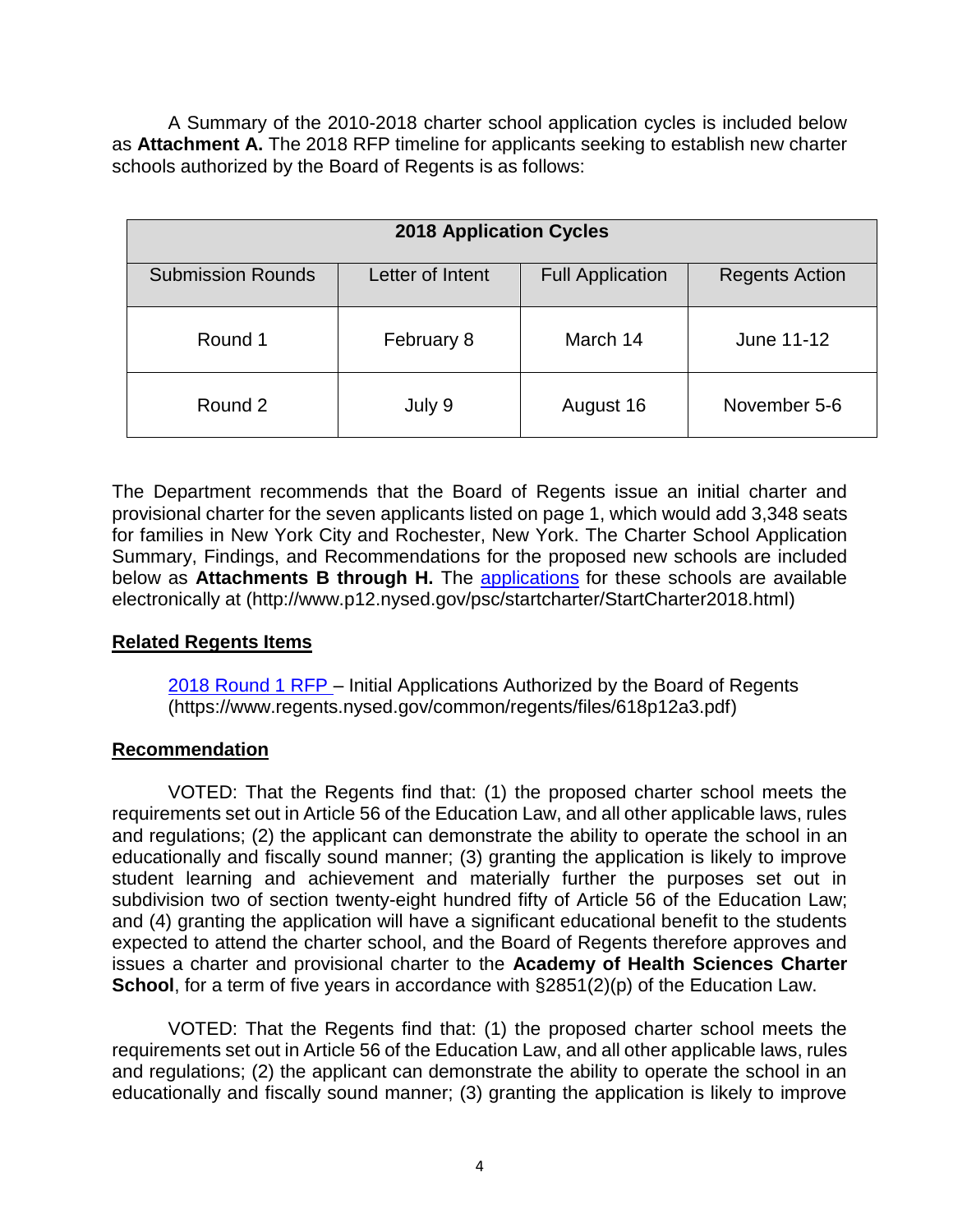A Summary of the 2010-2018 charter school application cycles is included below as **Attachment A.** The 2018 RFP timeline for applicants seeking to establish new charter schools authorized by the Board of Regents is as follows:

| 2018 Application Cycles | | | |
|---|---|---|---|
| Submission Rounds | Letter of Intent | Full Application | Regents Action |
| Round 1 | February 8 | March 14 | June 11-12 |
| Round 2 | July 9 | August 16 | November 5-6 |

The Department recommends that the Board of Regents issue an initial charter and provisional charter for the seven applicants listed on page 1, which would add 3,348 seats for families in New York City and Rochester, New York. The Charter School Application Summary, Findings, and Recommendations for the proposed new schools are included below as **Attachments B through H.** The applications for these schools are available electronically at (http://www.p12.nysed.gov/psc/startcharter/StartCharter2018.html)

## Related Regents Items

2018 Round 1 RFP – Initial Applications Authorized by the Board of Regents (https://www.regents.nysed.gov/common/regents/files/618p12a3.pdf)

## Recommendation

VOTED: That the Regents find that: (1) the proposed charter school meets the requirements set out in Article 56 of the Education Law, and all other applicable laws, rules and regulations; (2) the applicant can demonstrate the ability to operate the school in an educationally and fiscally sound manner; (3) granting the application is likely to improve student learning and achievement and materially further the purposes set out in subdivision two of section twenty-eight hundred fifty of Article 56 of the Education Law; and (4) granting the application will have a significant educational benefit to the students expected to attend the charter school, and the Board of Regents therefore approves and issues a charter and provisional charter to the **Academy of Health Sciences Charter School**, for a term of five years in accordance with §2851(2)(p) of the Education Law.

VOTED: That the Regents find that: (1) the proposed charter school meets the requirements set out in Article 56 of the Education Law, and all other applicable laws, rules and regulations; (2) the applicant can demonstrate the ability to operate the school in an educationally and fiscally sound manner; (3) granting the application is likely to improve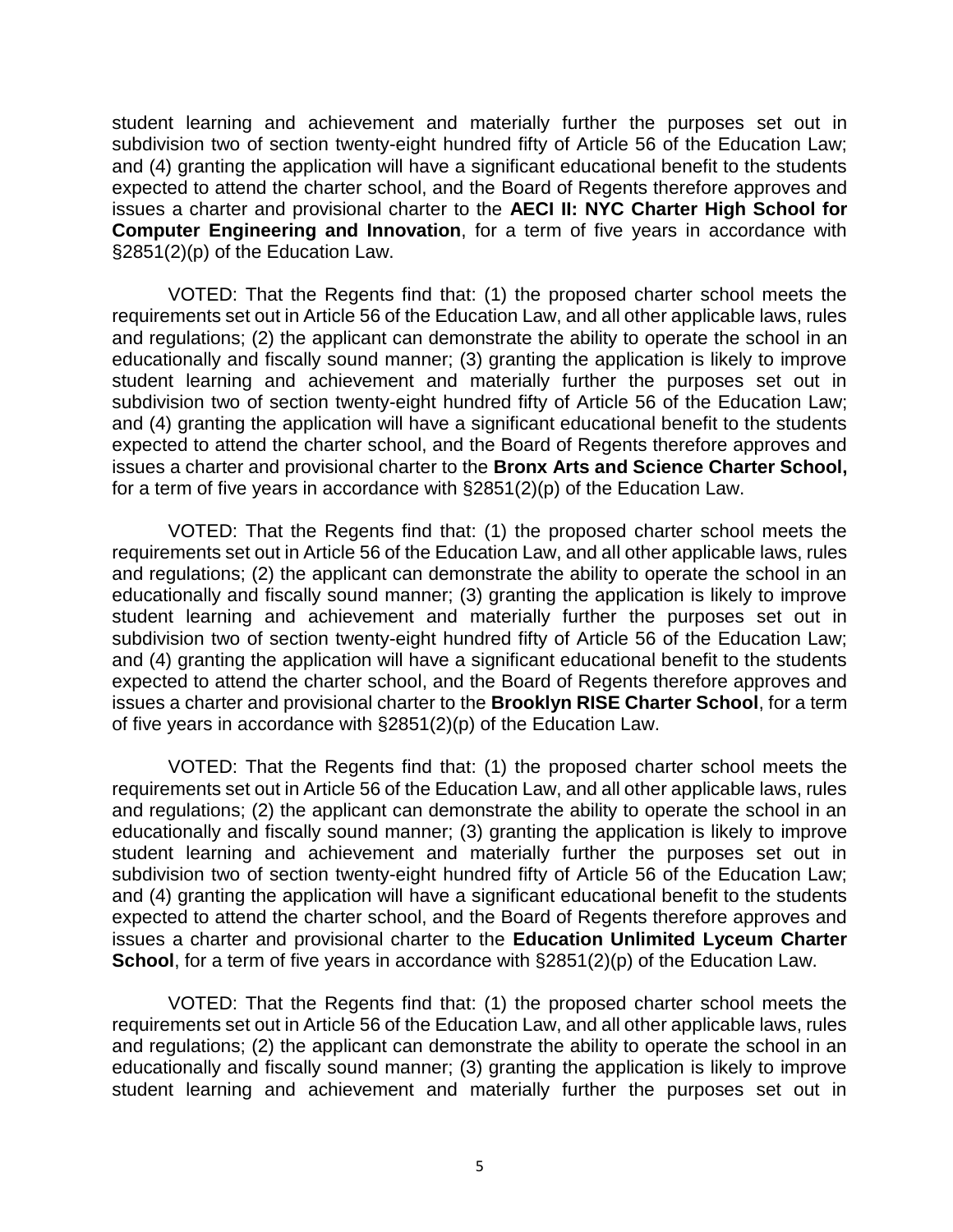student learning and achievement and materially further the purposes set out in subdivision two of section twenty-eight hundred fifty of Article 56 of the Education Law; and (4) granting the application will have a significant educational benefit to the students expected to attend the charter school, and the Board of Regents therefore approves and issues a charter and provisional charter to the **AECI II: NYC Charter High School for Computer Engineering and Innovation**, for a term of five years in accordance with §2851(2)(p) of the Education Law.

VOTED: That the Regents find that: (1) the proposed charter school meets the requirements set out in Article 56 of the Education Law, and all other applicable laws, rules and regulations; (2) the applicant can demonstrate the ability to operate the school in an educationally and fiscally sound manner; (3) granting the application is likely to improve student learning and achievement and materially further the purposes set out in subdivision two of section twenty-eight hundred fifty of Article 56 of the Education Law; and (4) granting the application will have a significant educational benefit to the students expected to attend the charter school, and the Board of Regents therefore approves and issues a charter and provisional charter to the **Bronx Arts and Science Charter School,** for a term of five years in accordance with §2851(2)(p) of the Education Law.

VOTED: That the Regents find that: (1) the proposed charter school meets the requirements set out in Article 56 of the Education Law, and all other applicable laws, rules and regulations; (2) the applicant can demonstrate the ability to operate the school in an educationally and fiscally sound manner; (3) granting the application is likely to improve student learning and achievement and materially further the purposes set out in subdivision two of section twenty-eight hundred fifty of Article 56 of the Education Law; and (4) granting the application will have a significant educational benefit to the students expected to attend the charter school, and the Board of Regents therefore approves and issues a charter and provisional charter to the **Brooklyn RISE Charter School**, for a term of five years in accordance with §2851(2)(p) of the Education Law.

VOTED: That the Regents find that: (1) the proposed charter school meets the requirements set out in Article 56 of the Education Law, and all other applicable laws, rules and regulations; (2) the applicant can demonstrate the ability to operate the school in an educationally and fiscally sound manner; (3) granting the application is likely to improve student learning and achievement and materially further the purposes set out in subdivision two of section twenty-eight hundred fifty of Article 56 of the Education Law; and (4) granting the application will have a significant educational benefit to the students expected to attend the charter school, and the Board of Regents therefore approves and issues a charter and provisional charter to the **Education Unlimited Lyceum Charter School**, for a term of five years in accordance with §2851(2)(p) of the Education Law.

VOTED: That the Regents find that: (1) the proposed charter school meets the requirements set out in Article 56 of the Education Law, and all other applicable laws, rules and regulations; (2) the applicant can demonstrate the ability to operate the school in an educationally and fiscally sound manner; (3) granting the application is likely to improve student learning and achievement and materially further the purposes set out in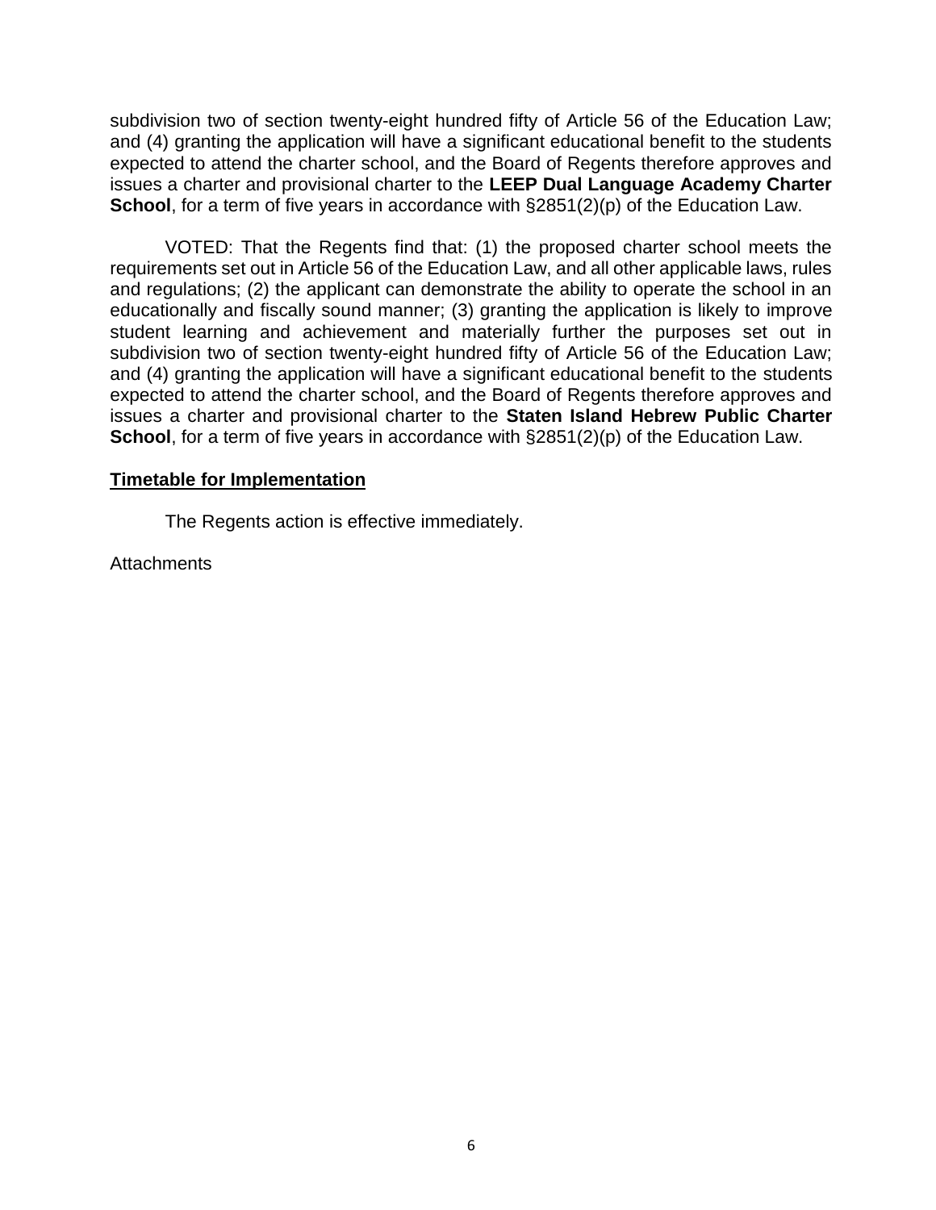subdivision two of section twenty-eight hundred fifty of Article 56 of the Education Law; and (4) granting the application will have a significant educational benefit to the students expected to attend the charter school, and the Board of Regents therefore approves and issues a charter and provisional charter to the **LEEP Dual Language Academy Charter School**, for a term of five years in accordance with §2851(2)(p) of the Education Law.

VOTED: That the Regents find that: (1) the proposed charter school meets the requirements set out in Article 56 of the Education Law, and all other applicable laws, rules and regulations; (2) the applicant can demonstrate the ability to operate the school in an educationally and fiscally sound manner; (3) granting the application is likely to improve student learning and achievement and materially further the purposes set out in subdivision two of section twenty-eight hundred fifty of Article 56 of the Education Law; and (4) granting the application will have a significant educational benefit to the students expected to attend the charter school, and the Board of Regents therefore approves and issues a charter and provisional charter to the **Staten Island Hebrew Public Charter School**, for a term of five years in accordance with §2851(2)(p) of the Education Law.

**Timetable for Implementation**

The Regents action is effective immediately.

Attachments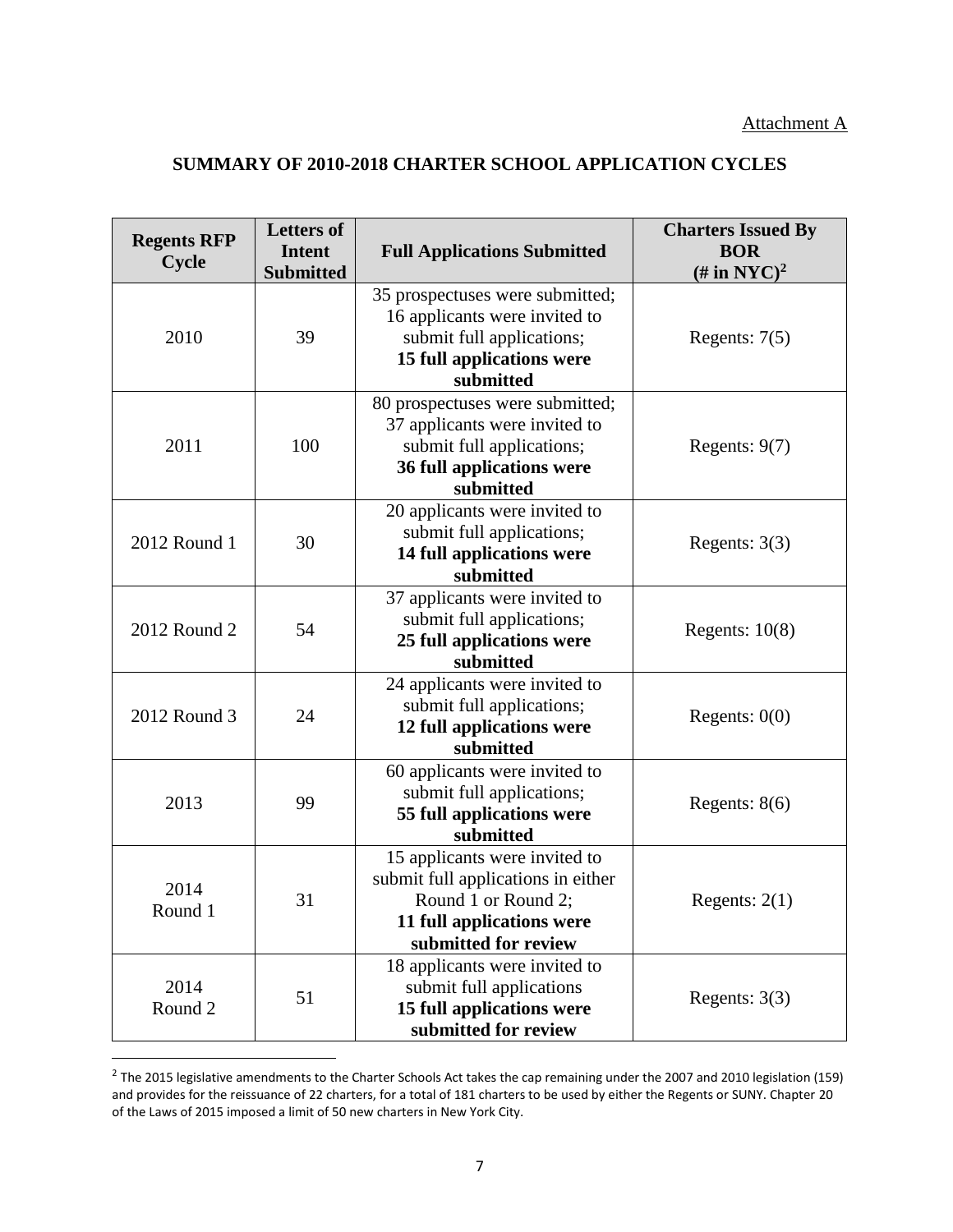Attachment A

## SUMMARY OF 2010-2018 CHARTER SCHOOL APPLICATION CYCLES

| Regents RFP Cycle | Letters of Intent Submitted | Full Applications Submitted | Charters Issued By BOR (# in NYC)[2] |
|---|---|---|---|
| 2010 | 39 | 35 prospectuses were submitted; 16 applicants were invited to submit full applications; **15 full applications were submitted** | Regents: 7(5) |
| 2011 | 100 | 80 prospectuses were submitted; 37 applicants were invited to submit full applications; **36 full applications were submitted** | Regents: 9(7) |
| 2012 Round 1 | 30 | 20 applicants were invited to submit full applications; **14 full applications were submitted** | Regents: 3(3) |
| 2012 Round 2 | 54 | 37 applicants were invited to submit full applications; **25 full applications were submitted** | Regents: 10(8) |
| 2012 Round 3 | 24 | 24 applicants were invited to submit full applications; **12 full applications were submitted** | Regents: 0(0) |
| 2013 | 99 | 60 applicants were invited to submit full applications; **55 full applications were submitted** | Regents: 8(6) |
| 2014 Round 1 | 31 | 15 applicants were invited to submit full applications in either Round 1 or Round 2; **11 full applications were submitted for review** | Regents: 2(1) |
| 2014 Round 2 | 51 | 18 applicants were invited to submit full applications **15 full applications were submitted for review** | Regents: 3(3) |

[2] The 2015 legislative amendments to the Charter Schools Act takes the cap remaining under the 2007 and 2010 legislation (159) and provides for the reissuance of 22 charters, for a total of 181 charters to be used by either the Regents or SUNY. Chapter 20 of the Laws of 2015 imposed a limit of 50 new charters in New York City.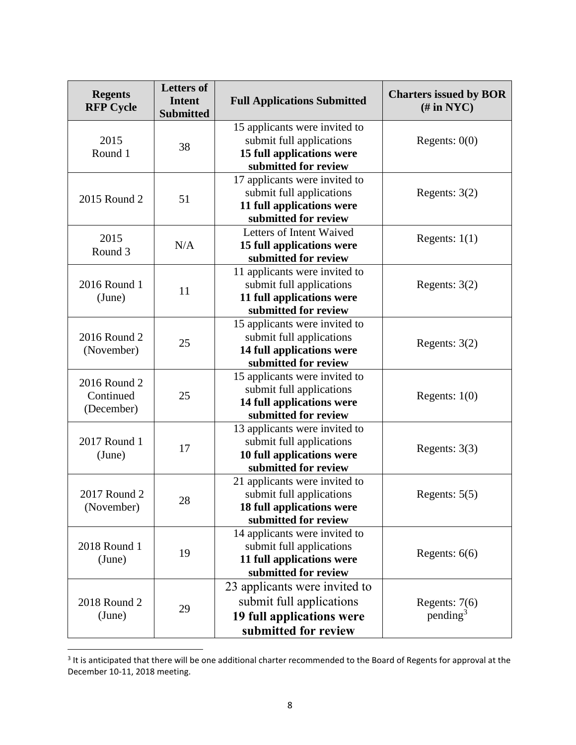| Regents RFP Cycle | Letters of Intent Submitted | Full Applications Submitted | Charters issued by BOR (# in NYC) |
|---|---|---|---|
| 2015 Round 1 | 38 | 15 applicants were invited to submit full applications **15 full applications were submitted for review** | Regents: 0(0) |
| 2015 Round 2 | 51 | 17 applicants were invited to submit full applications **11 full applications were submitted for review** | Regents: 3(2) |
| 2015 Round 3 | N/A | Letters of Intent Waived **15 full applications were submitted for review** | Regents: 1(1) |
| 2016 Round 1 (June) | 11 | 11 applicants were invited to submit full applications **11 full applications were submitted for review** | Regents: 3(2) |
| 2016 Round 2 (November) | 25 | 15 applicants were invited to submit full applications **14 full applications were submitted for review** | Regents: 3(2) |
| 2016 Round 2 Continued (December) | 25 | 15 applicants were invited to submit full applications **14 full applications were submitted for review** | Regents: 1(0) |
| 2017 Round 1 (June) | 17 | 13 applicants were invited to submit full applications **10 full applications were submitted for review** | Regents: 3(3) |
| 2017 Round 2 (November) | 28 | 21 applicants were invited to submit full applications **18 full applications were submitted for review** | Regents: 5(5) |
| 2018 Round 1 (June) | 19 | 14 applicants were invited to submit full applications **11 full applications were submitted for review** | Regents: 6(6) |
| 2018 Round 2 (June) | 29 | 23 applicants were invited to submit full applications **19 full applications were submitted for review** | Regents: 7(6) pending[3] |

[3] It is anticipated that there will be one additional charter recommended to the Board of Regents for approval at the December 10-11, 2018 meeting.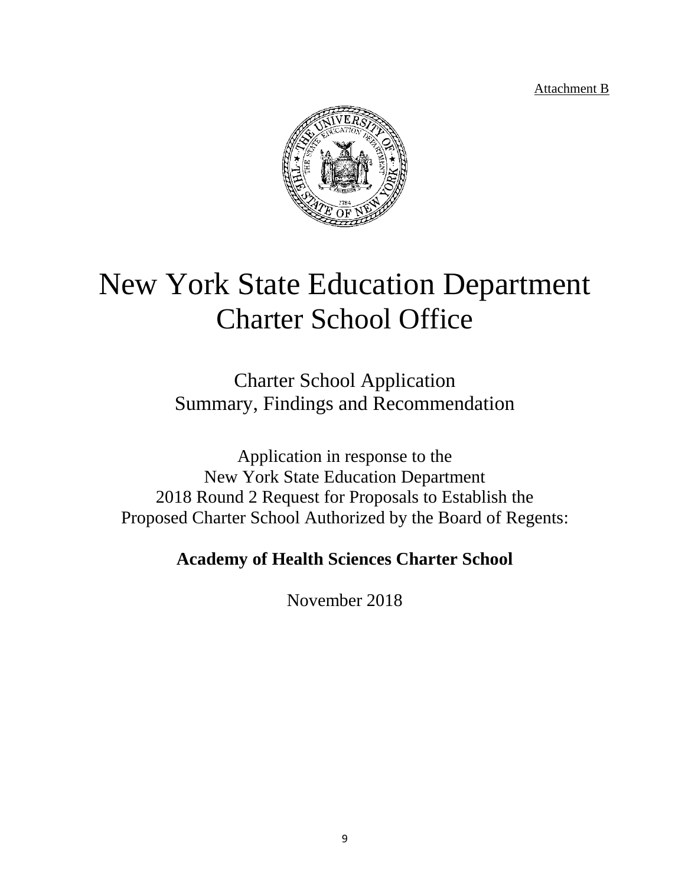Attachment B

# New York State Education Department
# Charter School Office

## Charter School Application
## Summary, Findings and Recommendation

Application in response to the
New York State Education Department
2018 Round 2 Request for Proposals to Establish the
Proposed Charter School Authorized by the Board of Regents:

**Academy of Health Sciences Charter School**

November 2018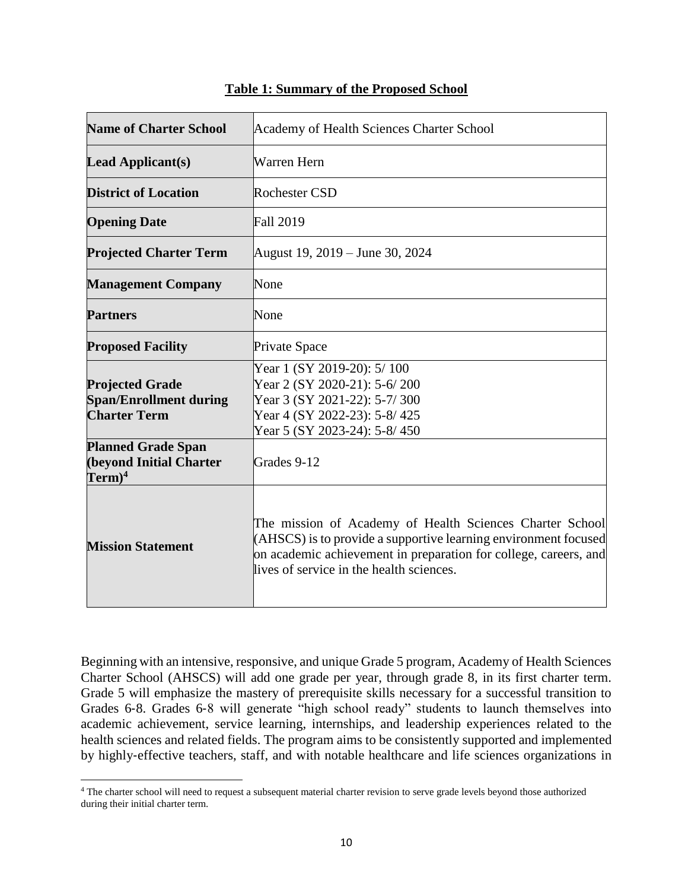**Table 1: Summary of the Proposed School**

| | |
|---|---|
| **Name of Charter School** | Academy of Health Sciences Charter School |
| **Lead Applicant(s)** | Warren Hern |
| **District of Location** | Rochester CSD |
| **Opening Date** | Fall 2019 |
| **Projected Charter Term** | August 19, 2019 – June 30, 2024 |
| **Management Company** | None |
| **Partners** | None |
| **Proposed Facility** | Private Space |
| **Projected Grade Span/Enrollment during Charter Term** | Year 1 (SY 2019-20): 5/ 100<br>Year 2 (SY 2020-21): 5-6/ 200<br>Year 3 (SY 2021-22): 5-7/ 300<br>Year 4 (SY 2022-23): 5-8/ 425<br>Year 5 (SY 2023-24): 5-8/ 450 |
| **Planned Grade Span (beyond Initial Charter Term)**[4] | Grades 9-12 |
| **Mission Statement** | The mission of Academy of Health Sciences Charter School (AHSCS) is to provide a supportive learning environment focused on academic achievement in preparation for college, careers, and lives of service in the health sciences. |

Beginning with an intensive, responsive, and unique Grade 5 program, Academy of Health Sciences Charter School (AHSCS) will add one grade per year, through grade 8, in its first charter term. Grade 5 will emphasize the mastery of prerequisite skills necessary for a successful transition to Grades 6-8. Grades 6-8 will generate "high school ready" students to launch themselves into academic achievement, service learning, internships, and leadership experiences related to the health sciences and related fields. The program aims to be consistently supported and implemented by highly-effective teachers, staff, and with notable healthcare and life sciences organizations in

[4] The charter school will need to request a subsequent material charter revision to serve grade levels beyond those authorized during their initial charter term.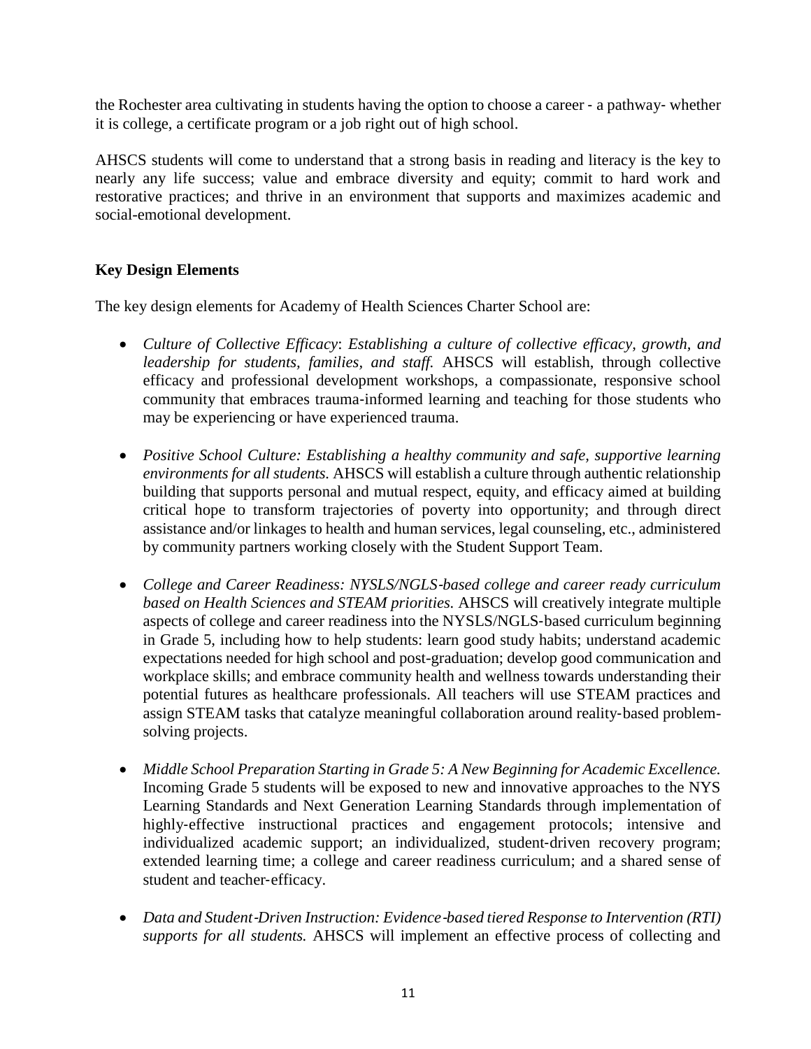the Rochester area cultivating in students having the option to choose a career - a pathway- whether it is college, a certificate program or a job right out of high school.

AHSCS students will come to understand that a strong basis in reading and literacy is the key to nearly any life success; value and embrace diversity and equity; commit to hard work and restorative practices; and thrive in an environment that supports and maximizes academic and social-emotional development.

**Key Design Elements**

The key design elements for Academy of Health Sciences Charter School are:

- *Culture of Collective Efficacy*: *Establishing a culture of collective efficacy, growth, and leadership for students, families, and staff.* AHSCS will establish, through collective efficacy and professional development workshops, a compassionate, responsive school community that embraces trauma-informed learning and teaching for those students who may be experiencing or have experienced trauma.

- *Positive School Culture: Establishing a healthy community and safe, supportive learning environments for all students.* AHSCS will establish a culture through authentic relationship building that supports personal and mutual respect, equity, and efficacy aimed at building critical hope to transform trajectories of poverty into opportunity; and through direct assistance and/or linkages to health and human services, legal counseling, etc., administered by community partners working closely with the Student Support Team.

- *College and Career Readiness: NYSLS/NGLS-based college and career ready curriculum based on Health Sciences and STEAM priorities.* AHSCS will creatively integrate multiple aspects of college and career readiness into the NYSLS/NGLS-based curriculum beginning in Grade 5, including how to help students: learn good study habits; understand academic expectations needed for high school and post-graduation; develop good communication and workplace skills; and embrace community health and wellness towards understanding their potential futures as healthcare professionals. All teachers will use STEAM practices and assign STEAM tasks that catalyze meaningful collaboration around reality-based problem-solving projects.

- *Middle School Preparation Starting in Grade 5: A New Beginning for Academic Excellence.* Incoming Grade 5 students will be exposed to new and innovative approaches to the NYS Learning Standards and Next Generation Learning Standards through implementation of highly-effective instructional practices and engagement protocols; intensive and individualized academic support; an individualized, student-driven recovery program; extended learning time; a college and career readiness curriculum; and a shared sense of student and teacher-efficacy.

- *Data and Student-Driven Instruction: Evidence-based tiered Response to Intervention (RTI) supports for all students.* AHSCS will implement an effective process of collecting and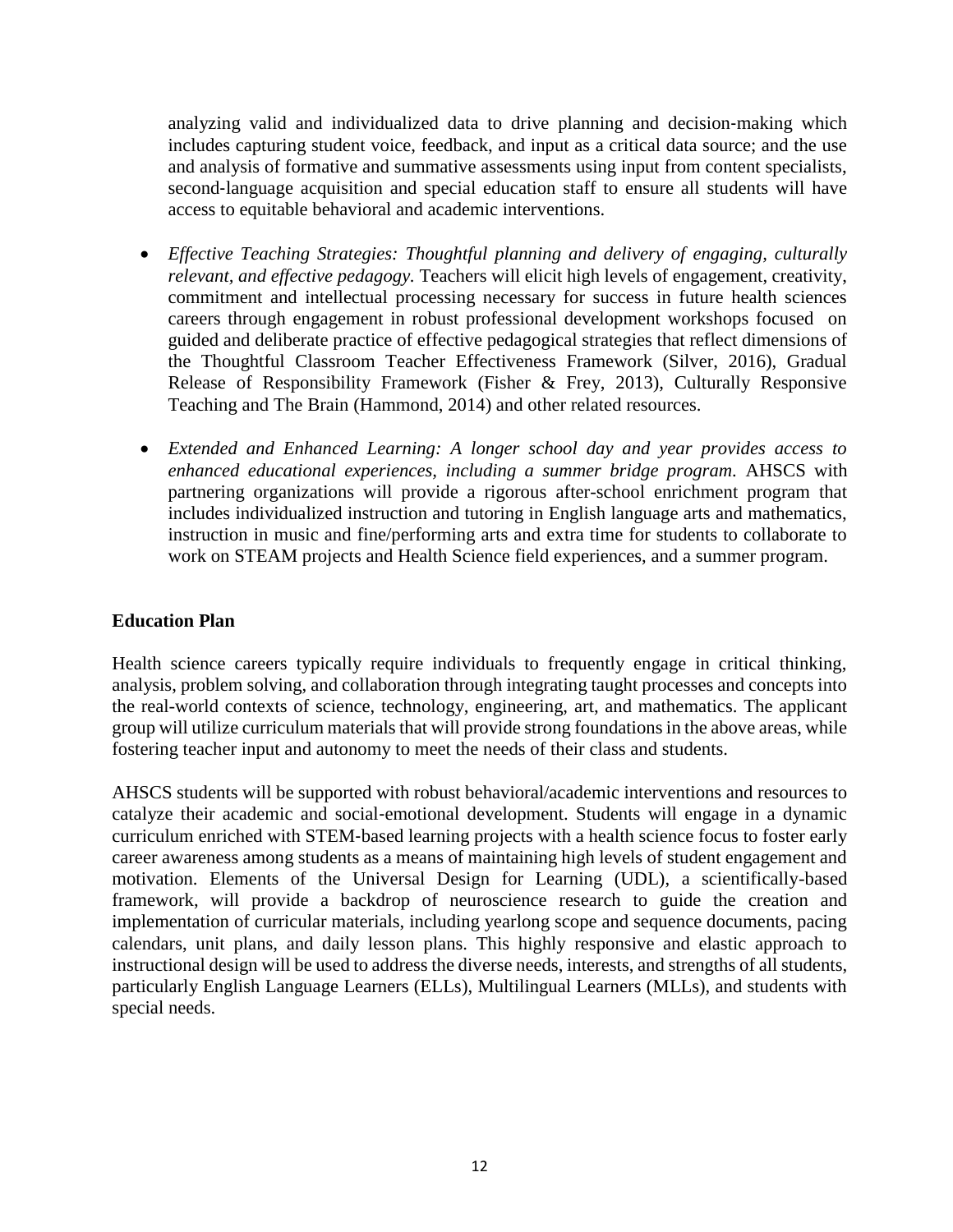analyzing valid and individualized data to drive planning and decision-making which includes capturing student voice, feedback, and input as a critical data source; and the use and analysis of formative and summative assessments using input from content specialists, second-language acquisition and special education staff to ensure all students will have access to equitable behavioral and academic interventions.

- *Effective Teaching Strategies: Thoughtful planning and delivery of engaging, culturally relevant, and effective pedagogy.* Teachers will elicit high levels of engagement, creativity, commitment and intellectual processing necessary for success in future health sciences careers through engagement in robust professional development workshops focused on guided and deliberate practice of effective pedagogical strategies that reflect dimensions of the Thoughtful Classroom Teacher Effectiveness Framework (Silver, 2016), Gradual Release of Responsibility Framework (Fisher & Frey, 2013), Culturally Responsive Teaching and The Brain (Hammond, 2014) and other related resources.

- *Extended and Enhanced Learning: A longer school day and year provides access to enhanced educational experiences, including a summer bridge program.* AHSCS with partnering organizations will provide a rigorous after-school enrichment program that includes individualized instruction and tutoring in English language arts and mathematics, instruction in music and fine/performing arts and extra time for students to collaborate to work on STEAM projects and Health Science field experiences, and a summer program.

**Education Plan**

Health science careers typically require individuals to frequently engage in critical thinking, analysis, problem solving, and collaboration through integrating taught processes and concepts into the real-world contexts of science, technology, engineering, art, and mathematics. The applicant group will utilize curriculum materials that will provide strong foundations in the above areas, while fostering teacher input and autonomy to meet the needs of their class and students.

AHSCS students will be supported with robust behavioral/academic interventions and resources to catalyze their academic and social-emotional development. Students will engage in a dynamic curriculum enriched with STEM-based learning projects with a health science focus to foster early career awareness among students as a means of maintaining high levels of student engagement and motivation. Elements of the Universal Design for Learning (UDL), a scientifically-based framework, will provide a backdrop of neuroscience research to guide the creation and implementation of curricular materials, including yearlong scope and sequence documents, pacing calendars, unit plans, and daily lesson plans. This highly responsive and elastic approach to instructional design will be used to address the diverse needs, interests, and strengths of all students, particularly English Language Learners (ELLs), Multilingual Learners (MLLs), and students with special needs.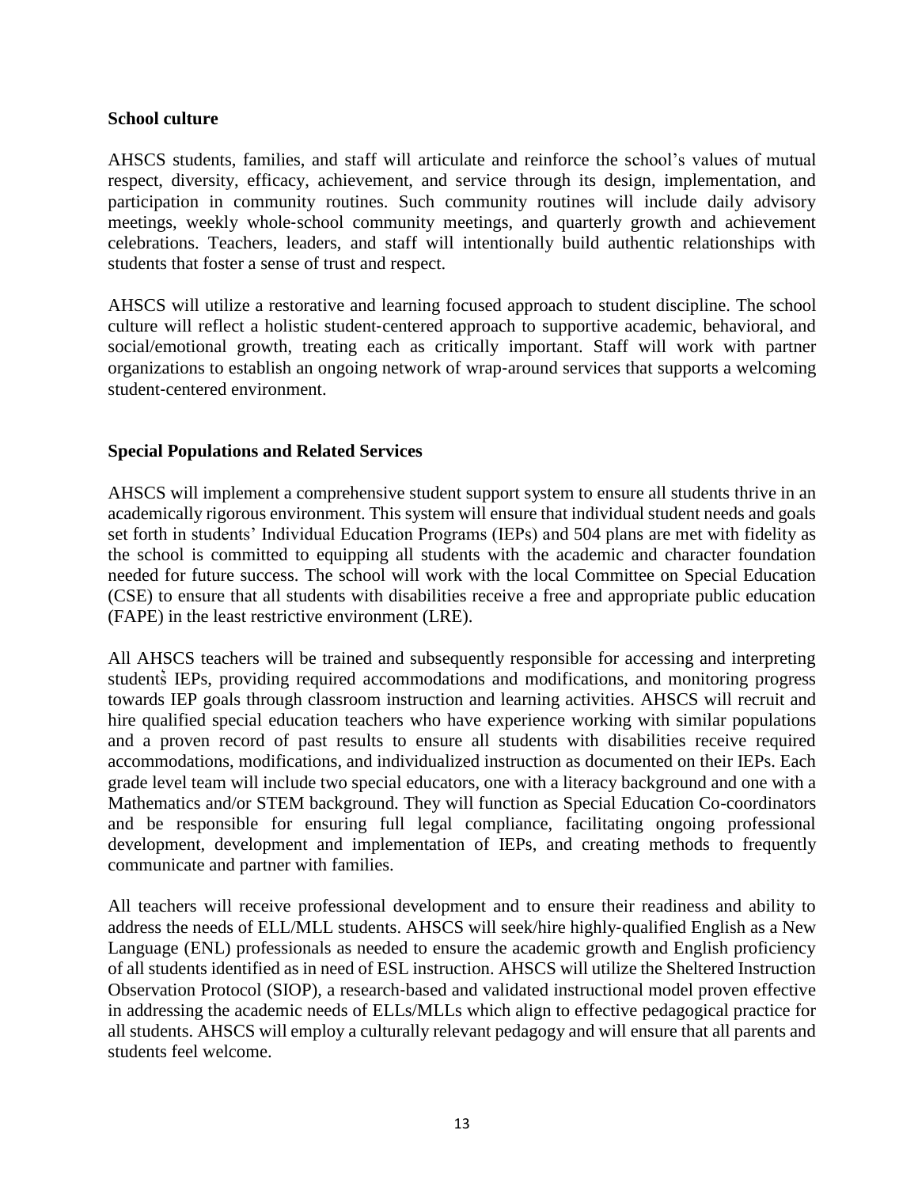**School culture**

AHSCS students, families, and staff will articulate and reinforce the school's values of mutual respect, diversity, efficacy, achievement, and service through its design, implementation, and participation in community routines. Such community routines will include daily advisory meetings, weekly whole-school community meetings, and quarterly growth and achievement celebrations. Teachers, leaders, and staff will intentionally build authentic relationships with students that foster a sense of trust and respect.

AHSCS will utilize a restorative and learning focused approach to student discipline. The school culture will reflect a holistic student-centered approach to supportive academic, behavioral, and social/emotional growth, treating each as critically important. Staff will work with partner organizations to establish an ongoing network of wrap-around services that supports a welcoming student-centered environment.

**Special Populations and Related Services**

AHSCS will implement a comprehensive student support system to ensure all students thrive in an academically rigorous environment. This system will ensure that individual student needs and goals set forth in students' Individual Education Programs (IEPs) and 504 plans are met with fidelity as the school is committed to equipping all students with the academic and character foundation needed for future success. The school will work with the local Committee on Special Education (CSE) to ensure that all students with disabilities receive a free and appropriate public education (FAPE) in the least restrictive environment (LRE).

All AHSCS teachers will be trained and subsequently responsible for accessing and interpreting students' IEPs, providing required accommodations and modifications, and monitoring progress towards IEP goals through classroom instruction and learning activities. AHSCS will recruit and hire qualified special education teachers who have experience working with similar populations and a proven record of past results to ensure all students with disabilities receive required accommodations, modifications, and individualized instruction as documented on their IEPs. Each grade level team will include two special educators, one with a literacy background and one with a Mathematics and/or STEM background. They will function as Special Education Co-coordinators and be responsible for ensuring full legal compliance, facilitating ongoing professional development, development and implementation of IEPs, and creating methods to frequently communicate and partner with families.

All teachers will receive professional development and to ensure their readiness and ability to address the needs of ELL/MLL students. AHSCS will seek/hire highly-qualified English as a New Language (ENL) professionals as needed to ensure the academic growth and English proficiency of all students identified as in need of ESL instruction. AHSCS will utilize the Sheltered Instruction Observation Protocol (SIOP), a research-based and validated instructional model proven effective in addressing the academic needs of ELLs/MLLs which align to effective pedagogical practice for all students. AHSCS will employ a culturally relevant pedagogy and will ensure that all parents and students feel welcome.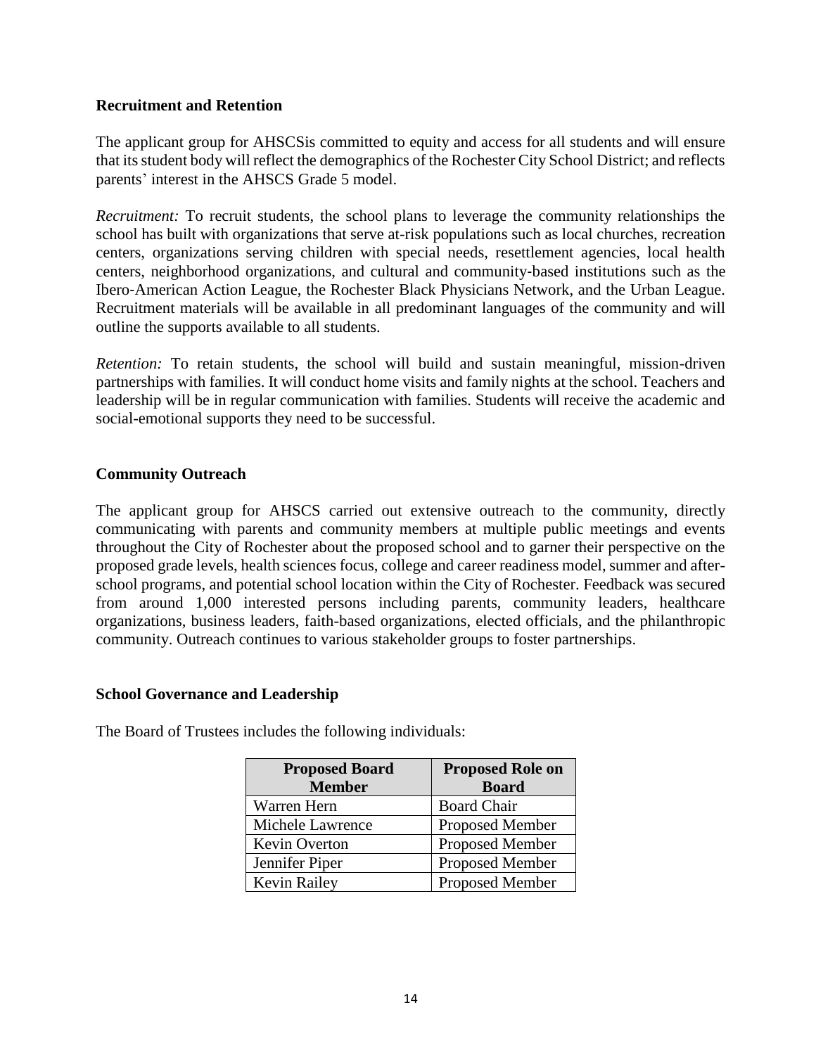**Recruitment and Retention**

The applicant group for AHSCSis committed to equity and access for all students and will ensure that its student body will reflect the demographics of the Rochester City School District; and reflects parents' interest in the AHSCS Grade 5 model.

*Recruitment:* To recruit students, the school plans to leverage the community relationships the school has built with organizations that serve at-risk populations such as local churches, recreation centers, organizations serving children with special needs, resettlement agencies, local health centers, neighborhood organizations, and cultural and community-based institutions such as the Ibero-American Action League, the Rochester Black Physicians Network, and the Urban League. Recruitment materials will be available in all predominant languages of the community and will outline the supports available to all students.

*Retention:* To retain students, the school will build and sustain meaningful, mission-driven partnerships with families. It will conduct home visits and family nights at the school. Teachers and leadership will be in regular communication with families. Students will receive the academic and social-emotional supports they need to be successful.

**Community Outreach**

The applicant group for AHSCS carried out extensive outreach to the community, directly communicating with parents and community members at multiple public meetings and events throughout the City of Rochester about the proposed school and to garner their perspective on the proposed grade levels, health sciences focus, college and career readiness model, summer and after-school programs, and potential school location within the City of Rochester. Feedback was secured from around 1,000 interested persons including parents, community leaders, healthcare organizations, business leaders, faith-based organizations, elected officials, and the philanthropic community. Outreach continues to various stakeholder groups to foster partnerships.

**School Governance and Leadership**

The Board of Trustees includes the following individuals:

| Proposed Board Member | Proposed Role on Board |
|---|---|
| Warren Hern | Board Chair |
| Michele Lawrence | Proposed Member |
| Kevin Overton | Proposed Member |
| Jennifer Piper | Proposed Member |
| Kevin Railey | Proposed Member |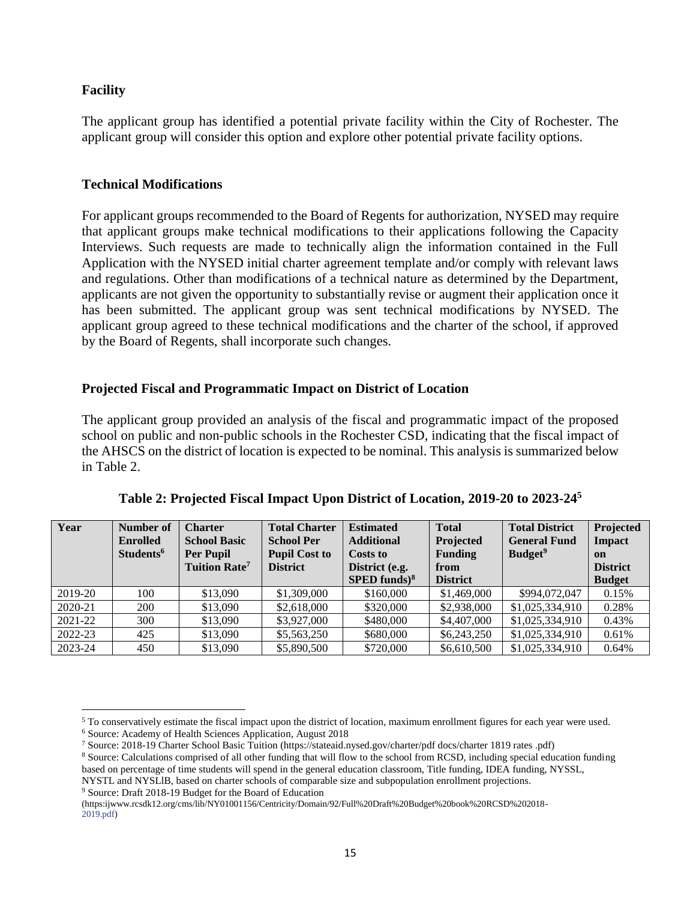**Facility**

The applicant group has identified a potential private facility within the City of Rochester. The applicant group will consider this option and explore other potential private facility options.

**Technical Modifications**

For applicant groups recommended to the Board of Regents for authorization, NYSED may require that applicant groups make technical modifications to their applications following the Capacity Interviews. Such requests are made to technically align the information contained in the Full Application with the NYSED initial charter agreement template and/or comply with relevant laws and regulations. Other than modifications of a technical nature as determined by the Department, applicants are not given the opportunity to substantially revise or augment their application once it has been submitted. The applicant group was sent technical modifications by NYSED. The applicant group agreed to these technical modifications and the charter of the school, if approved by the Board of Regents, shall incorporate such changes.

**Projected Fiscal and Programmatic Impact on District of Location**

The applicant group provided an analysis of the fiscal and programmatic impact of the proposed school on public and non-public schools in the Rochester CSD, indicating that the fiscal impact of the AHSCS on the district of location is expected to be nominal. This analysis is summarized below in Table 2.

**Table 2: Projected Fiscal Impact Upon District of Location, 2019-20 to 2023-24[5]**

| Year | Number of Enrolled Students[6] | Charter School Basic Per Pupil Tuition Rate[7] | Total Charter School Per Pupil Cost to District | Estimated Additional Costs to District (e.g. SPED funds)[8] | Total Projected Funding from District | Total District General Fund Budget[9] | Projected Impact on District Budget |
|---|---|---|---|---|---|---|---|
| 2019-20 | 100 | $13,090 | $1,309,000 | $160,000 | $1,469,000 | $994,072,047 | 0.15% |
| 2020-21 | 200 | $13,090 | $2,618,000 | $320,000 | $2,938,000 | $1,025,334,910 | 0.28% |
| 2021-22 | 300 | $13,090 | $3,927,000 | $480,000 | $4,407,000 | $1,025,334,910 | 0.43% |
| 2022-23 | 425 | $13,090 | $5,563,250 | $680,000 | $6,243,250 | $1,025,334,910 | 0.61% |
| 2023-24 | 450 | $13,090 | $5,890,500 | $720,000 | $6,610,500 | $1,025,334,910 | 0.64% |

[5] To conservatively estimate the fiscal impact upon the district of location, maximum enrollment figures for each year were used.

[6] Source: Academy of Health Sciences Application, August 2018

[7] Source: 2018-19 Charter School Basic Tuition (https://stateaid.nysed.gov/charter/pdf docs/charter 1819 rates .pdf)

[8] Source: Calculations comprised of all other funding that will flow to the school from RCSD, including special education funding based on percentage of time students will spend in the general education classroom, Title funding, IDEA funding, NYSSL, NYSTL and NYSLIB, based on charter schools of comparable size and subpopulation enrollment projections.

[9] Source: Draft 2018-19 Budget for the Board of Education (https:ijwww.rcsdk12.org/cms/lib/NY01001156/Centricity/Domain/92/Full%20Draft%20Budget%20book%20RCSD%202018-2019.pdf)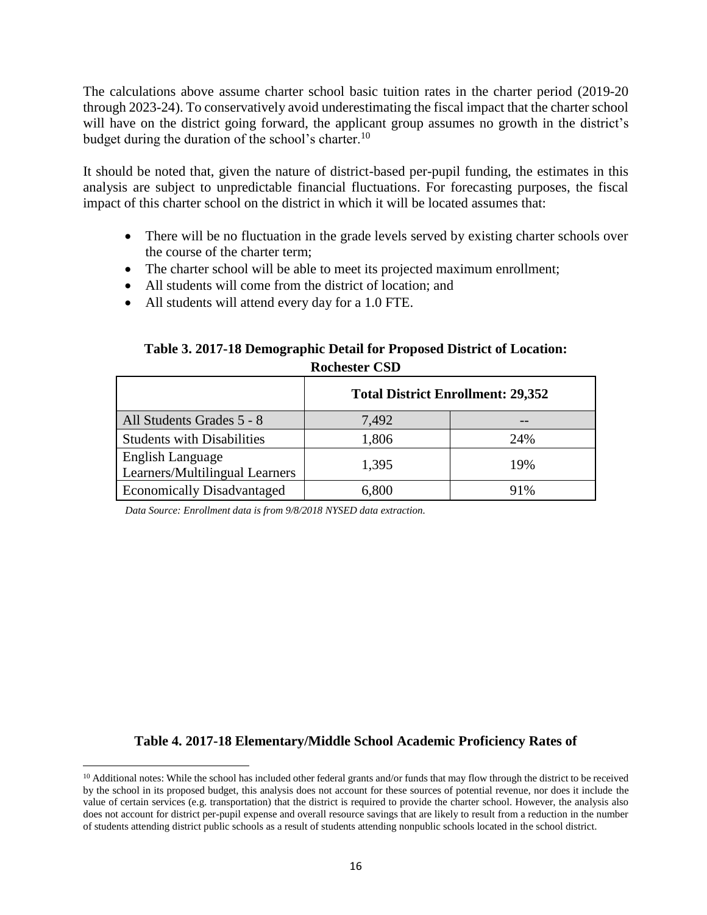The calculations above assume charter school basic tuition rates in the charter period (2019-20 through 2023-24). To conservatively avoid underestimating the fiscal impact that the charter school will have on the district going forward, the applicant group assumes no growth in the district's budget during the duration of the school's charter.[10]

It should be noted that, given the nature of district-based per-pupil funding, the estimates in this analysis are subject to unpredictable financial fluctuations. For forecasting purposes, the fiscal impact of this charter school on the district in which it will be located assumes that:

- There will be no fluctuation in the grade levels served by existing charter schools over the course of the charter term;
- The charter school will be able to meet its projected maximum enrollment;
- All students will come from the district of location; and
- All students will attend every day for a 1.0 FTE.

**Table 3. 2017-18 Demographic Detail for Proposed District of Location: Rochester CSD**

| | **Total District Enrollment: 29,352** | |
|---|---|---|
| All Students Grades 5 - 8 | 7,492 | -- |
| Students with Disabilities | 1,806 | 24% |
| English Language Learners/Multilingual Learners | 1,395 | 19% |
| Economically Disadvantaged | 6,800 | 91% |

*Data Source: Enrollment data is from 9/8/2018 NYSED data extraction.*

**Table 4. 2017-18 Elementary/Middle School Academic Proficiency Rates of**

[10] Additional notes: While the school has included other federal grants and/or funds that may flow through the district to be received by the school in its proposed budget, this analysis does not account for these sources of potential revenue, nor does it include the value of certain services (e.g. transportation) that the district is required to provide the charter school. However, the analysis also does not account for district per-pupil expense and overall resource savings that are likely to result from a reduction in the number of students attending district public schools as a result of students attending nonpublic schools located in the school district.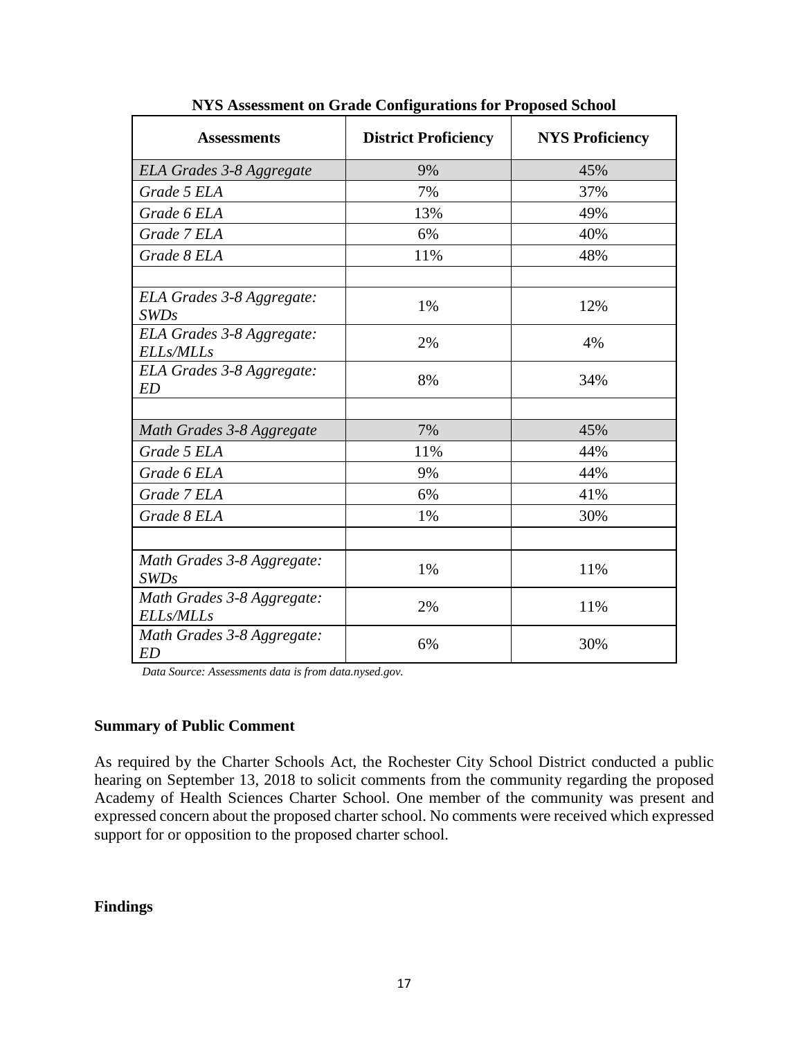**NYS Assessment on Grade Configurations for Proposed School**

| Assessments | District Proficiency | NYS Proficiency |
|---|---|---|
| *ELA Grades 3-8 Aggregate* | 9% | 45% |
| *Grade 5 ELA* | 7% | 37% |
| *Grade 6 ELA* | 13% | 49% |
| *Grade 7 ELA* | 6% | 40% |
| *Grade 8 ELA* | 11% | 48% |
| | | |
| *ELA Grades 3-8 Aggregate: SWDs* | 1% | 12% |
| *ELA Grades 3-8 Aggregate: ELLs/MLLs* | 2% | 4% |
| *ELA Grades 3-8 Aggregate: ED* | 8% | 34% |
| | | |
| *Math Grades 3-8 Aggregate* | 7% | 45% |
| *Grade 5 ELA* | 11% | 44% |
| *Grade 6 ELA* | 9% | 44% |
| *Grade 7 ELA* | 6% | 41% |
| *Grade 8 ELA* | 1% | 30% |
| | | |
| *Math Grades 3-8 Aggregate: SWDs* | 1% | 11% |
| *Math Grades 3-8 Aggregate: ELLs/MLLs* | 2% | 11% |
| *Math Grades 3-8 Aggregate: ED* | 6% | 30% |

*Data Source: Assessments data is from data.nysed.gov.*

**Summary of Public Comment**

As required by the Charter Schools Act, the Rochester City School District conducted a public hearing on September 13, 2018 to solicit comments from the community regarding the proposed Academy of Health Sciences Charter School. One member of the community was present and expressed concern about the proposed charter school. No comments were received which expressed support for or opposition to the proposed charter school.

**Findings**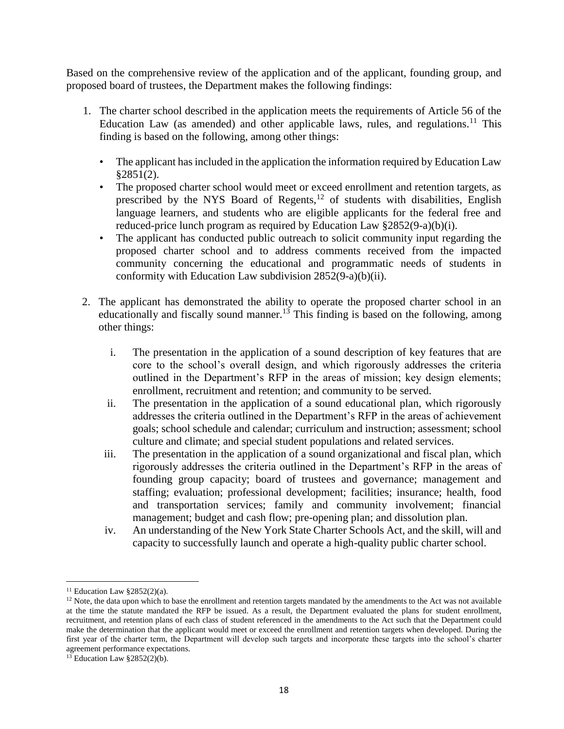Based on the comprehensive review of the application and of the applicant, founding group, and proposed board of trustees, the Department makes the following findings:

1. The charter school described in the application meets the requirements of Article 56 of the Education Law (as amended) and other applicable laws, rules, and regulations.[11] This finding is based on the following, among other things:

   - The applicant has included in the application the information required by Education Law §2851(2).
   - The proposed charter school would meet or exceed enrollment and retention targets, as prescribed by the NYS Board of Regents,[12] of students with disabilities, English language learners, and students who are eligible applicants for the federal free and reduced-price lunch program as required by Education Law §2852(9-a)(b)(i).
   - The applicant has conducted public outreach to solicit community input regarding the proposed charter school and to address comments received from the impacted community concerning the educational and programmatic needs of students in conformity with Education Law subdivision 2852(9-a)(b)(ii).

2. The applicant has demonstrated the ability to operate the proposed charter school in an educationally and fiscally sound manner.[13] This finding is based on the following, among other things:

   i. The presentation in the application of a sound description of key features that are core to the school's overall design, and which rigorously addresses the criteria outlined in the Department's RFP in the areas of mission; key design elements; enrollment, recruitment and retention; and community to be served.

   ii. The presentation in the application of a sound educational plan, which rigorously addresses the criteria outlined in the Department's RFP in the areas of achievement goals; school schedule and calendar; curriculum and instruction; assessment; school culture and climate; and special student populations and related services.

   iii. The presentation in the application of a sound organizational and fiscal plan, which rigorously addresses the criteria outlined in the Department's RFP in the areas of founding group capacity; board of trustees and governance; management and staffing; evaluation; professional development; facilities; insurance; health, food and transportation services; family and community involvement; financial management; budget and cash flow; pre-opening plan; and dissolution plan.

   iv. An understanding of the New York State Charter Schools Act, and the skill, will and capacity to successfully launch and operate a high-quality public charter school.

---

[11] Education Law §2852(2)(a).

[12] Note, the data upon which to base the enrollment and retention targets mandated by the amendments to the Act was not available at the time the statute mandated the RFP be issued. As a result, the Department evaluated the plans for student enrollment, recruitment, and retention plans of each class of student referenced in the amendments to the Act such that the Department could make the determination that the applicant would meet or exceed the enrollment and retention targets when developed. During the first year of the charter term, the Department will develop such targets and incorporate these targets into the school's charter agreement performance expectations.

[13] Education Law §2852(2)(b).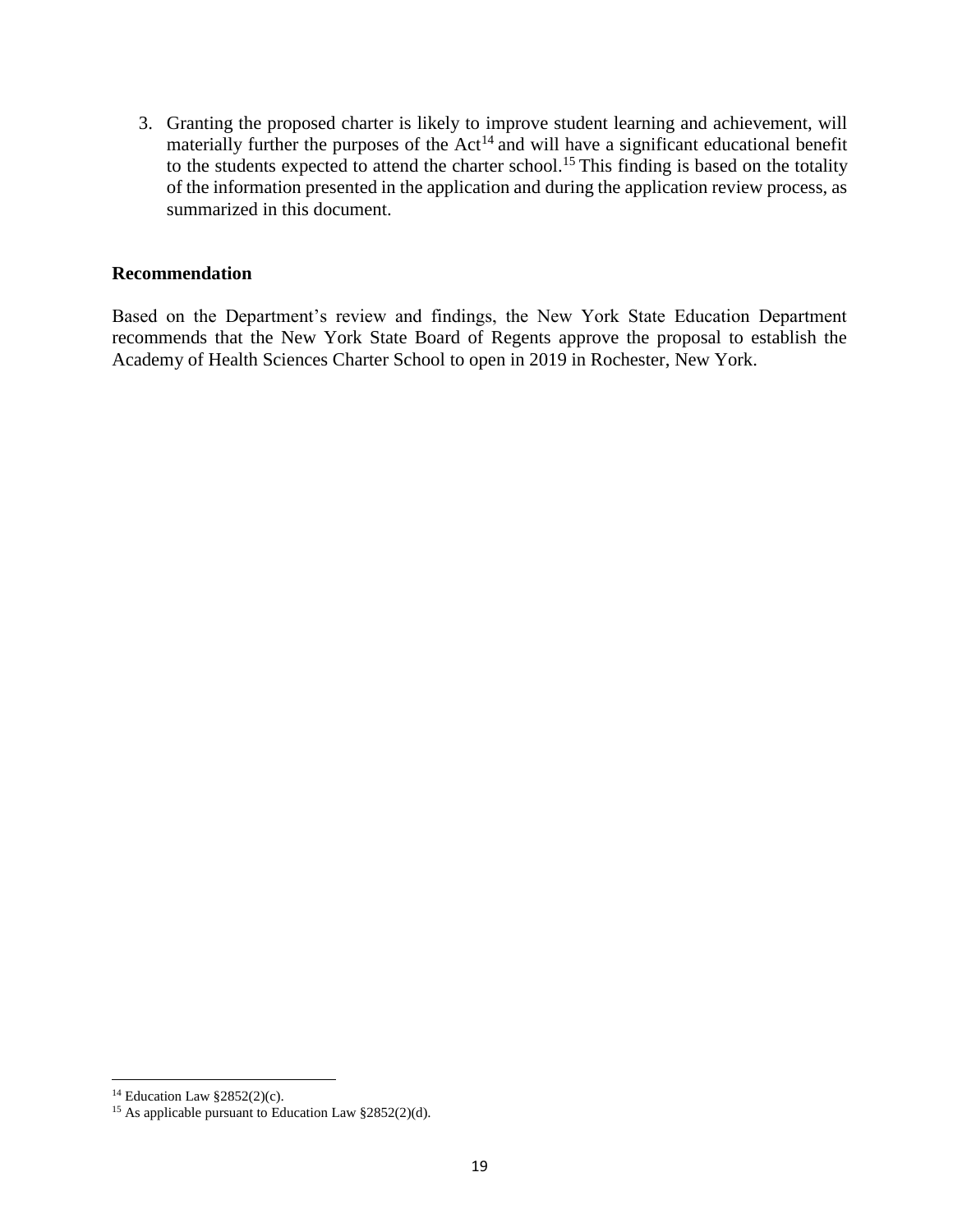3. Granting the proposed charter is likely to improve student learning and achievement, will materially further the purposes of the Act[14] and will have a significant educational benefit to the students expected to attend the charter school.[15] This finding is based on the totality of the information presented in the application and during the application review process, as summarized in this document.

**Recommendation**

Based on the Department's review and findings, the New York State Education Department recommends that the New York State Board of Regents approve the proposal to establish the Academy of Health Sciences Charter School to open in 2019 in Rochester, New York.

[14] Education Law §2852(2)(c).

[15] As applicable pursuant to Education Law §2852(2)(d).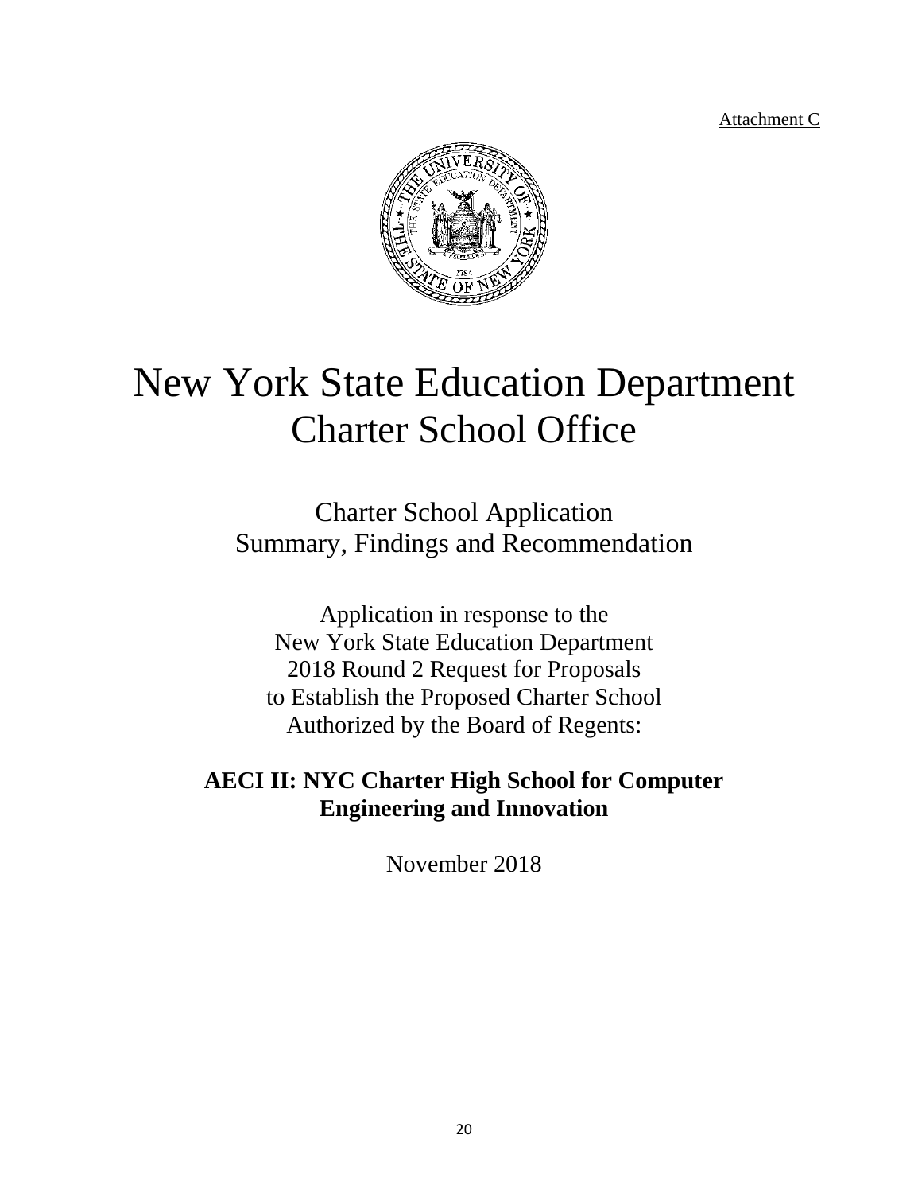Attachment C

# New York State Education Department
# Charter School Office

## Charter School Application
## Summary, Findings and Recommendation

Application in response to the
New York State Education Department
2018 Round 2 Request for Proposals
to Establish the Proposed Charter School
Authorized by the Board of Regents:

**AECI II: NYC Charter High School for Computer Engineering and Innovation**

November 2018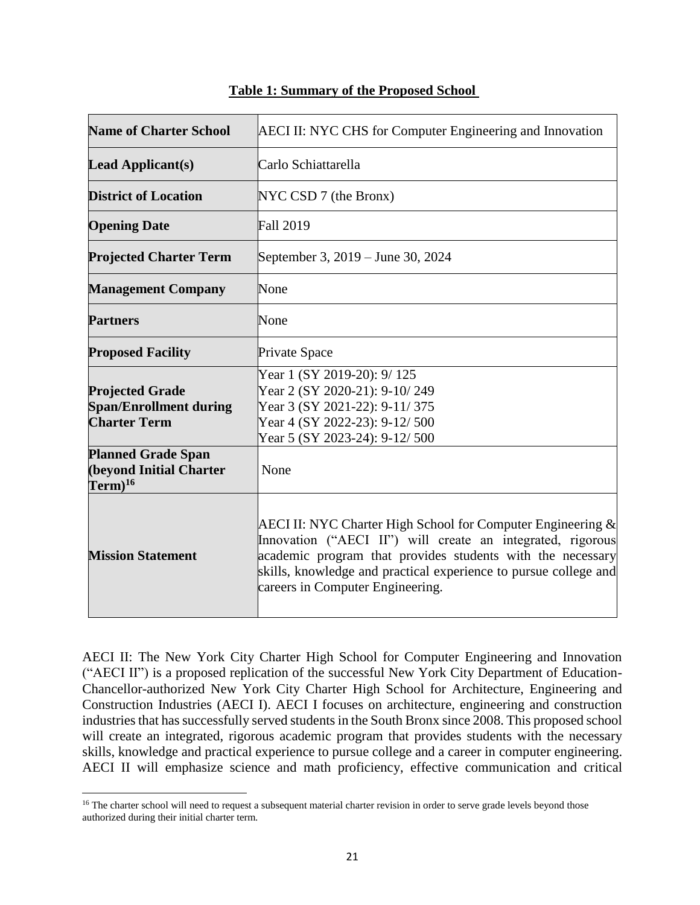**Table 1: Summary of the Proposed School**

| Name of Charter School | AECI II: NYC CHS for Computer Engineering and Innovation |
|---|---|
| **Lead Applicant(s)** | Carlo Schiattarella |
| **District of Location** | NYC CSD 7 (the Bronx) |
| **Opening Date** | Fall 2019 |
| **Projected Charter Term** | September 3, 2019 – June 30, 2024 |
| **Management Company** | None |
| **Partners** | None |
| **Proposed Facility** | Private Space |
| **Projected Grade Span/Enrollment during Charter Term** | Year 1 (SY 2019-20): 9/ 125<br>Year 2 (SY 2020-21): 9-10/ 249<br>Year 3 (SY 2021-22): 9-11/ 375<br>Year 4 (SY 2022-23): 9-12/ 500<br>Year 5 (SY 2023-24): 9-12/ 500 |
| **Planned Grade Span (beyond Initial Charter Term)**[16] | None |
| **Mission Statement** | AECI II: NYC Charter High School for Computer Engineering & Innovation ("AECI II") will create an integrated, rigorous academic program that provides students with the necessary skills, knowledge and practical experience to pursue college and careers in Computer Engineering. |

AECI II: The New York City Charter High School for Computer Engineering and Innovation ("AECI II") is a proposed replication of the successful New York City Department of Education-Chancellor-authorized New York City Charter High School for Architecture, Engineering and Construction Industries (AECI I). AECI I focuses on architecture, engineering and construction industries that has successfully served students in the South Bronx since 2008. This proposed school will create an integrated, rigorous academic program that provides students with the necessary skills, knowledge and practical experience to pursue college and a career in computer engineering. AECI II will emphasize science and math proficiency, effective communication and critical

[16] The charter school will need to request a subsequent material charter revision in order to serve grade levels beyond those authorized during their initial charter term.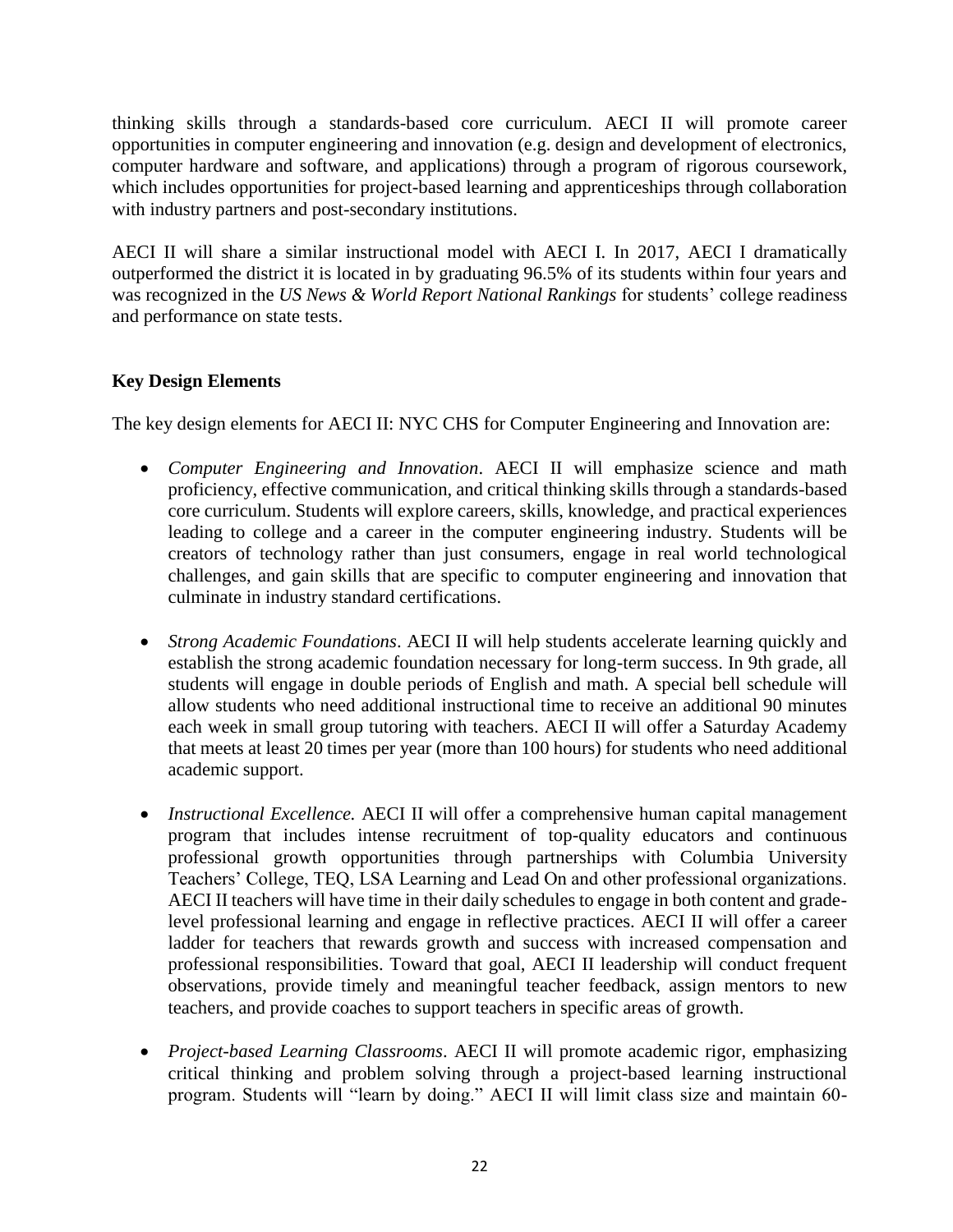thinking skills through a standards-based core curriculum. AECI II will promote career opportunities in computer engineering and innovation (e.g. design and development of electronics, computer hardware and software, and applications) through a program of rigorous coursework, which includes opportunities for project-based learning and apprenticeships through collaboration with industry partners and post-secondary institutions.

AECI II will share a similar instructional model with AECI I. In 2017, AECI I dramatically outperformed the district it is located in by graduating 96.5% of its students within four years and was recognized in the *US News & World Report National Rankings* for students' college readiness and performance on state tests.

**Key Design Elements**

The key design elements for AECI II: NYC CHS for Computer Engineering and Innovation are:

- *Computer Engineering and Innovation*. AECI II will emphasize science and math proficiency, effective communication, and critical thinking skills through a standards-based core curriculum. Students will explore careers, skills, knowledge, and practical experiences leading to college and a career in the computer engineering industry. Students will be creators of technology rather than just consumers, engage in real world technological challenges, and gain skills that are specific to computer engineering and innovation that culminate in industry standard certifications.

- *Strong Academic Foundations*. AECI II will help students accelerate learning quickly and establish the strong academic foundation necessary for long-term success. In 9th grade, all students will engage in double periods of English and math. A special bell schedule will allow students who need additional instructional time to receive an additional 90 minutes each week in small group tutoring with teachers. AECI II will offer a Saturday Academy that meets at least 20 times per year (more than 100 hours) for students who need additional academic support.

- *Instructional Excellence.* AECI II will offer a comprehensive human capital management program that includes intense recruitment of top-quality educators and continuous professional growth opportunities through partnerships with Columbia University Teachers' College, TEQ, LSA Learning and Lead On and other professional organizations. AECI II teachers will have time in their daily schedules to engage in both content and grade-level professional learning and engage in reflective practices. AECI II will offer a career ladder for teachers that rewards growth and success with increased compensation and professional responsibilities. Toward that goal, AECI II leadership will conduct frequent observations, provide timely and meaningful teacher feedback, assign mentors to new teachers, and provide coaches to support teachers in specific areas of growth.

- *Project-based Learning Classrooms*. AECI II will promote academic rigor, emphasizing critical thinking and problem solving through a project-based learning instructional program. Students will "learn by doing." AECI II will limit class size and maintain 60-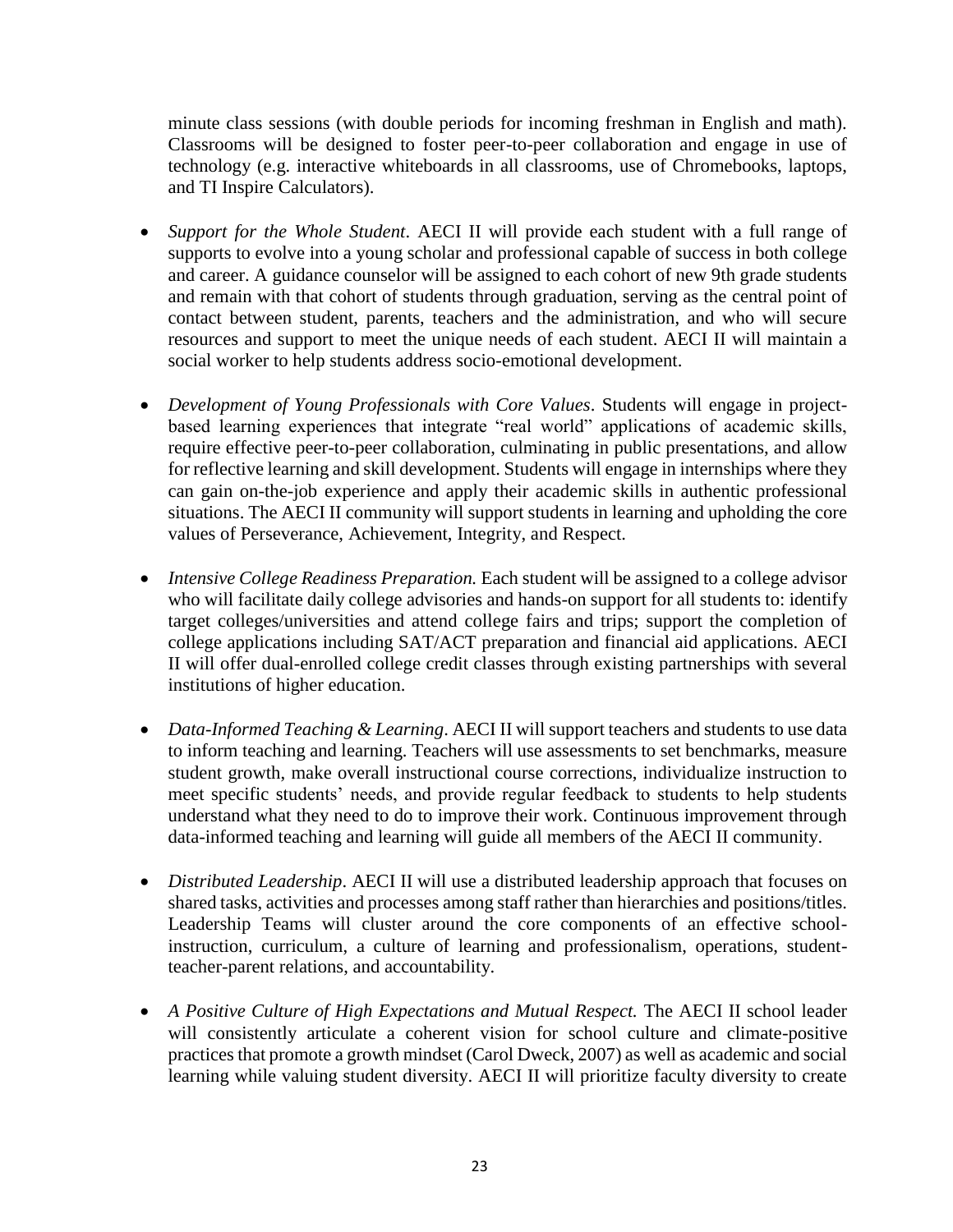minute class sessions (with double periods for incoming freshman in English and math). Classrooms will be designed to foster peer-to-peer collaboration and engage in use of technology (e.g. interactive whiteboards in all classrooms, use of Chromebooks, laptops, and TI Inspire Calculators).

- *Support for the Whole Student*. AECI II will provide each student with a full range of supports to evolve into a young scholar and professional capable of success in both college and career. A guidance counselor will be assigned to each cohort of new 9th grade students and remain with that cohort of students through graduation, serving as the central point of contact between student, parents, teachers and the administration, and who will secure resources and support to meet the unique needs of each student. AECI II will maintain a social worker to help students address socio-emotional development.

- *Development of Young Professionals with Core Values*. Students will engage in project-based learning experiences that integrate "real world" applications of academic skills, require effective peer-to-peer collaboration, culminating in public presentations, and allow for reflective learning and skill development. Students will engage in internships where they can gain on-the-job experience and apply their academic skills in authentic professional situations. The AECI II community will support students in learning and upholding the core values of Perseverance, Achievement, Integrity, and Respect.

- *Intensive College Readiness Preparation.* Each student will be assigned to a college advisor who will facilitate daily college advisories and hands-on support for all students to: identify target colleges/universities and attend college fairs and trips; support the completion of college applications including SAT/ACT preparation and financial aid applications. AECI II will offer dual-enrolled college credit classes through existing partnerships with several institutions of higher education.

- *Data-Informed Teaching & Learning*. AECI II will support teachers and students to use data to inform teaching and learning. Teachers will use assessments to set benchmarks, measure student growth, make overall instructional course corrections, individualize instruction to meet specific students' needs, and provide regular feedback to students to help students understand what they need to do to improve their work. Continuous improvement through data-informed teaching and learning will guide all members of the AECI II community.

- *Distributed Leadership*. AECI II will use a distributed leadership approach that focuses on shared tasks, activities and processes among staff rather than hierarchies and positions/titles. Leadership Teams will cluster around the core components of an effective school-instruction, curriculum, a culture of learning and professionalism, operations, student-teacher-parent relations, and accountability.

- *A Positive Culture of High Expectations and Mutual Respect.* The AECI II school leader will consistently articulate a coherent vision for school culture and climate-positive practices that promote a growth mindset (Carol Dweck, 2007) as well as academic and social learning while valuing student diversity. AECI II will prioritize faculty diversity to create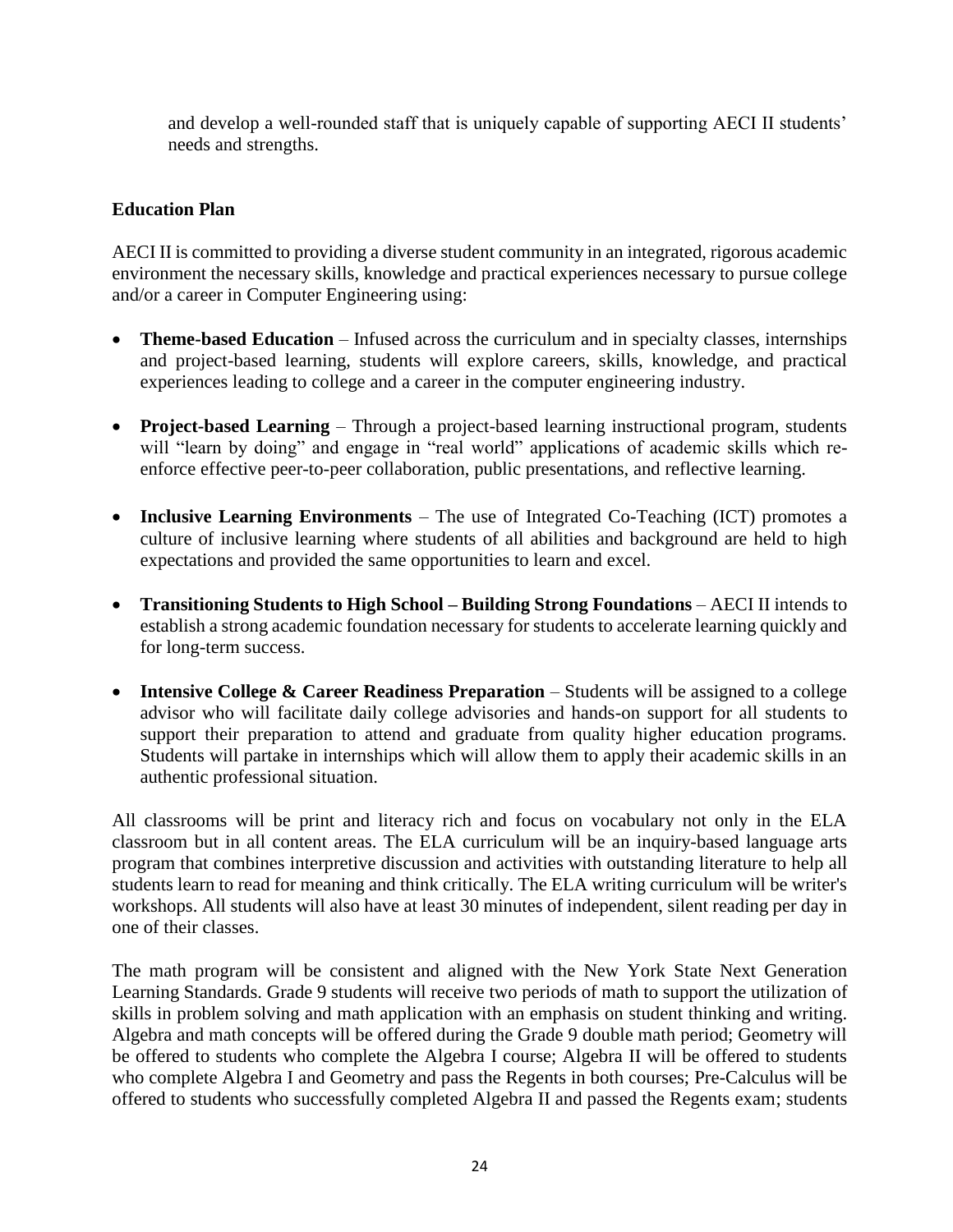and develop a well-rounded staff that is uniquely capable of supporting AECI II students' needs and strengths.

**Education Plan**

AECI II is committed to providing a diverse student community in an integrated, rigorous academic environment the necessary skills, knowledge and practical experiences necessary to pursue college and/or a career in Computer Engineering using:

- **Theme-based Education** – Infused across the curriculum and in specialty classes, internships and project-based learning, students will explore careers, skills, knowledge, and practical experiences leading to college and a career in the computer engineering industry.
- **Project-based Learning** – Through a project-based learning instructional program, students will "learn by doing" and engage in "real world" applications of academic skills which re-enforce effective peer-to-peer collaboration, public presentations, and reflective learning.
- **Inclusive Learning Environments** – The use of Integrated Co-Teaching (ICT) promotes a culture of inclusive learning where students of all abilities and background are held to high expectations and provided the same opportunities to learn and excel.
- **Transitioning Students to High School – Building Strong Foundations** – AECI II intends to establish a strong academic foundation necessary for students to accelerate learning quickly and for long-term success.
- **Intensive College & Career Readiness Preparation** – Students will be assigned to a college advisor who will facilitate daily college advisories and hands-on support for all students to support their preparation to attend and graduate from quality higher education programs. Students will partake in internships which will allow them to apply their academic skills in an authentic professional situation.

All classrooms will be print and literacy rich and focus on vocabulary not only in the ELA classroom but in all content areas. The ELA curriculum will be an inquiry-based language arts program that combines interpretive discussion and activities with outstanding literature to help all students learn to read for meaning and think critically. The ELA writing curriculum will be writer's workshops. All students will also have at least 30 minutes of independent, silent reading per day in one of their classes.

The math program will be consistent and aligned with the New York State Next Generation Learning Standards. Grade 9 students will receive two periods of math to support the utilization of skills in problem solving and math application with an emphasis on student thinking and writing. Algebra and math concepts will be offered during the Grade 9 double math period; Geometry will be offered to students who complete the Algebra I course; Algebra II will be offered to students who complete Algebra I and Geometry and pass the Regents in both courses; Pre-Calculus will be offered to students who successfully completed Algebra II and passed the Regents exam; students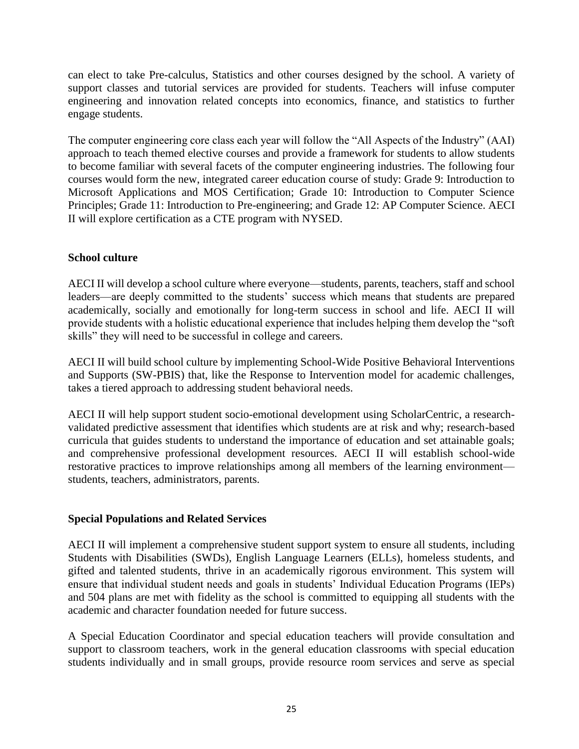can elect to take Pre-calculus, Statistics and other courses designed by the school. A variety of support classes and tutorial services are provided for students. Teachers will infuse computer engineering and innovation related concepts into economics, finance, and statistics to further engage students.

The computer engineering core class each year will follow the "All Aspects of the Industry" (AAI) approach to teach themed elective courses and provide a framework for students to allow students to become familiar with several facets of the computer engineering industries. The following four courses would form the new, integrated career education course of study: Grade 9: Introduction to Microsoft Applications and MOS Certification; Grade 10: Introduction to Computer Science Principles; Grade 11: Introduction to Pre-engineering; and Grade 12: AP Computer Science. AECI II will explore certification as a CTE program with NYSED.

**School culture**

AECI II will develop a school culture where everyone—students, parents, teachers, staff and school leaders—are deeply committed to the students' success which means that students are prepared academically, socially and emotionally for long-term success in school and life. AECI II will provide students with a holistic educational experience that includes helping them develop the "soft skills" they will need to be successful in college and careers.

AECI II will build school culture by implementing School-Wide Positive Behavioral Interventions and Supports (SW-PBIS) that, like the Response to Intervention model for academic challenges, takes a tiered approach to addressing student behavioral needs.

AECI II will help support student socio-emotional development using ScholarCentric, a research-validated predictive assessment that identifies which students are at risk and why; research-based curricula that guides students to understand the importance of education and set attainable goals; and comprehensive professional development resources. AECI II will establish school-wide restorative practices to improve relationships among all members of the learning environment—students, teachers, administrators, parents.

**Special Populations and Related Services**

AECI II will implement a comprehensive student support system to ensure all students, including Students with Disabilities (SWDs), English Language Learners (ELLs), homeless students, and gifted and talented students, thrive in an academically rigorous environment. This system will ensure that individual student needs and goals in students' Individual Education Programs (IEPs) and 504 plans are met with fidelity as the school is committed to equipping all students with the academic and character foundation needed for future success.

A Special Education Coordinator and special education teachers will provide consultation and support to classroom teachers, work in the general education classrooms with special education students individually and in small groups, provide resource room services and serve as special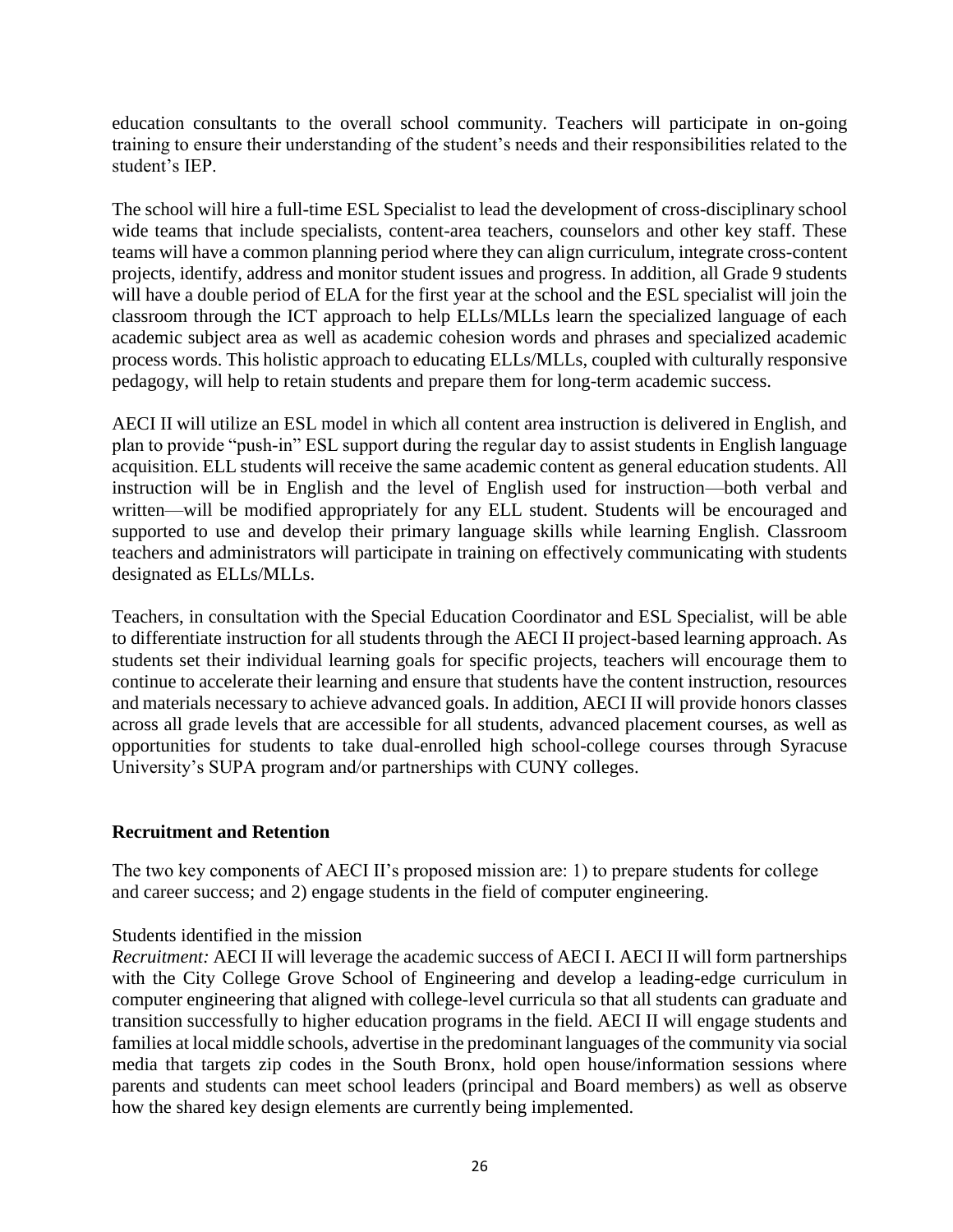education consultants to the overall school community. Teachers will participate in on-going training to ensure their understanding of the student's needs and their responsibilities related to the student's IEP.

The school will hire a full-time ESL Specialist to lead the development of cross-disciplinary school wide teams that include specialists, content-area teachers, counselors and other key staff. These teams will have a common planning period where they can align curriculum, integrate cross-content projects, identify, address and monitor student issues and progress. In addition, all Grade 9 students will have a double period of ELA for the first year at the school and the ESL specialist will join the classroom through the ICT approach to help ELLs/MLLs learn the specialized language of each academic subject area as well as academic cohesion words and phrases and specialized academic process words. This holistic approach to educating ELLs/MLLs, coupled with culturally responsive pedagogy, will help to retain students and prepare them for long-term academic success.

AECI II will utilize an ESL model in which all content area instruction is delivered in English, and plan to provide "push-in" ESL support during the regular day to assist students in English language acquisition. ELL students will receive the same academic content as general education students. All instruction will be in English and the level of English used for instruction—both verbal and written—will be modified appropriately for any ELL student. Students will be encouraged and supported to use and develop their primary language skills while learning English. Classroom teachers and administrators will participate in training on effectively communicating with students designated as ELLs/MLLs.

Teachers, in consultation with the Special Education Coordinator and ESL Specialist, will be able to differentiate instruction for all students through the AECI II project-based learning approach. As students set their individual learning goals for specific projects, teachers will encourage them to continue to accelerate their learning and ensure that students have the content instruction, resources and materials necessary to achieve advanced goals. In addition, AECI II will provide honors classes across all grade levels that are accessible for all students, advanced placement courses, as well as opportunities for students to take dual-enrolled high school-college courses through Syracuse University's SUPA program and/or partnerships with CUNY colleges.

**Recruitment and Retention**

The two key components of AECI II's proposed mission are: 1) to prepare students for college and career success; and 2) engage students in the field of computer engineering.

Students identified in the mission

*Recruitment:* AECI II will leverage the academic success of AECI I. AECI II will form partnerships with the City College Grove School of Engineering and develop a leading-edge curriculum in computer engineering that aligned with college-level curricula so that all students can graduate and transition successfully to higher education programs in the field. AECI II will engage students and families at local middle schools, advertise in the predominant languages of the community via social media that targets zip codes in the South Bronx, hold open house/information sessions where parents and students can meet school leaders (principal and Board members) as well as observe how the shared key design elements are currently being implemented.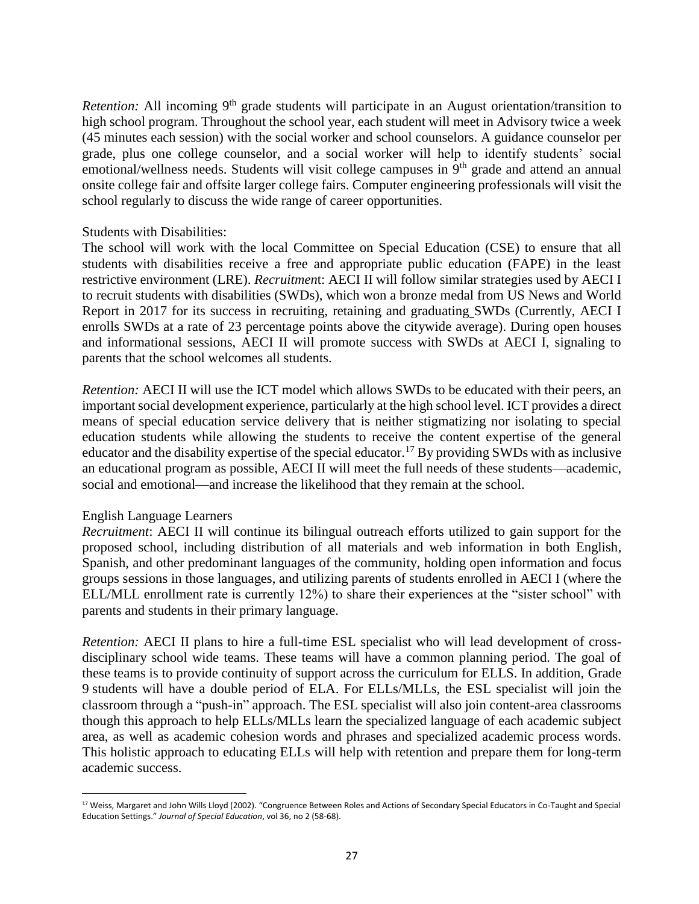*Retention:* All incoming 9th grade students will participate in an August orientation/transition to high school program. Throughout the school year, each student will meet in Advisory twice a week (45 minutes each session) with the social worker and school counselors. A guidance counselor per grade, plus one college counselor, and a social worker will help to identify students' social emotional/wellness needs. Students will visit college campuses in 9th grade and attend an annual onsite college fair and offsite larger college fairs. Computer engineering professionals will visit the school regularly to discuss the wide range of career opportunities.

Students with Disabilities:

The school will work with the local Committee on Special Education (CSE) to ensure that all students with disabilities receive a free and appropriate public education (FAPE) in the least restrictive environment (LRE). *Recruitment*: AECI II will follow similar strategies used by AECI I to recruit students with disabilities (SWDs), which won a bronze medal from US News and World Report in 2017 for its success in recruiting, retaining and graduating SWDs (Currently, AECI I enrolls SWDs at a rate of 23 percentage points above the citywide average). During open houses and informational sessions, AECI II will promote success with SWDs at AECI I, signaling to parents that the school welcomes all students.

*Retention:* AECI II will use the ICT model which allows SWDs to be educated with their peers, an important social development experience, particularly at the high school level. ICT provides a direct means of special education service delivery that is neither stigmatizing nor isolating to special education students while allowing the students to receive the content expertise of the general educator and the disability expertise of the special educator.[17] By providing SWDs with as inclusive an educational program as possible, AECI II will meet the full needs of these students—academic, social and emotional—and increase the likelihood that they remain at the school.

English Language Learners

*Recruitment*: AECI II will continue its bilingual outreach efforts utilized to gain support for the proposed school, including distribution of all materials and web information in both English, Spanish, and other predominant languages of the community, holding open information and focus groups sessions in those languages, and utilizing parents of students enrolled in AECI I (where the ELL/MLL enrollment rate is currently 12%) to share their experiences at the "sister school" with parents and students in their primary language.

*Retention:* AECI II plans to hire a full-time ESL specialist who will lead development of cross-disciplinary school wide teams. These teams will have a common planning period. The goal of these teams is to provide continuity of support across the curriculum for ELLS. In addition, Grade 9 students will have a double period of ELA. For ELLs/MLLs, the ESL specialist will join the classroom through a "push-in" approach. The ESL specialist will also join content-area classrooms though this approach to help ELLs/MLLs learn the specialized language of each academic subject area, as well as academic cohesion words and phrases and specialized academic process words. This holistic approach to educating ELLs will help with retention and prepare them for long-term academic success.

[17] Weiss, Margaret and John Wills Lloyd (2002). "Congruence Between Roles and Actions of Secondary Special Educators in Co-Taught and Special Education Settings." *Journal of Special Education*, vol 36, no 2 (58-68).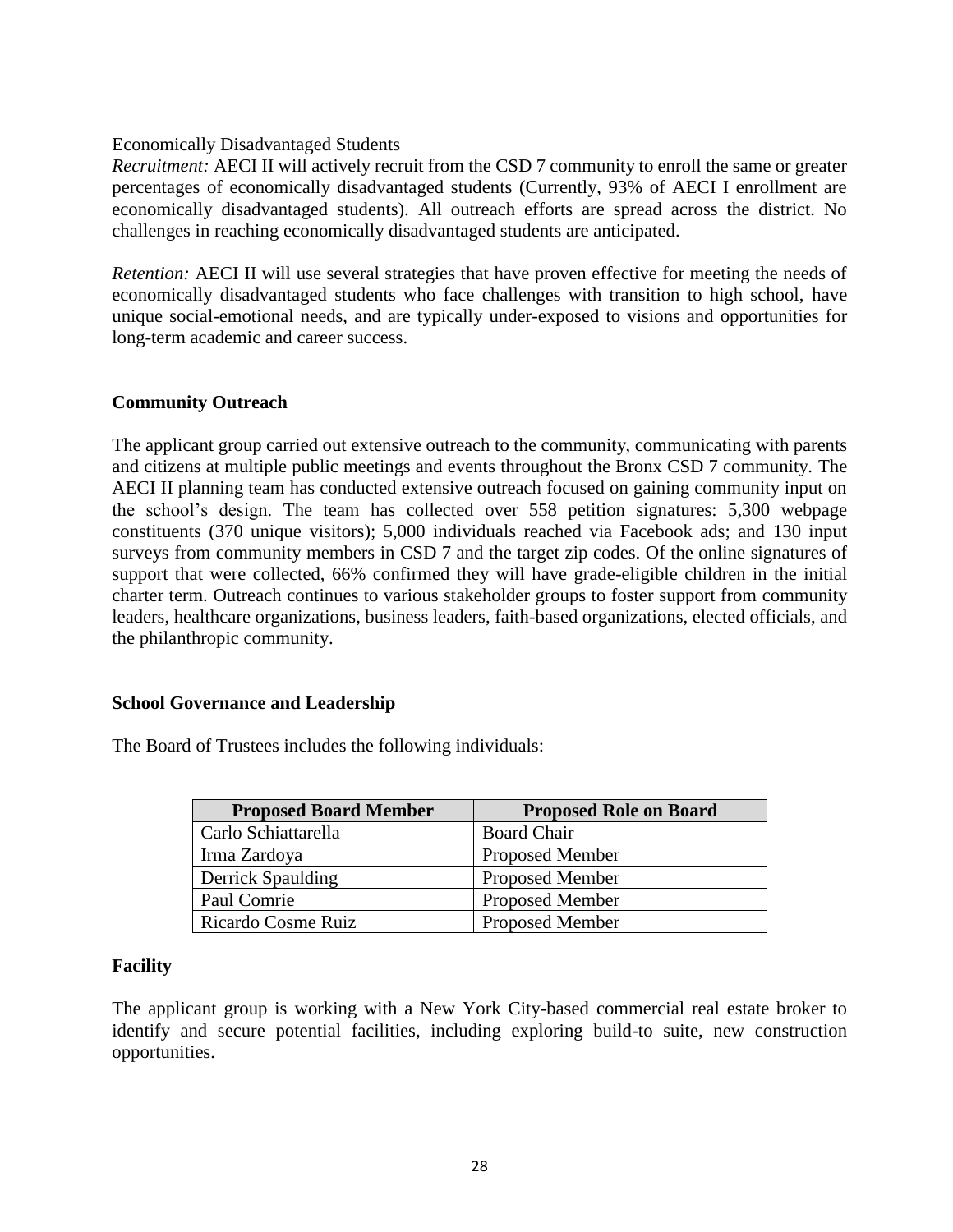Economically Disadvantaged Students

*Recruitment:* AECI II will actively recruit from the CSD 7 community to enroll the same or greater percentages of economically disadvantaged students (Currently, 93% of AECI I enrollment are economically disadvantaged students). All outreach efforts are spread across the district. No challenges in reaching economically disadvantaged students are anticipated.

*Retention:* AECI II will use several strategies that have proven effective for meeting the needs of economically disadvantaged students who face challenges with transition to high school, have unique social-emotional needs, and are typically under-exposed to visions and opportunities for long-term academic and career success.

## Community Outreach

The applicant group carried out extensive outreach to the community, communicating with parents and citizens at multiple public meetings and events throughout the Bronx CSD 7 community. The AECI II planning team has conducted extensive outreach focused on gaining community input on the school's design. The team has collected over 558 petition signatures: 5,300 webpage constituents (370 unique visitors); 5,000 individuals reached via Facebook ads; and 130 input surveys from community members in CSD 7 and the target zip codes. Of the online signatures of support that were collected, 66% confirmed they will have grade-eligible children in the initial charter term. Outreach continues to various stakeholder groups to foster support from community leaders, healthcare organizations, business leaders, faith-based organizations, elected officials, and the philanthropic community.

## School Governance and Leadership

The Board of Trustees includes the following individuals:

| Proposed Board Member | Proposed Role on Board |
|---|---|
| Carlo Schiattarella | Board Chair |
| Irma Zardoya | Proposed Member |
| Derrick Spaulding | Proposed Member |
| Paul Comrie | Proposed Member |
| Ricardo Cosme Ruiz | Proposed Member |

## Facility

The applicant group is working with a New York City-based commercial real estate broker to identify and secure potential facilities, including exploring build-to suite, new construction opportunities.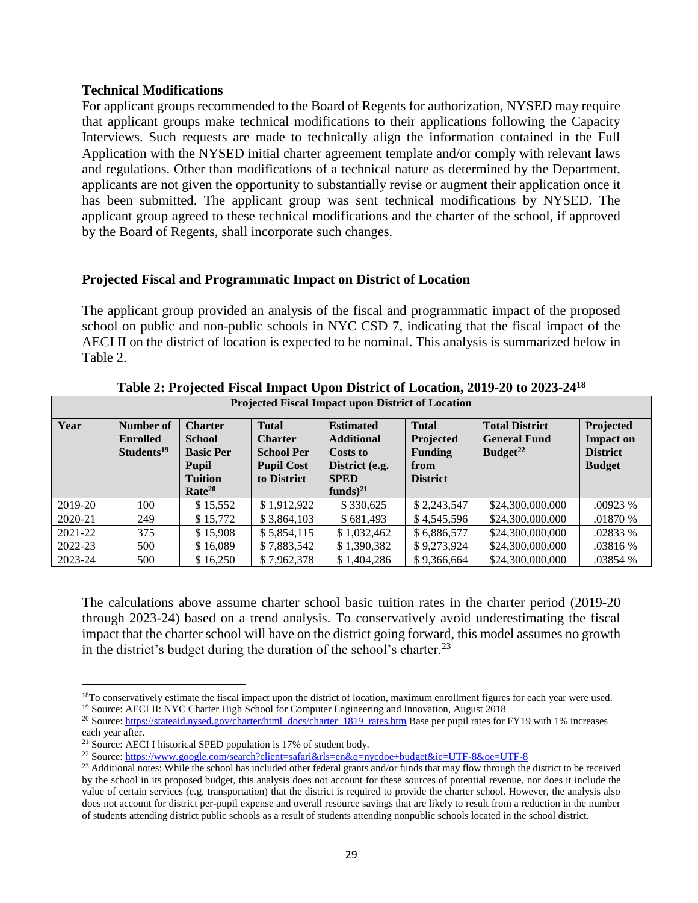**Technical Modifications**

For applicant groups recommended to the Board of Regents for authorization, NYSED may require that applicant groups make technical modifications to their applications following the Capacity Interviews. Such requests are made to technically align the information contained in the Full Application with the NYSED initial charter agreement template and/or comply with relevant laws and regulations. Other than modifications of a technical nature as determined by the Department, applicants are not given the opportunity to substantially revise or augment their application once it has been submitted. The applicant group was sent technical modifications by NYSED. The applicant group agreed to these technical modifications and the charter of the school, if approved by the Board of Regents, shall incorporate such changes.

**Projected Fiscal and Programmatic Impact on District of Location**

The applicant group provided an analysis of the fiscal and programmatic impact of the proposed school on public and non-public schools in NYC CSD 7, indicating that the fiscal impact of the AECI II on the district of location is expected to be nominal. This analysis is summarized below in Table 2.

**Table 2: Projected Fiscal Impact Upon District of Location, 2019-20 to 2023-24[18]**

| Projected Fiscal Impact upon District of Location | | | | | | | |
|---|---|---|---|---|---|---|---|
| **Year** | **Number of Enrolled Students[19]** | **Charter School Basic Per Pupil Tuition Rate[20]** | **Total Charter School Per Pupil Cost to District** | **Estimated Additional Costs to District (e.g. SPED funds)[21]** | **Total Projected Funding from District** | **Total District General Fund Budget[22]** | **Projected Impact on District Budget** |
| 2019-20 | 100 | $ 15,552 | $ 1,912,922 | $ 330,625 | $ 2,243,547 | $24,300,000,000 | .00923 % |
| 2020-21 | 249 | $ 15,772 | $ 3,864,103 | $ 681,493 | $ 4,545,596 | $24,300,000,000 | .01870 % |
| 2021-22 | 375 | $ 15,908 | $ 5,854,115 | $ 1,032,462 | $ 6,886,577 | $24,300,000,000 | .02833 % |
| 2022-23 | 500 | $ 16,089 | $ 7,883,542 | $ 1,390,382 | $ 9,273,924 | $24,300,000,000 | .03816 % |
| 2023-24 | 500 | $ 16,250 | $ 7,962,378 | $ 1,404,286 | $ 9,366,664 | $24,300,000,000 | .03854 % |

The calculations above assume charter school basic tuition rates in the charter period (2019-20 through 2023-24) based on a trend analysis. To conservatively avoid underestimating the fiscal impact that the charter school will have on the district going forward, this model assumes no growth in the district's budget during the duration of the school's charter.[23]

[18] To conservatively estimate the fiscal impact upon the district of location, maximum enrollment figures for each year were used.

[19] Source: AECI II: NYC Charter High School for Computer Engineering and Innovation, August 2018

[20] Source: https://stateaid.nysed.gov/charter/html_docs/charter_1819_rates.htm Base per pupil rates for FY19 with 1% increases each year after.

[21] Source: AECI I historical SPED population is 17% of student body.

[22] Source: https://www.google.com/search?client=safari&rls=en&q=nycdoe+budget&ie=UTF-8&oe=UTF-8

[23] Additional notes: While the school has included other federal grants and/or funds that may flow through the district to be received by the school in its proposed budget, this analysis does not account for these sources of potential revenue, nor does it include the value of certain services (e.g. transportation) that the district is required to provide the charter school. However, the analysis also does not account for district per-pupil expense and overall resource savings that are likely to result from a reduction in the number of students attending district public schools as a result of students attending nonpublic schools located in the school district.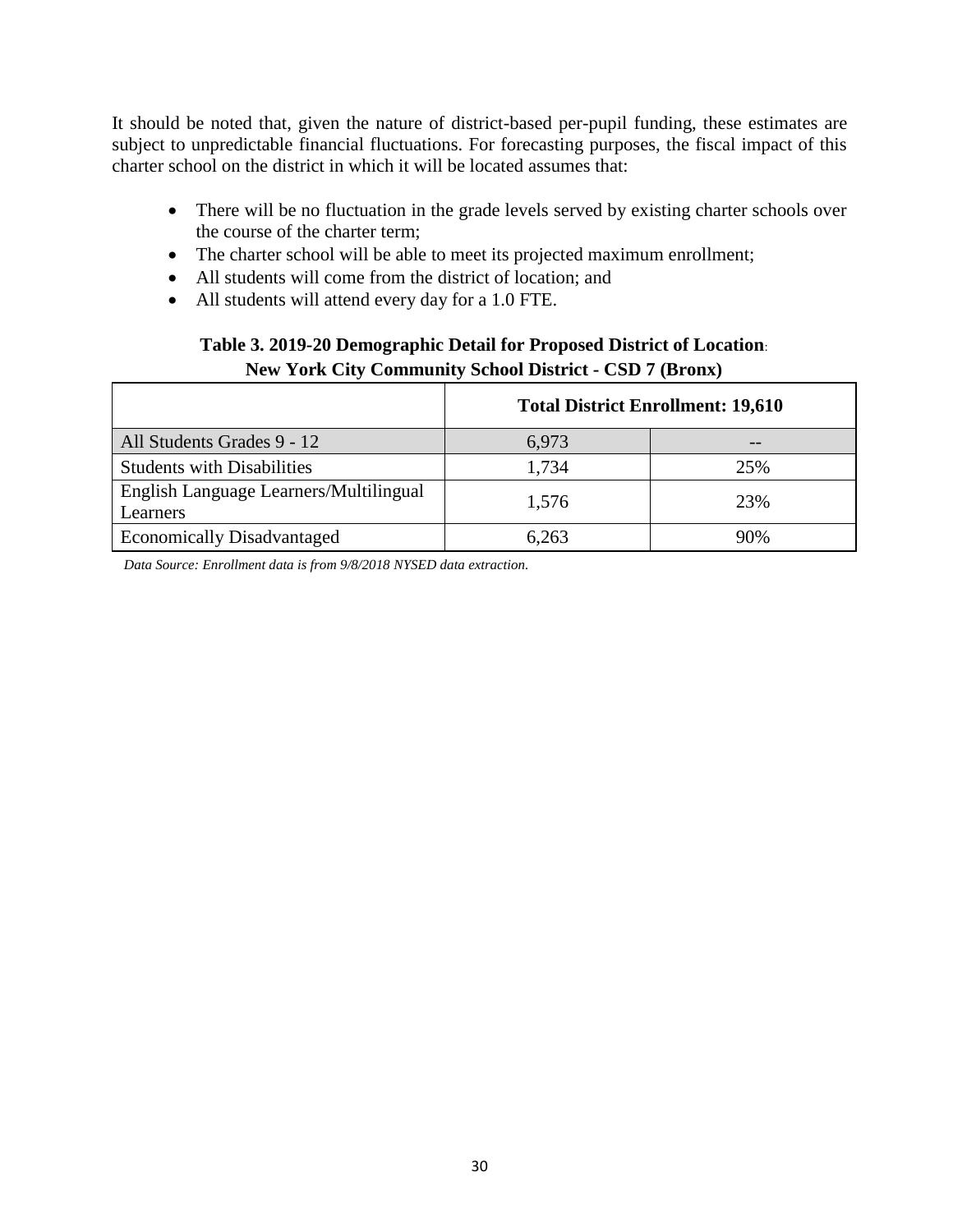It should be noted that, given the nature of district-based per-pupil funding, these estimates are subject to unpredictable financial fluctuations. For forecasting purposes, the fiscal impact of this charter school on the district in which it will be located assumes that:

- There will be no fluctuation in the grade levels served by existing charter schools over the course of the charter term;
- The charter school will be able to meet its projected maximum enrollment;
- All students will come from the district of location; and
- All students will attend every day for a 1.0 FTE.

**Table 3. 2019-20 Demographic Detail for Proposed District of Location: New York City Community School District - CSD 7 (Bronx)**

| | **Total District Enrollment: 19,610** | |
|---|---|---|
| All Students Grades 9 - 12 | 6,973 | -- |
| Students with Disabilities | 1,734 | 25% |
| English Language Learners/Multilingual Learners | 1,576 | 23% |
| Economically Disadvantaged | 6,263 | 90% |

*Data Source: Enrollment data is from 9/8/2018 NYSED data extraction.*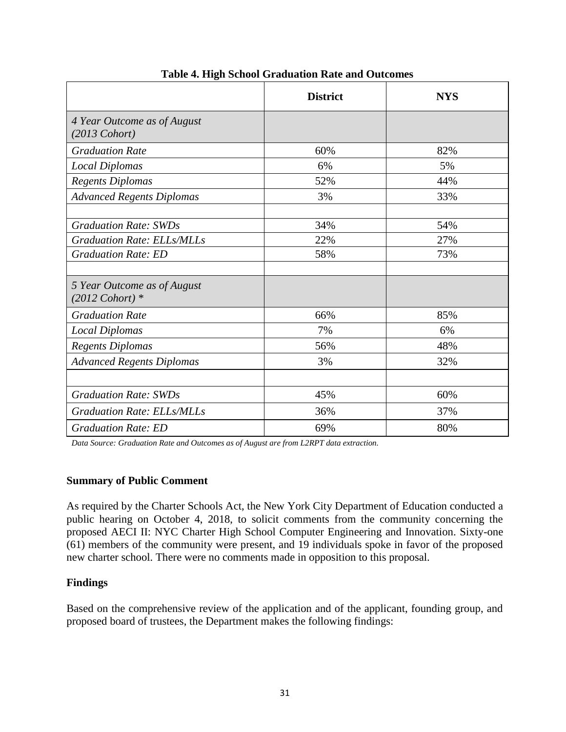**Table 4. High School Graduation Rate and Outcomes**

| | District | NYS |
|---|---|---|
| *4 Year Outcome as of August (2013 Cohort)* | | |
| *Graduation Rate* | 60% | 82% |
| *Local Diplomas* | 6% | 5% |
| *Regents Diplomas* | 52% | 44% |
| *Advanced Regents Diplomas* | 3% | 33% |
| | | |
| *Graduation Rate: SWDs* | 34% | 54% |
| *Graduation Rate: ELLs/MLLs* | 22% | 27% |
| *Graduation Rate: ED* | 58% | 73% |
| | | |
| *5 Year Outcome as of August (2012 Cohort) ** | | |
| *Graduation Rate* | 66% | 85% |
| *Local Diplomas* | 7% | 6% |
| *Regents Diplomas* | 56% | 48% |
| *Advanced Regents Diplomas* | 3% | 32% |
| | | |
| *Graduation Rate: SWDs* | 45% | 60% |
| *Graduation Rate: ELLs/MLLs* | 36% | 37% |
| *Graduation Rate: ED* | 69% | 80% |

*Data Source: Graduation Rate and Outcomes as of August are from L2RPT data extraction.*

**Summary of Public Comment**

As required by the Charter Schools Act, the New York City Department of Education conducted a public hearing on October 4, 2018, to solicit comments from the community concerning the proposed AECI II: NYC Charter High School Computer Engineering and Innovation. Sixty-one (61) members of the community were present, and 19 individuals spoke in favor of the proposed new charter school. There were no comments made in opposition to this proposal.

**Findings**

Based on the comprehensive review of the application and of the applicant, founding group, and proposed board of trustees, the Department makes the following findings: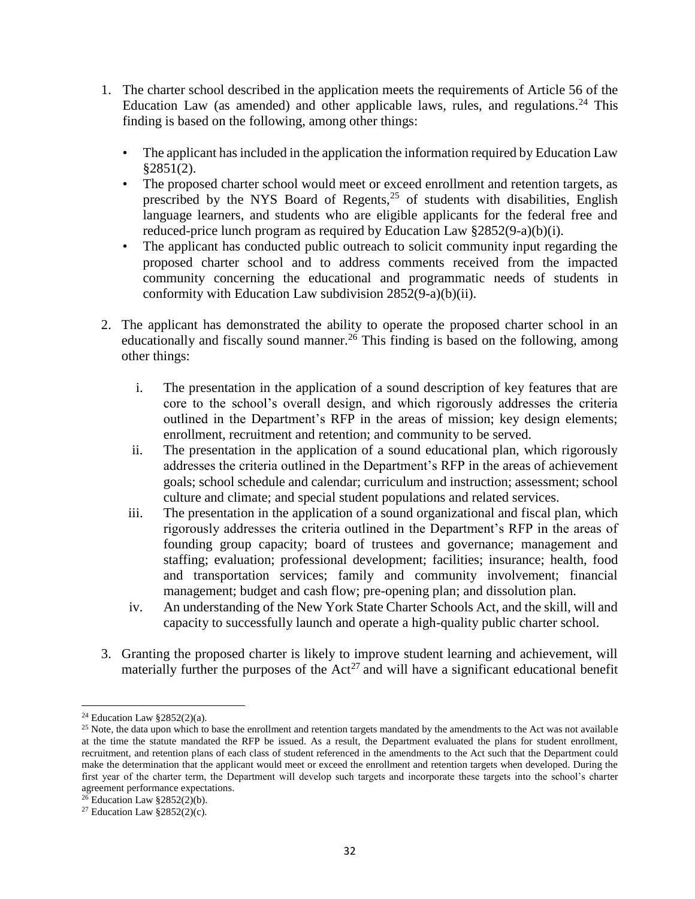1. The charter school described in the application meets the requirements of Article 56 of the Education Law (as amended) and other applicable laws, rules, and regulations.[24] This finding is based on the following, among other things:

   - The applicant has included in the application the information required by Education Law §2851(2).
   - The proposed charter school would meet or exceed enrollment and retention targets, as prescribed by the NYS Board of Regents,[25] of students with disabilities, English language learners, and students who are eligible applicants for the federal free and reduced-price lunch program as required by Education Law §2852(9-a)(b)(i).
   - The applicant has conducted public outreach to solicit community input regarding the proposed charter school and to address comments received from the impacted community concerning the educational and programmatic needs of students in conformity with Education Law subdivision 2852(9-a)(b)(ii).

2. The applicant has demonstrated the ability to operate the proposed charter school in an educationally and fiscally sound manner.[26] This finding is based on the following, among other things:

   i. The presentation in the application of a sound description of key features that are core to the school's overall design, and which rigorously addresses the criteria outlined in the Department's RFP in the areas of mission; key design elements; enrollment, recruitment and retention; and community to be served.
   
   ii. The presentation in the application of a sound educational plan, which rigorously addresses the criteria outlined in the Department's RFP in the areas of achievement goals; school schedule and calendar; curriculum and instruction; assessment; school culture and climate; and special student populations and related services.
   
   iii. The presentation in the application of a sound organizational and fiscal plan, which rigorously addresses the criteria outlined in the Department's RFP in the areas of founding group capacity; board of trustees and governance; management and staffing; evaluation; professional development; facilities; insurance; health, food and transportation services; family and community involvement; financial management; budget and cash flow; pre-opening plan; and dissolution plan.
   
   iv. An understanding of the New York State Charter Schools Act, and the skill, will and capacity to successfully launch and operate a high-quality public charter school.

3. Granting the proposed charter is likely to improve student learning and achievement, will materially further the purposes of the Act[27] and will have a significant educational benefit

---

[24] Education Law §2852(2)(a).

[25] Note, the data upon which to base the enrollment and retention targets mandated by the amendments to the Act was not available at the time the statute mandated the RFP be issued. As a result, the Department evaluated the plans for student enrollment, recruitment, and retention plans of each class of student referenced in the amendments to the Act such that the Department could make the determination that the applicant would meet or exceed the enrollment and retention targets when developed. During the first year of the charter term, the Department will develop such targets and incorporate these targets into the school's charter agreement performance expectations.

[26] Education Law §2852(2)(b).

[27] Education Law §2852(2)(c).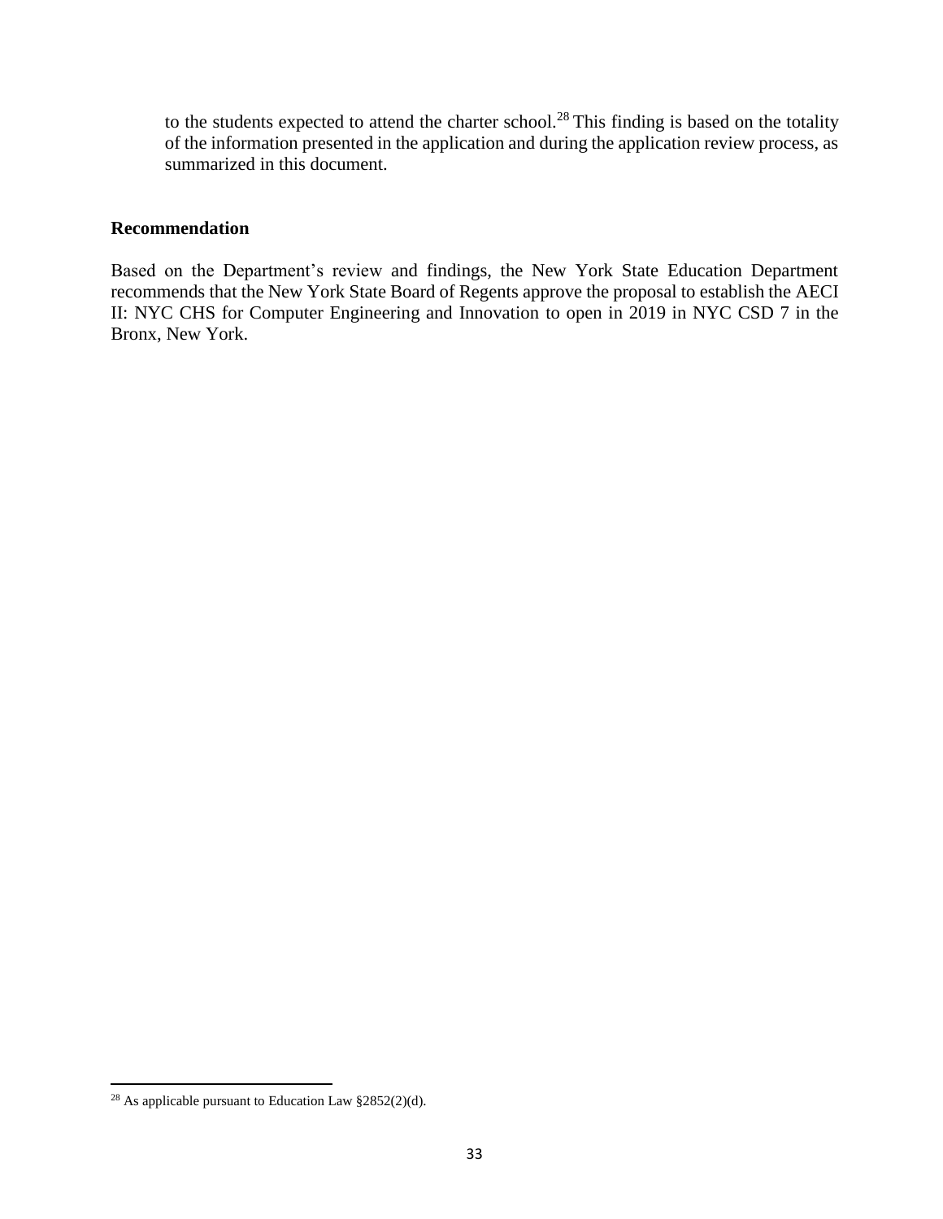to the students expected to attend the charter school.[28] This finding is based on the totality of the information presented in the application and during the application review process, as summarized in this document.

**Recommendation**

Based on the Department's review and findings, the New York State Education Department recommends that the New York State Board of Regents approve the proposal to establish the AECI II: NYC CHS for Computer Engineering and Innovation to open in 2019 in NYC CSD 7 in the Bronx, New York.

[28] As applicable pursuant to Education Law §2852(2)(d).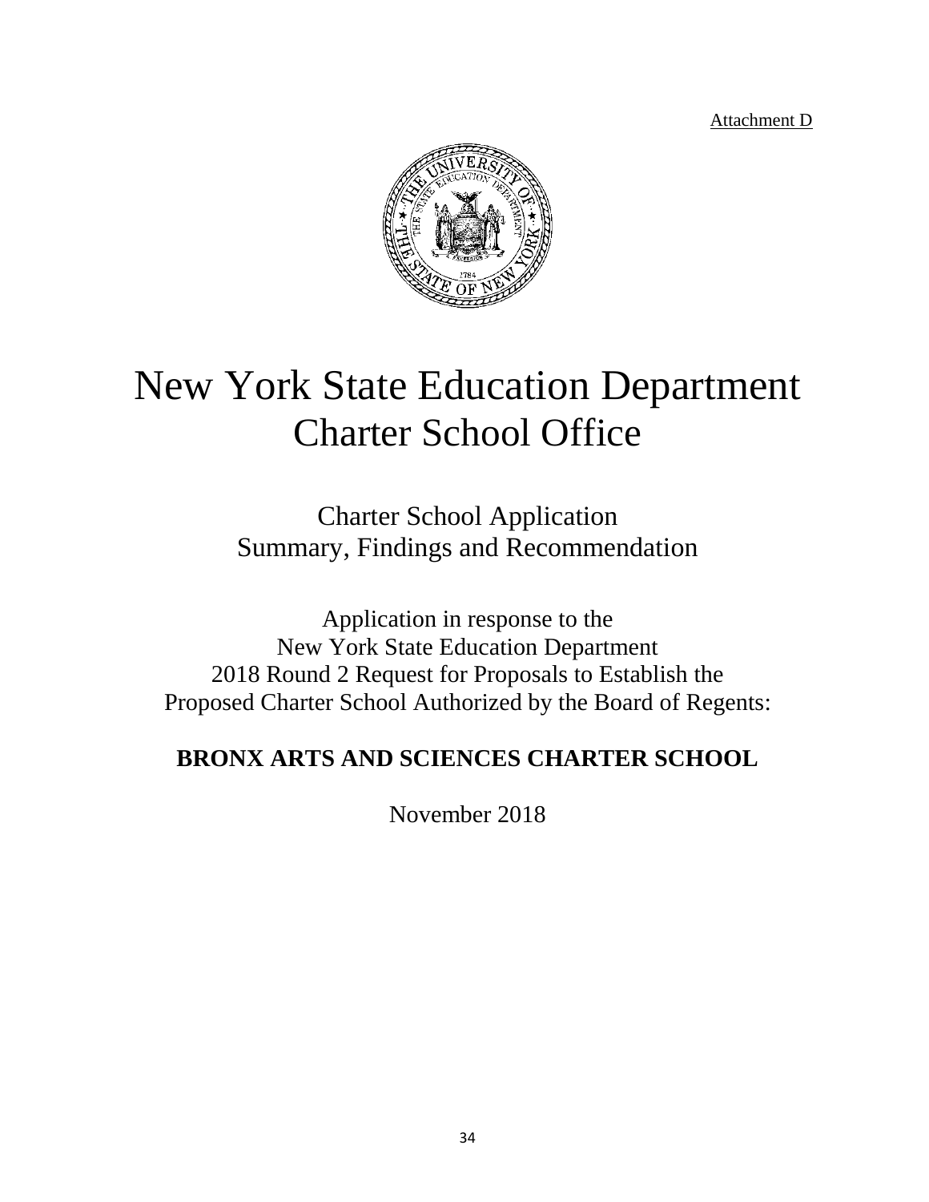Attachment D

# New York State Education Department
# Charter School Office

## Charter School Application
## Summary, Findings and Recommendation

Application in response to the
New York State Education Department
2018 Round 2 Request for Proposals to Establish the
Proposed Charter School Authorized by the Board of Regents:

**BRONX ARTS AND SCIENCES CHARTER SCHOOL**

November 2018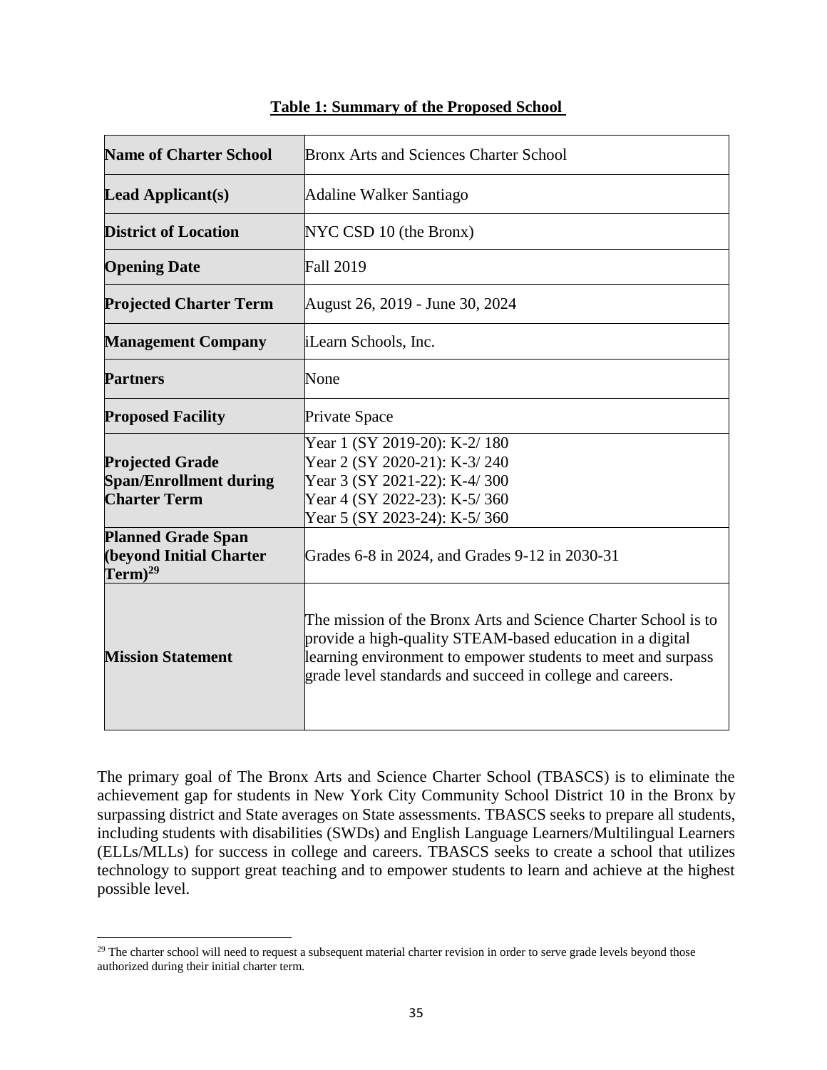**Table 1: Summary of the Proposed School**

| | |
|---|---|
| **Name of Charter School** | Bronx Arts and Sciences Charter School |
| **Lead Applicant(s)** | Adaline Walker Santiago |
| **District of Location** | NYC CSD 10 (the Bronx) |
| **Opening Date** | Fall 2019 |
| **Projected Charter Term** | August 26, 2019 - June 30, 2024 |
| **Management Company** | iLearn Schools, Inc. |
| **Partners** | None |
| **Proposed Facility** | Private Space |
| **Projected Grade Span/Enrollment during Charter Term** | Year 1 (SY 2019-20): K-2/ 180<br>Year 2 (SY 2020-21): K-3/ 240<br>Year 3 (SY 2021-22): K-4/ 300<br>Year 4 (SY 2022-23): K-5/ 360<br>Year 5 (SY 2023-24): K-5/ 360 |
| **Planned Grade Span (beyond Initial Charter Term)**[29] | Grades 6-8 in 2024, and Grades 9-12 in 2030-31 |
| **Mission Statement** | The mission of the Bronx Arts and Science Charter School is to provide a high-quality STEAM-based education in a digital learning environment to empower students to meet and surpass grade level standards and succeed in college and careers. |

The primary goal of The Bronx Arts and Science Charter School (TBASCS) is to eliminate the achievement gap for students in New York City Community School District 10 in the Bronx by surpassing district and State averages on State assessments. TBASCS seeks to prepare all students, including students with disabilities (SWDs) and English Language Learners/Multilingual Learners (ELLs/MLLs) for success in college and careers. TBASCS seeks to create a school that utilizes technology to support great teaching and to empower students to learn and achieve at the highest possible level.

[29] The charter school will need to request a subsequent material charter revision in order to serve grade levels beyond those authorized during their initial charter term.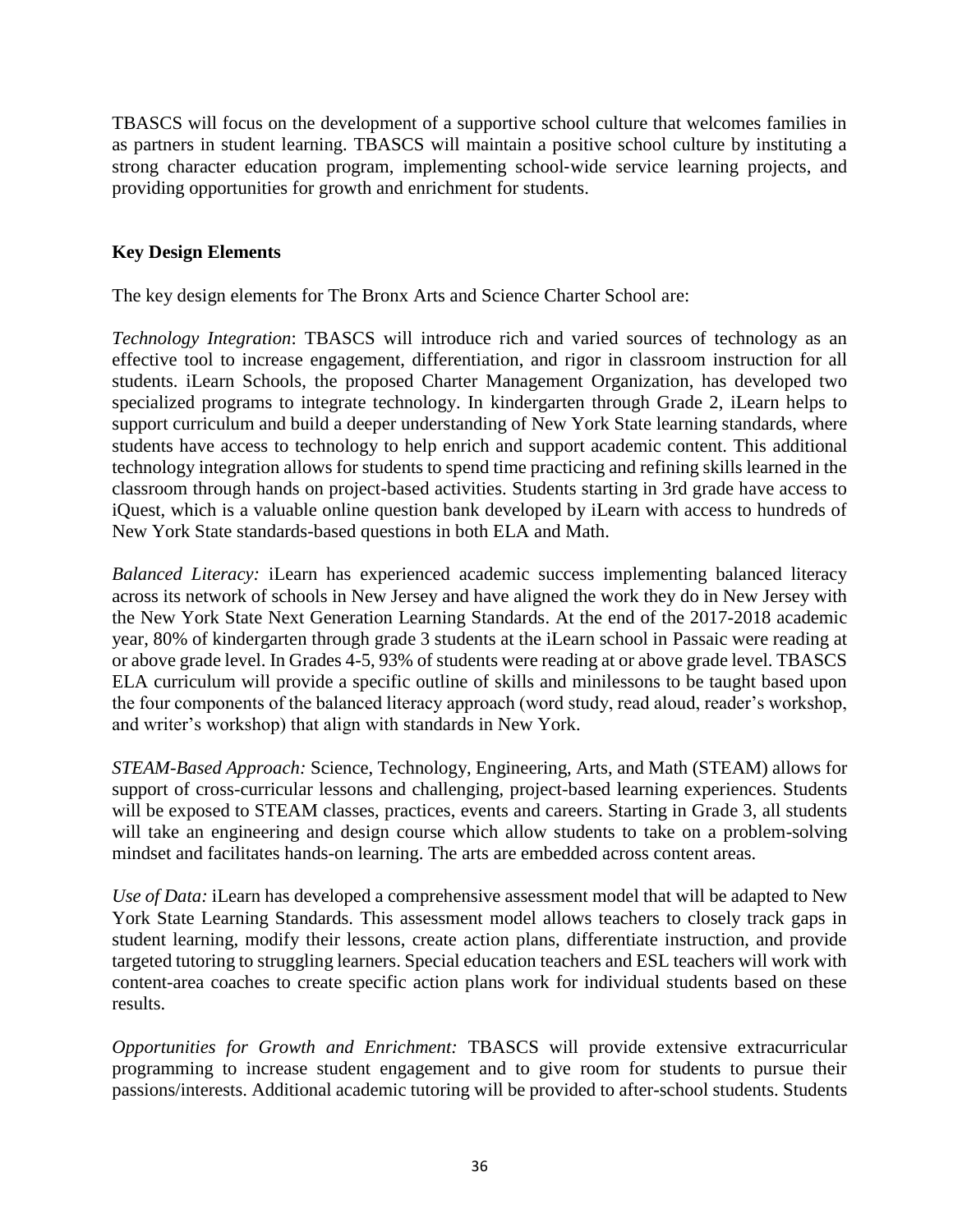TBASCS will focus on the development of a supportive school culture that welcomes families in as partners in student learning. TBASCS will maintain a positive school culture by instituting a strong character education program, implementing school-wide service learning projects, and providing opportunities for growth and enrichment for students.

**Key Design Elements**

The key design elements for The Bronx Arts and Science Charter School are:

*Technology Integration*: TBASCS will introduce rich and varied sources of technology as an effective tool to increase engagement, differentiation, and rigor in classroom instruction for all students. iLearn Schools, the proposed Charter Management Organization, has developed two specialized programs to integrate technology. In kindergarten through Grade 2, iLearn helps to support curriculum and build a deeper understanding of New York State learning standards, where students have access to technology to help enrich and support academic content. This additional technology integration allows for students to spend time practicing and refining skills learned in the classroom through hands on project-based activities. Students starting in 3rd grade have access to iQuest, which is a valuable online question bank developed by iLearn with access to hundreds of New York State standards-based questions in both ELA and Math.

*Balanced Literacy:* iLearn has experienced academic success implementing balanced literacy across its network of schools in New Jersey and have aligned the work they do in New Jersey with the New York State Next Generation Learning Standards. At the end of the 2017-2018 academic year, 80% of kindergarten through grade 3 students at the iLearn school in Passaic were reading at or above grade level. In Grades 4-5, 93% of students were reading at or above grade level. TBASCS ELA curriculum will provide a specific outline of skills and minilessons to be taught based upon the four components of the balanced literacy approach (word study, read aloud, reader's workshop, and writer's workshop) that align with standards in New York.

*STEAM-Based Approach:* Science, Technology, Engineering, Arts, and Math (STEAM) allows for support of cross-curricular lessons and challenging, project-based learning experiences. Students will be exposed to STEAM classes, practices, events and careers. Starting in Grade 3, all students will take an engineering and design course which allow students to take on a problem-solving mindset and facilitates hands-on learning. The arts are embedded across content areas.

*Use of Data:* iLearn has developed a comprehensive assessment model that will be adapted to New York State Learning Standards. This assessment model allows teachers to closely track gaps in student learning, modify their lessons, create action plans, differentiate instruction, and provide targeted tutoring to struggling learners. Special education teachers and ESL teachers will work with content-area coaches to create specific action plans work for individual students based on these results.

*Opportunities for Growth and Enrichment:* TBASCS will provide extensive extracurricular programming to increase student engagement and to give room for students to pursue their passions/interests. Additional academic tutoring will be provided to after-school students. Students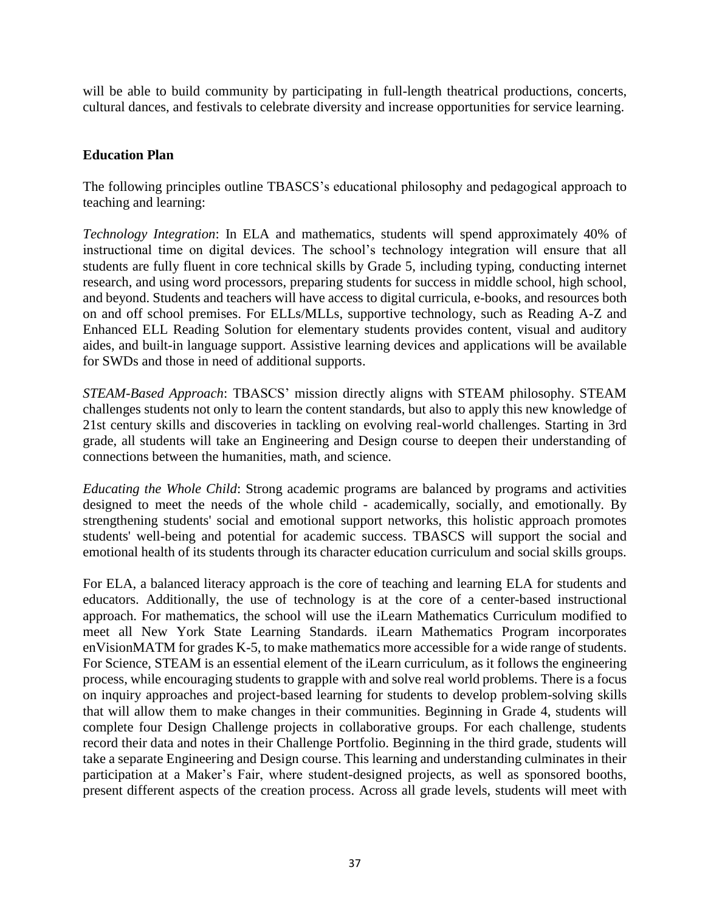will be able to build community by participating in full-length theatrical productions, concerts, cultural dances, and festivals to celebrate diversity and increase opportunities for service learning.

**Education Plan**

The following principles outline TBASCS's educational philosophy and pedagogical approach to teaching and learning:

*Technology Integration*: In ELA and mathematics, students will spend approximately 40% of instructional time on digital devices. The school's technology integration will ensure that all students are fully fluent in core technical skills by Grade 5, including typing, conducting internet research, and using word processors, preparing students for success in middle school, high school, and beyond. Students and teachers will have access to digital curricula, e-books, and resources both on and off school premises. For ELLs/MLLs, supportive technology, such as Reading A-Z and Enhanced ELL Reading Solution for elementary students provides content, visual and auditory aides, and built-in language support. Assistive learning devices and applications will be available for SWDs and those in need of additional supports.

*STEAM-Based Approach*: TBASCS' mission directly aligns with STEAM philosophy. STEAM challenges students not only to learn the content standards, but also to apply this new knowledge of 21st century skills and discoveries in tackling on evolving real-world challenges. Starting in 3rd grade, all students will take an Engineering and Design course to deepen their understanding of connections between the humanities, math, and science.

*Educating the Whole Child*: Strong academic programs are balanced by programs and activities designed to meet the needs of the whole child - academically, socially, and emotionally. By strengthening students' social and emotional support networks, this holistic approach promotes students' well-being and potential for academic success. TBASCS will support the social and emotional health of its students through its character education curriculum and social skills groups.

For ELA, a balanced literacy approach is the core of teaching and learning ELA for students and educators. Additionally, the use of technology is at the core of a center-based instructional approach. For mathematics, the school will use the iLearn Mathematics Curriculum modified to meet all New York State Learning Standards. iLearn Mathematics Program incorporates enVisionMATM for grades K-5, to make mathematics more accessible for a wide range of students. For Science, STEAM is an essential element of the iLearn curriculum, as it follows the engineering process, while encouraging students to grapple with and solve real world problems. There is a focus on inquiry approaches and project-based learning for students to develop problem-solving skills that will allow them to make changes in their communities. Beginning in Grade 4, students will complete four Design Challenge projects in collaborative groups. For each challenge, students record their data and notes in their Challenge Portfolio. Beginning in the third grade, students will take a separate Engineering and Design course. This learning and understanding culminates in their participation at a Maker's Fair, where student-designed projects, as well as sponsored booths, present different aspects of the creation process. Across all grade levels, students will meet with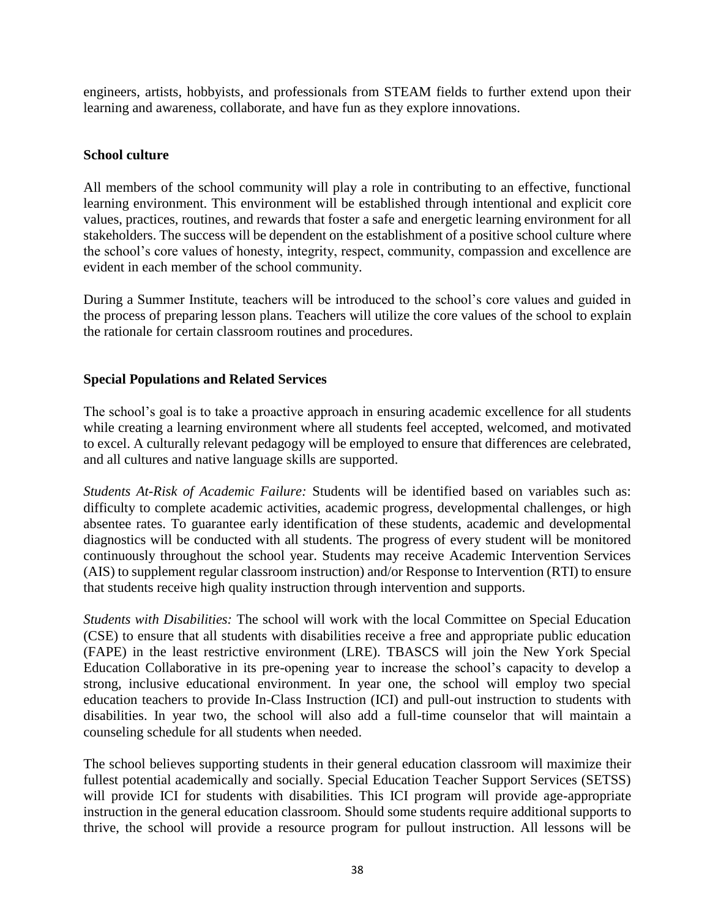engineers, artists, hobbyists, and professionals from STEAM fields to further extend upon their learning and awareness, collaborate, and have fun as they explore innovations.

**School culture**

All members of the school community will play a role in contributing to an effective, functional learning environment. This environment will be established through intentional and explicit core values, practices, routines, and rewards that foster a safe and energetic learning environment for all stakeholders. The success will be dependent on the establishment of a positive school culture where the school's core values of honesty, integrity, respect, community, compassion and excellence are evident in each member of the school community.

During a Summer Institute, teachers will be introduced to the school's core values and guided in the process of preparing lesson plans. Teachers will utilize the core values of the school to explain the rationale for certain classroom routines and procedures.

**Special Populations and Related Services**

The school's goal is to take a proactive approach in ensuring academic excellence for all students while creating a learning environment where all students feel accepted, welcomed, and motivated to excel. A culturally relevant pedagogy will be employed to ensure that differences are celebrated, and all cultures and native language skills are supported.

*Students At-Risk of Academic Failure:* Students will be identified based on variables such as: difficulty to complete academic activities, academic progress, developmental challenges, or high absentee rates. To guarantee early identification of these students, academic and developmental diagnostics will be conducted with all students. The progress of every student will be monitored continuously throughout the school year. Students may receive Academic Intervention Services (AIS) to supplement regular classroom instruction) and/or Response to Intervention (RTI) to ensure that students receive high quality instruction through intervention and supports.

*Students with Disabilities:* The school will work with the local Committee on Special Education (CSE) to ensure that all students with disabilities receive a free and appropriate public education (FAPE) in the least restrictive environment (LRE). TBASCS will join the New York Special Education Collaborative in its pre-opening year to increase the school's capacity to develop a strong, inclusive educational environment. In year one, the school will employ two special education teachers to provide In-Class Instruction (ICI) and pull-out instruction to students with disabilities. In year two, the school will also add a full-time counselor that will maintain a counseling schedule for all students when needed.

The school believes supporting students in their general education classroom will maximize their fullest potential academically and socially. Special Education Teacher Support Services (SETSS) will provide ICI for students with disabilities. This ICI program will provide age-appropriate instruction in the general education classroom. Should some students require additional supports to thrive, the school will provide a resource program for pullout instruction. All lessons will be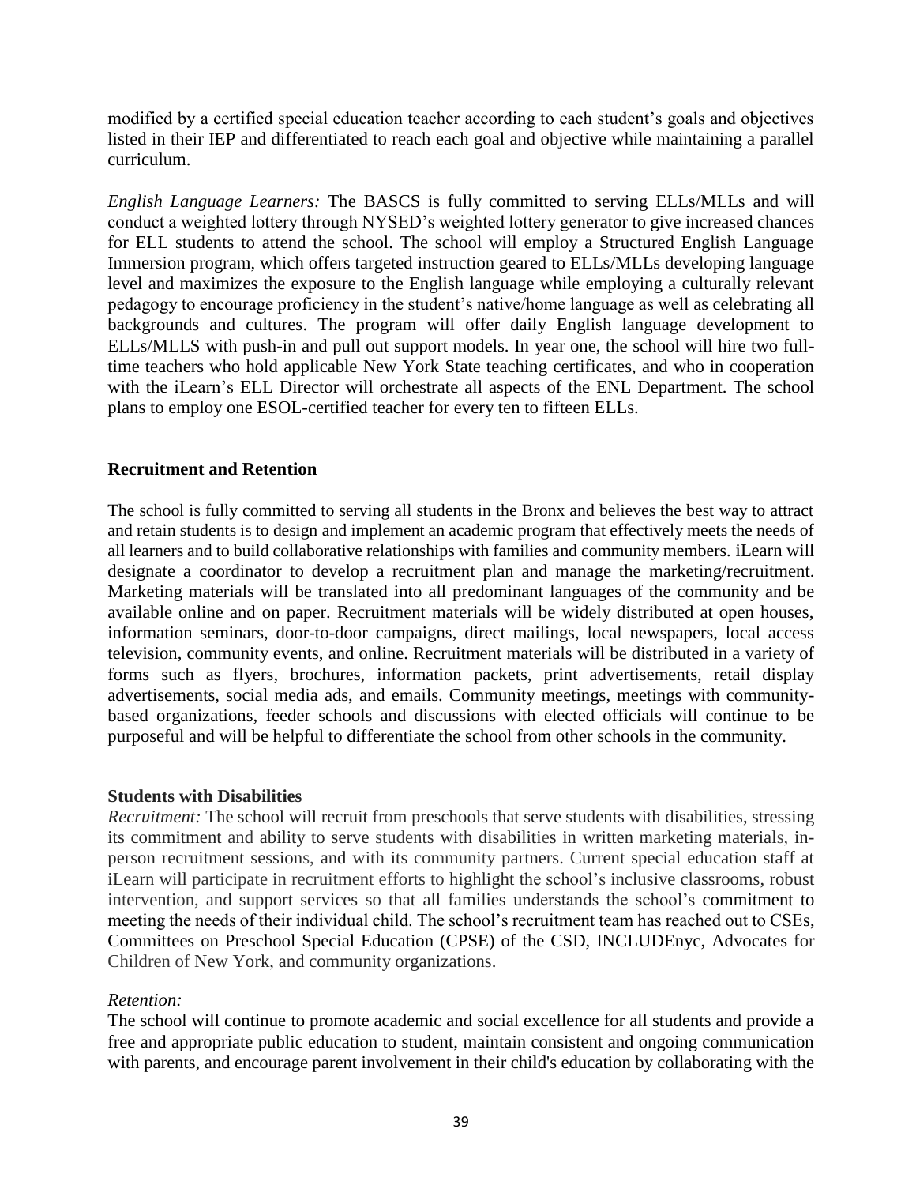modified by a certified special education teacher according to each student's goals and objectives listed in their IEP and differentiated to reach each goal and objective while maintaining a parallel curriculum.

*English Language Learners:* The BASCS is fully committed to serving ELLs/MLLs and will conduct a weighted lottery through NYSED's weighted lottery generator to give increased chances for ELL students to attend the school. The school will employ a Structured English Language Immersion program, which offers targeted instruction geared to ELLs/MLLs developing language level and maximizes the exposure to the English language while employing a culturally relevant pedagogy to encourage proficiency in the student's native/home language as well as celebrating all backgrounds and cultures. The program will offer daily English language development to ELLs/MLLS with push-in and pull out support models. In year one, the school will hire two full-time teachers who hold applicable New York State teaching certificates, and who in cooperation with the iLearn's ELL Director will orchestrate all aspects of the ENL Department. The school plans to employ one ESOL-certified teacher for every ten to fifteen ELLs.

**Recruitment and Retention**

The school is fully committed to serving all students in the Bronx and believes the best way to attract and retain students is to design and implement an academic program that effectively meets the needs of all learners and to build collaborative relationships with families and community members. iLearn will designate a coordinator to develop a recruitment plan and manage the marketing/recruitment. Marketing materials will be translated into all predominant languages of the community and be available online and on paper. Recruitment materials will be widely distributed at open houses, information seminars, door-to-door campaigns, direct mailings, local newspapers, local access television, community events, and online. Recruitment materials will be distributed in a variety of forms such as flyers, brochures, information packets, print advertisements, retail display advertisements, social media ads, and emails. Community meetings, meetings with community-based organizations, feeder schools and discussions with elected officials will continue to be purposeful and will be helpful to differentiate the school from other schools in the community.

**Students with Disabilities**

*Recruitment:* The school will recruit from preschools that serve students with disabilities, stressing its commitment and ability to serve students with disabilities in written marketing materials, in-person recruitment sessions, and with its community partners. Current special education staff at iLearn will participate in recruitment efforts to highlight the school's inclusive classrooms, robust intervention, and support services so that all families understands the school's commitment to meeting the needs of their individual child. The school's recruitment team has reached out to CSEs, Committees on Preschool Special Education (CPSE) of the CSD, INCLUDEnyc, Advocates for Children of New York, and community organizations.

*Retention:*

The school will continue to promote academic and social excellence for all students and provide a free and appropriate public education to student, maintain consistent and ongoing communication with parents, and encourage parent involvement in their child's education by collaborating with the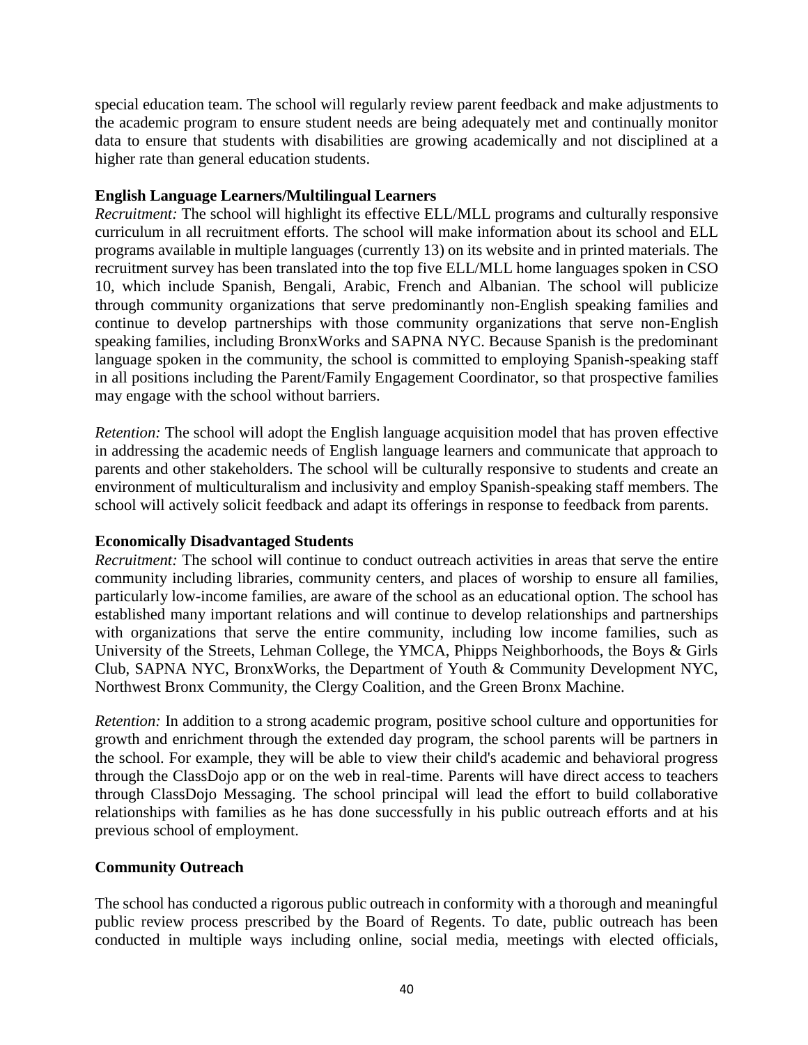special education team. The school will regularly review parent feedback and make adjustments to the academic program to ensure student needs are being adequately met and continually monitor data to ensure that students with disabilities are growing academically and not disciplined at a higher rate than general education students.

**English Language Learners/Multilingual Learners**

*Recruitment:* The school will highlight its effective ELL/MLL programs and culturally responsive curriculum in all recruitment efforts. The school will make information about its school and ELL programs available in multiple languages (currently 13) on its website and in printed materials. The recruitment survey has been translated into the top five ELL/MLL home languages spoken in CSO 10, which include Spanish, Bengali, Arabic, French and Albanian. The school will publicize through community organizations that serve predominantly non-English speaking families and continue to develop partnerships with those community organizations that serve non-English speaking families, including BronxWorks and SAPNA NYC. Because Spanish is the predominant language spoken in the community, the school is committed to employing Spanish-speaking staff in all positions including the Parent/Family Engagement Coordinator, so that prospective families may engage with the school without barriers.

*Retention:* The school will adopt the English language acquisition model that has proven effective in addressing the academic needs of English language learners and communicate that approach to parents and other stakeholders. The school will be culturally responsive to students and create an environment of multiculturalism and inclusivity and employ Spanish-speaking staff members. The school will actively solicit feedback and adapt its offerings in response to feedback from parents.

**Economically Disadvantaged Students**

*Recruitment:* The school will continue to conduct outreach activities in areas that serve the entire community including libraries, community centers, and places of worship to ensure all families, particularly low-income families, are aware of the school as an educational option. The school has established many important relations and will continue to develop relationships and partnerships with organizations that serve the entire community, including low income families, such as University of the Streets, Lehman College, the YMCA, Phipps Neighborhoods, the Boys & Girls Club, SAPNA NYC, BronxWorks, the Department of Youth & Community Development NYC, Northwest Bronx Community, the Clergy Coalition, and the Green Bronx Machine.

*Retention:* In addition to a strong academic program, positive school culture and opportunities for growth and enrichment through the extended day program, the school parents will be partners in the school. For example, they will be able to view their child's academic and behavioral progress through the ClassDojo app or on the web in real-time. Parents will have direct access to teachers through ClassDojo Messaging. The school principal will lead the effort to build collaborative relationships with families as he has done successfully in his public outreach efforts and at his previous school of employment.

**Community Outreach**

The school has conducted a rigorous public outreach in conformity with a thorough and meaningful public review process prescribed by the Board of Regents. To date, public outreach has been conducted in multiple ways including online, social media, meetings with elected officials,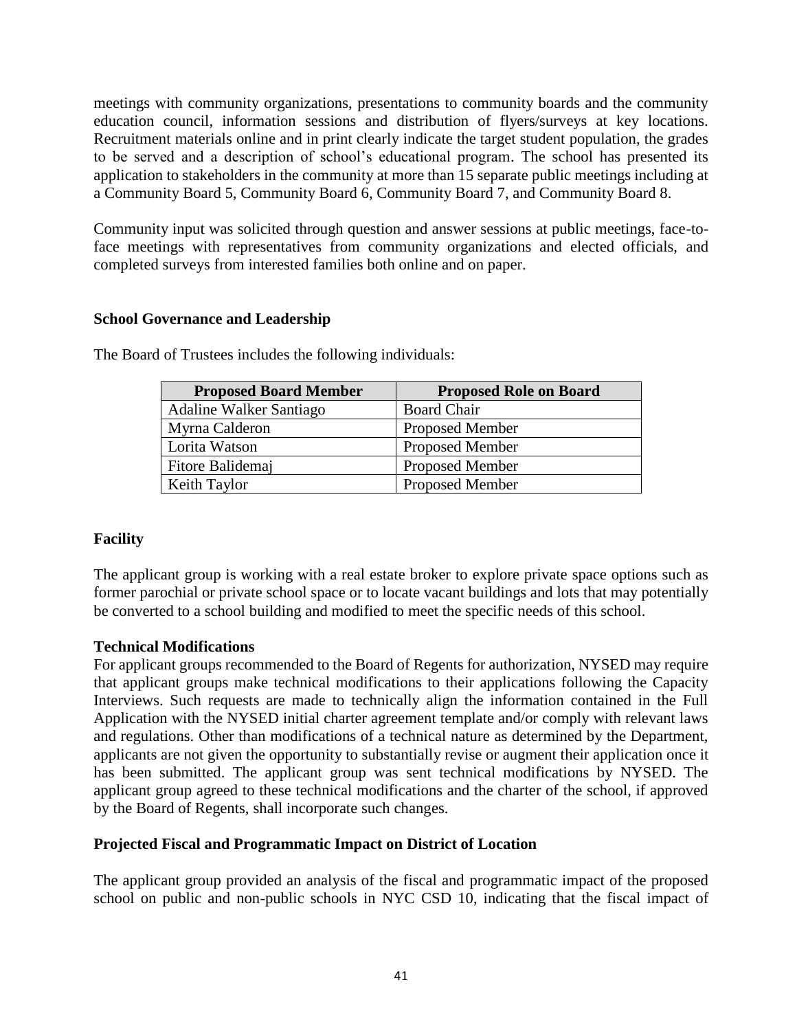meetings with community organizations, presentations to community boards and the community education council, information sessions and distribution of flyers/surveys at key locations. Recruitment materials online and in print clearly indicate the target student population, the grades to be served and a description of school's educational program. The school has presented its application to stakeholders in the community at more than 15 separate public meetings including at a Community Board 5, Community Board 6, Community Board 7, and Community Board 8.

Community input was solicited through question and answer sessions at public meetings, face-to-face meetings with representatives from community organizations and elected officials, and completed surveys from interested families both online and on paper.

**School Governance and Leadership**

The Board of Trustees includes the following individuals:

| Proposed Board Member | Proposed Role on Board |
|---|---|
| Adaline Walker Santiago | Board Chair |
| Myrna Calderon | Proposed Member |
| Lorita Watson | Proposed Member |
| Fitore Balidemaj | Proposed Member |
| Keith Taylor | Proposed Member |

**Facility**

The applicant group is working with a real estate broker to explore private space options such as former parochial or private school space or to locate vacant buildings and lots that may potentially be converted to a school building and modified to meet the specific needs of this school.

**Technical Modifications**

For applicant groups recommended to the Board of Regents for authorization, NYSED may require that applicant groups make technical modifications to their applications following the Capacity Interviews. Such requests are made to technically align the information contained in the Full Application with the NYSED initial charter agreement template and/or comply with relevant laws and regulations. Other than modifications of a technical nature as determined by the Department, applicants are not given the opportunity to substantially revise or augment their application once it has been submitted. The applicant group was sent technical modifications by NYSED. The applicant group agreed to these technical modifications and the charter of the school, if approved by the Board of Regents, shall incorporate such changes.

**Projected Fiscal and Programmatic Impact on District of Location**

The applicant group provided an analysis of the fiscal and programmatic impact of the proposed school on public and non-public schools in NYC CSD 10, indicating that the fiscal impact of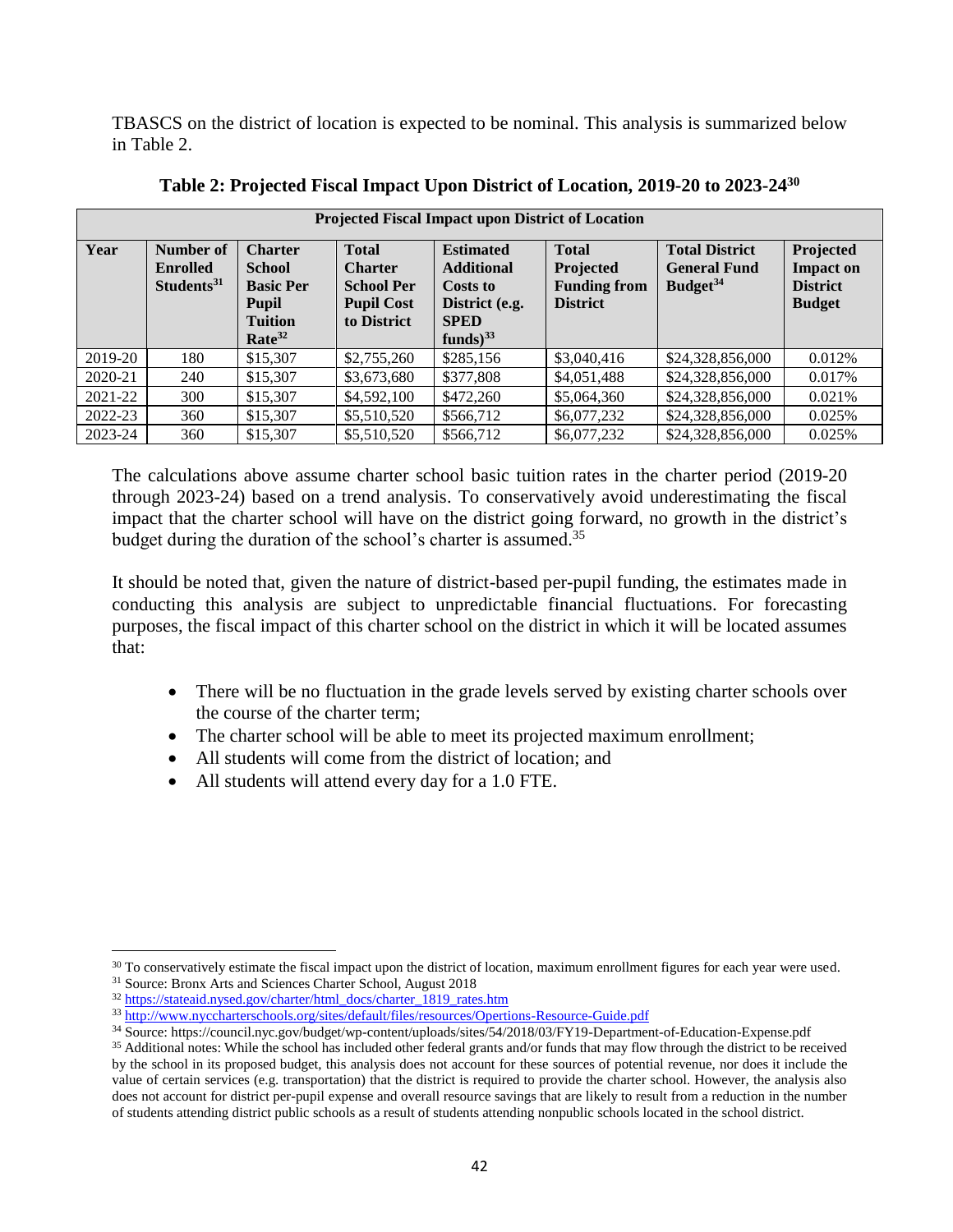TBASCS on the district of location is expected to be nominal. This analysis is summarized below in Table 2.

**Table 2: Projected Fiscal Impact Upon District of Location, 2019-20 to 2023-24[30]**

| Projected Fiscal Impact upon District of Location | | | | | | | |
|---|---|---|---|---|---|---|---|
| **Year** | **Number of Enrolled Students[31]** | **Charter School Basic Per Pupil Tuition Rate[32]** | **Total Charter School Per Pupil Cost to District** | **Estimated Additional Costs to District (e.g. SPED funds)[33]** | **Total Projected Funding from District** | **Total District General Fund Budget[34]** | **Projected Impact on District Budget** |
| 2019-20 | 180 | $15,307 | $2,755,260 | $285,156 | $3,040,416 | $24,328,856,000 | 0.012% |
| 2020-21 | 240 | $15,307 | $3,673,680 | $377,808 | $4,051,488 | $24,328,856,000 | 0.017% |
| 2021-22 | 300 | $15,307 | $4,592,100 | $472,260 | $5,064,360 | $24,328,856,000 | 0.021% |
| 2022-23 | 360 | $15,307 | $5,510,520 | $566,712 | $6,077,232 | $24,328,856,000 | 0.025% |
| 2023-24 | 360 | $15,307 | $5,510,520 | $566,712 | $6,077,232 | $24,328,856,000 | 0.025% |

The calculations above assume charter school basic tuition rates in the charter period (2019-20 through 2023-24) based on a trend analysis. To conservatively avoid underestimating the fiscal impact that the charter school will have on the district going forward, no growth in the district's budget during the duration of the school's charter is assumed.[35]

It should be noted that, given the nature of district-based per-pupil funding, the estimates made in conducting this analysis are subject to unpredictable financial fluctuations. For forecasting purposes, the fiscal impact of this charter school on the district in which it will be located assumes that:

- There will be no fluctuation in the grade levels served by existing charter schools over the course of the charter term;
- The charter school will be able to meet its projected maximum enrollment;
- All students will come from the district of location; and
- All students will attend every day for a 1.0 FTE.

[30] To conservatively estimate the fiscal impact upon the district of location, maximum enrollment figures for each year were used.

[31] Source: Bronx Arts and Sciences Charter School, August 2018

[32] https://stateaid.nysed.gov/charter/html_docs/charter_1819_rates.htm

[33] http://www.nyccharterschools.org/sites/default/files/resources/Opertions-Resource-Guide.pdf

[34] Source: https://council.nyc.gov/budget/wp-content/uploads/sites/54/2018/03/FY19-Department-of-Education-Expense.pdf

[35] Additional notes: While the school has included other federal grants and/or funds that may flow through the district to be received by the school in its proposed budget, this analysis does not account for these sources of potential revenue, nor does it include the value of certain services (e.g. transportation) that the district is required to provide the charter school. However, the analysis also does not account for district per-pupil expense and overall resource savings that are likely to result from a reduction in the number of students attending district public schools as a result of students attending nonpublic schools located in the school district.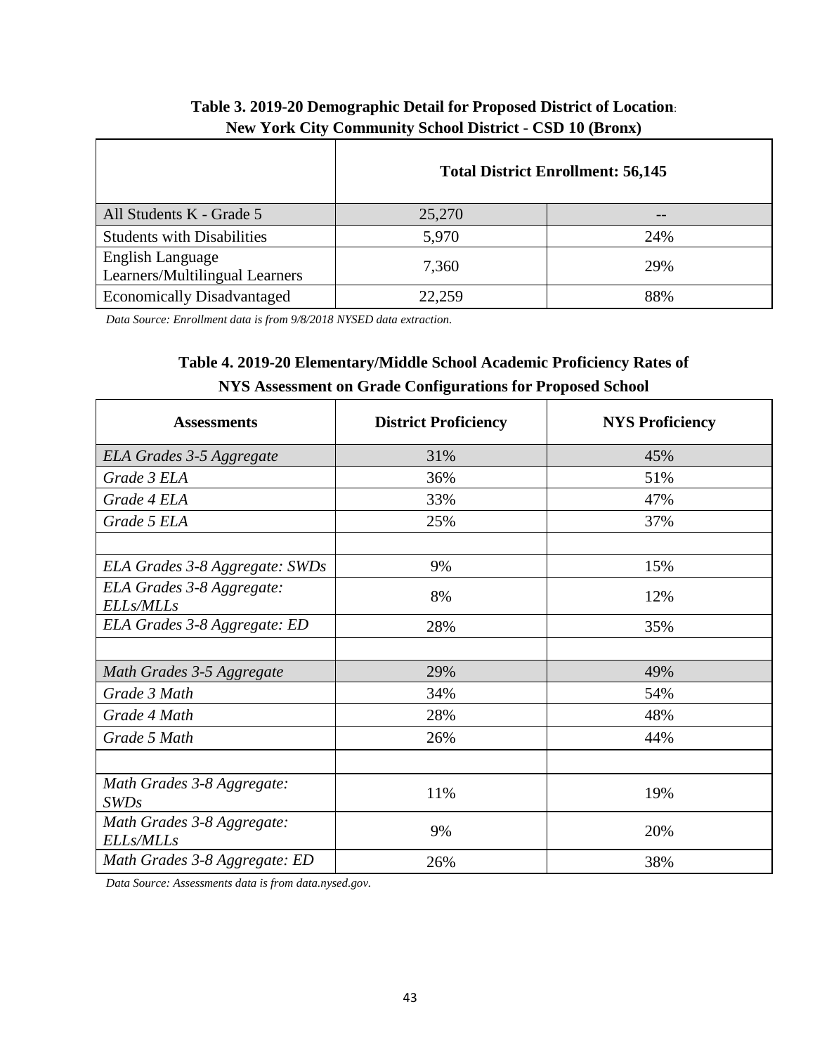**Table 3. 2019-20 Demographic Detail for Proposed District of Location: New York City Community School District - CSD 10 (Bronx)**

| | Total District Enrollment: 56,145 | |
|---|---|---|
| All Students K - Grade 5 | 25,270 | -- |
| Students with Disabilities | 5,970 | 24% |
| English Language Learners/Multilingual Learners | 7,360 | 29% |
| Economically Disadvantaged | 22,259 | 88% |

*Data Source: Enrollment data is from 9/8/2018 NYSED data extraction.*

**Table 4. 2019-20 Elementary/Middle School Academic Proficiency Rates of NYS Assessment on Grade Configurations for Proposed School**

| Assessments | District Proficiency | NYS Proficiency |
|---|---|---|
| *ELA Grades 3-5 Aggregate* | 31% | 45% |
| *Grade 3 ELA* | 36% | 51% |
| *Grade 4 ELA* | 33% | 47% |
| *Grade 5 ELA* | 25% | 37% |
| | | |
| *ELA Grades 3-8 Aggregate: SWDs* | 9% | 15% |
| *ELA Grades 3-8 Aggregate: ELLs/MLLs* | 8% | 12% |
| *ELA Grades 3-8 Aggregate: ED* | 28% | 35% |
| | | |
| *Math Grades 3-5 Aggregate* | 29% | 49% |
| *Grade 3 Math* | 34% | 54% |
| *Grade 4 Math* | 28% | 48% |
| *Grade 5 Math* | 26% | 44% |
| | | |
| *Math Grades 3-8 Aggregate: SWDs* | 11% | 19% |
| *Math Grades 3-8 Aggregate: ELLs/MLLs* | 9% | 20% |
| *Math Grades 3-8 Aggregate: ED* | 26% | 38% |

*Data Source: Assessments data is from data.nysed.gov.*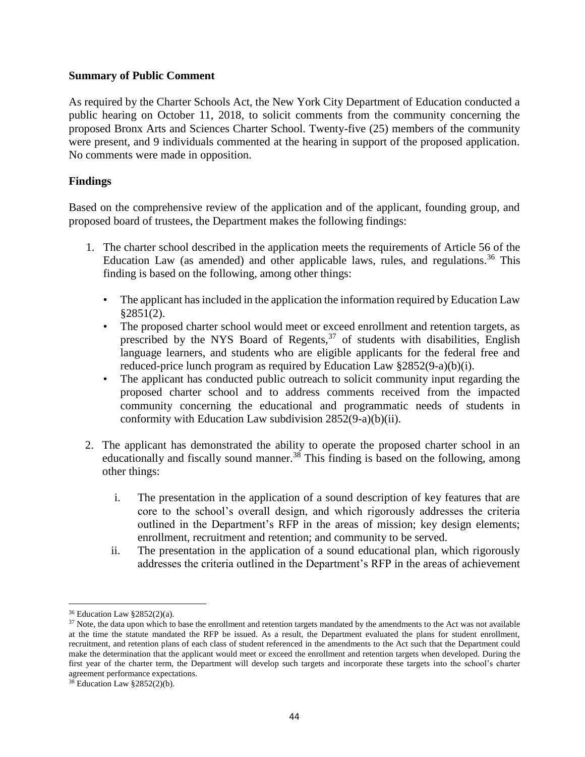**Summary of Public Comment**

As required by the Charter Schools Act, the New York City Department of Education conducted a public hearing on October 11, 2018, to solicit comments from the community concerning the proposed Bronx Arts and Sciences Charter School. Twenty-five (25) members of the community were present, and 9 individuals commented at the hearing in support of the proposed application. No comments were made in opposition.

**Findings**

Based on the comprehensive review of the application and of the applicant, founding group, and proposed board of trustees, the Department makes the following findings:

1. The charter school described in the application meets the requirements of Article 56 of the Education Law (as amended) and other applicable laws, rules, and regulations.[36] This finding is based on the following, among other things:
   - The applicant has included in the application the information required by Education Law §2851(2).
   - The proposed charter school would meet or exceed enrollment and retention targets, as prescribed by the NYS Board of Regents,[37] of students with disabilities, English language learners, and students who are eligible applicants for the federal free and reduced-price lunch program as required by Education Law §2852(9-a)(b)(i).
   - The applicant has conducted public outreach to solicit community input regarding the proposed charter school and to address comments received from the impacted community concerning the educational and programmatic needs of students in conformity with Education Law subdivision 2852(9-a)(b)(ii).

2. The applicant has demonstrated the ability to operate the proposed charter school in an educationally and fiscally sound manner.[38] This finding is based on the following, among other things:
   1. The presentation in the application of a sound description of key features that are core to the school's overall design, and which rigorously addresses the criteria outlined in the Department's RFP in the areas of mission; key design elements; enrollment, recruitment and retention; and community to be served.
   2. The presentation in the application of a sound educational plan, which rigorously addresses the criteria outlined in the Department's RFP in the areas of achievement

---

[36] Education Law §2852(2)(a).

[37] Note, the data upon which to base the enrollment and retention targets mandated by the amendments to the Act was not available at the time the statute mandated the RFP be issued. As a result, the Department evaluated the plans for student enrollment, recruitment, and retention plans of each class of student referenced in the amendments to the Act such that the Department could make the determination that the applicant would meet or exceed the enrollment and retention targets when developed. During the first year of the charter term, the Department will develop such targets and incorporate these targets into the school's charter agreement performance expectations.

[38] Education Law §2852(2)(b).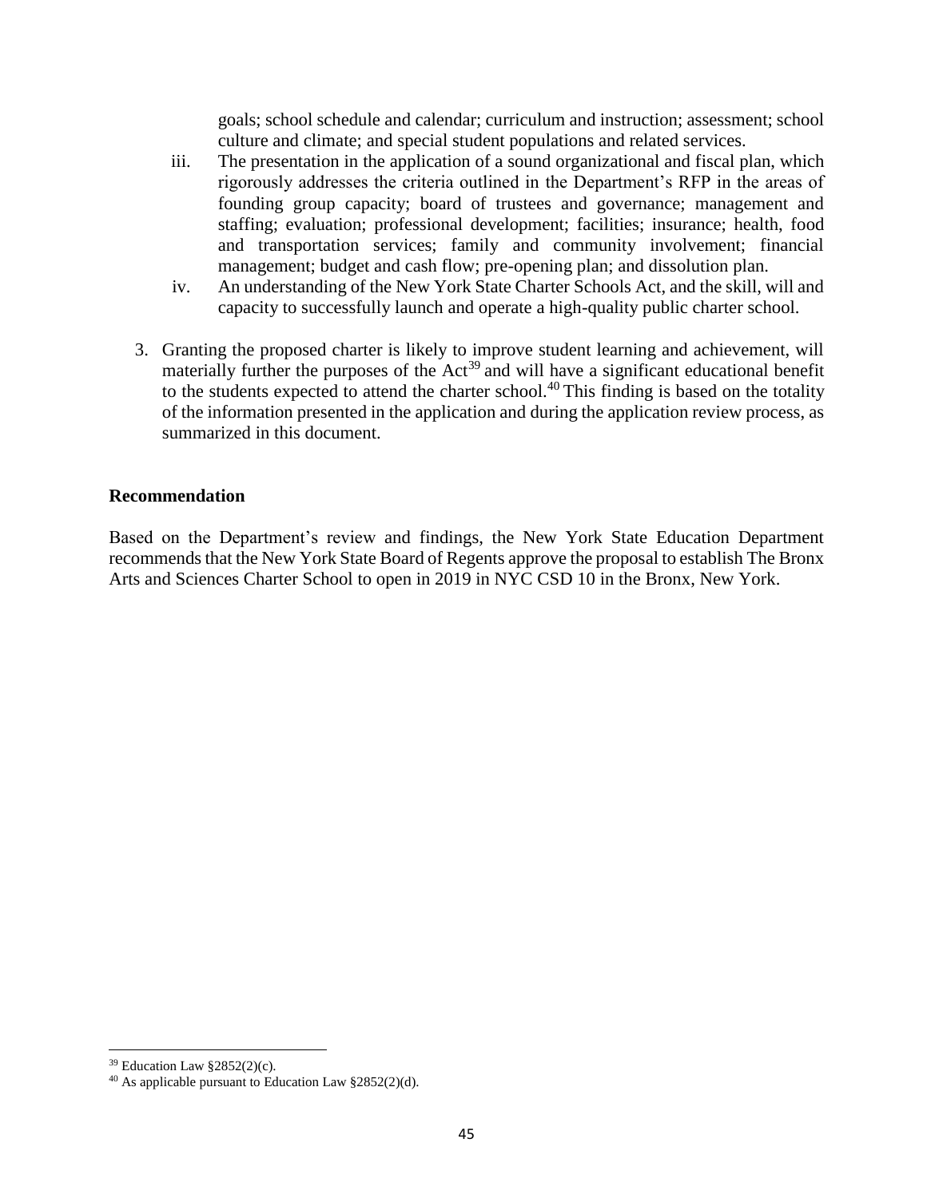goals; school schedule and calendar; curriculum and instruction; assessment; school culture and climate; and special student populations and related services.

iii. The presentation in the application of a sound organizational and fiscal plan, which rigorously addresses the criteria outlined in the Department's RFP in the areas of founding group capacity; board of trustees and governance; management and staffing; evaluation; professional development; facilities; insurance; health, food and transportation services; family and community involvement; financial management; budget and cash flow; pre-opening plan; and dissolution plan.

iv. An understanding of the New York State Charter Schools Act, and the skill, will and capacity to successfully launch and operate a high-quality public charter school.

3. Granting the proposed charter is likely to improve student learning and achievement, will materially further the purposes of the Act[39] and will have a significant educational benefit to the students expected to attend the charter school.[40] This finding is based on the totality of the information presented in the application and during the application review process, as summarized in this document.

**Recommendation**

Based on the Department's review and findings, the New York State Education Department recommends that the New York State Board of Regents approve the proposal to establish The Bronx Arts and Sciences Charter School to open in 2019 in NYC CSD 10 in the Bronx, New York.

[39] Education Law §2852(2)(c).

[40] As applicable pursuant to Education Law §2852(2)(d).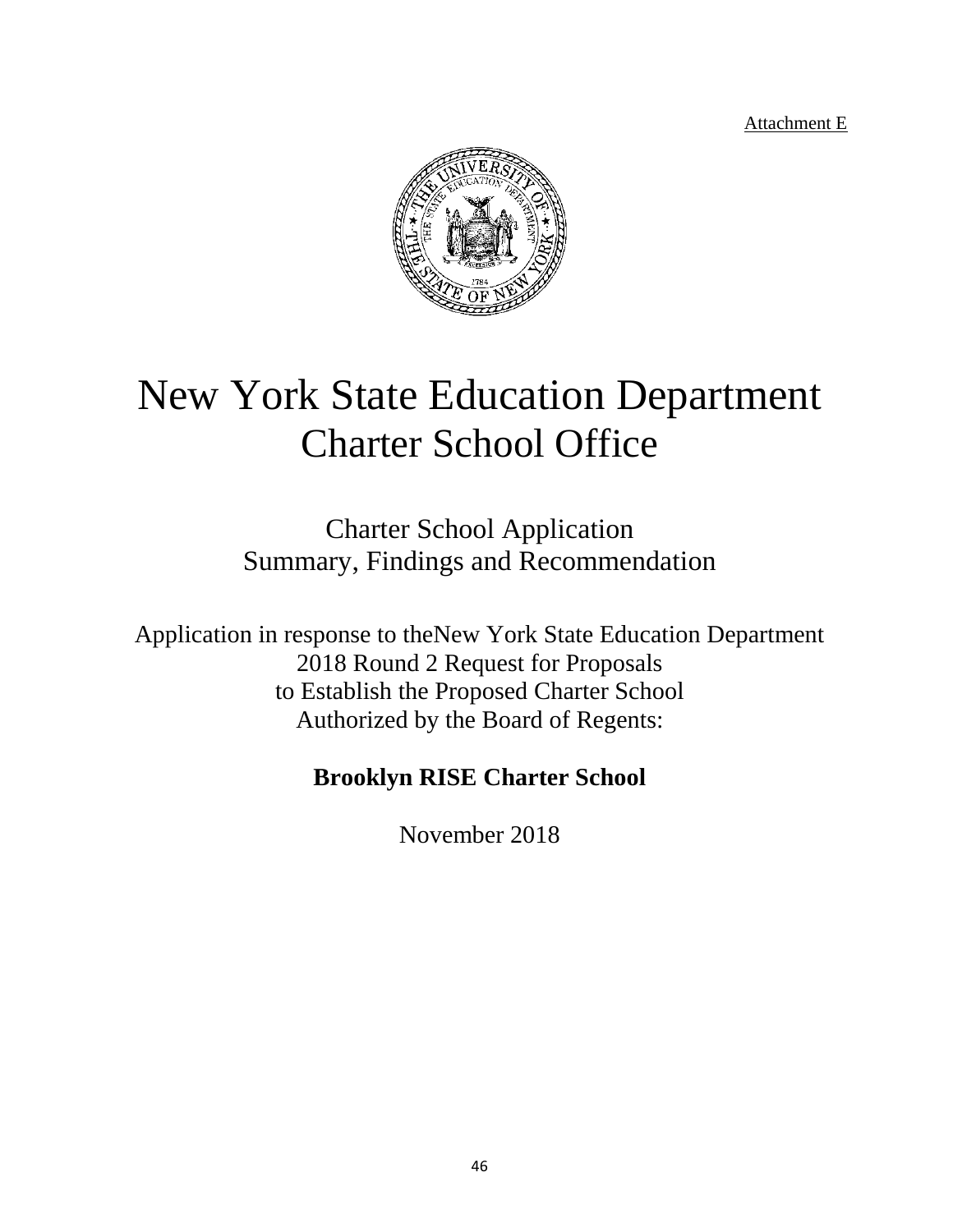Attachment E

# New York State Education Department
# Charter School Office

## Charter School Application
## Summary, Findings and Recommendation

Application in response to theNew York State Education Department
2018 Round 2 Request for Proposals
to Establish the Proposed Charter School
Authorized by the Board of Regents:

**Brooklyn RISE Charter School**

November 2018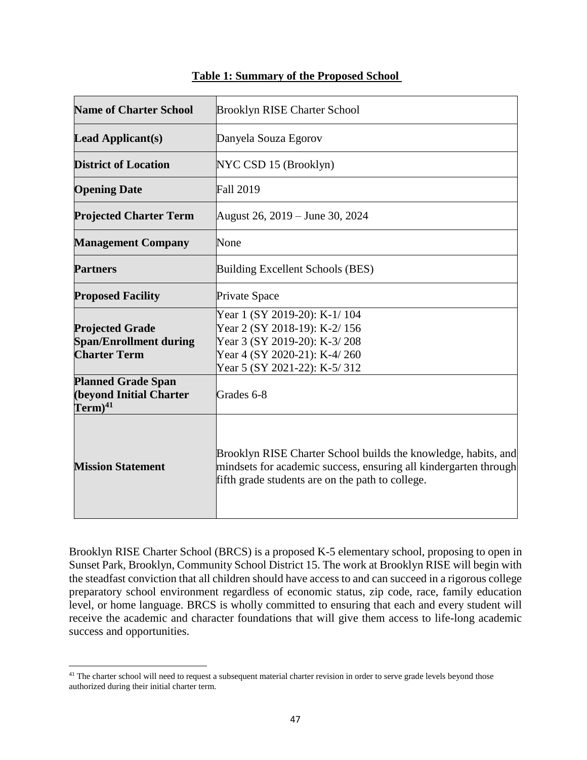**Table 1: Summary of the Proposed School**

| | |
|---|---|
| **Name of Charter School** | Brooklyn RISE Charter School |
| **Lead Applicant(s)** | Danyela Souza Egorov |
| **District of Location** | NYC CSD 15 (Brooklyn) |
| **Opening Date** | Fall 2019 |
| **Projected Charter Term** | August 26, 2019 – June 30, 2024 |
| **Management Company** | None |
| **Partners** | Building Excellent Schools (BES) |
| **Proposed Facility** | Private Space |
| **Projected Grade Span/Enrollment during Charter Term** | Year 1 (SY 2019-20): K-1/ 104<br>Year 2 (SY 2018-19): K-2/ 156<br>Year 3 (SY 2019-20): K-3/ 208<br>Year 4 (SY 2020-21): K-4/ 260<br>Year 5 (SY 2021-22): K-5/ 312 |
| **Planned Grade Span (beyond Initial Charter Term)**[41] | Grades 6-8 |
| **Mission Statement** | Brooklyn RISE Charter School builds the knowledge, habits, and mindsets for academic success, ensuring all kindergarten through fifth grade students are on the path to college. |

Brooklyn RISE Charter School (BRCS) is a proposed K-5 elementary school, proposing to open in Sunset Park, Brooklyn, Community School District 15. The work at Brooklyn RISE will begin with the steadfast conviction that all children should have access to and can succeed in a rigorous college preparatory school environment regardless of economic status, zip code, race, family education level, or home language. BRCS is wholly committed to ensuring that each and every student will receive the academic and character foundations that will give them access to life-long academic success and opportunities.

[41] The charter school will need to request a subsequent material charter revision in order to serve grade levels beyond those authorized during their initial charter term.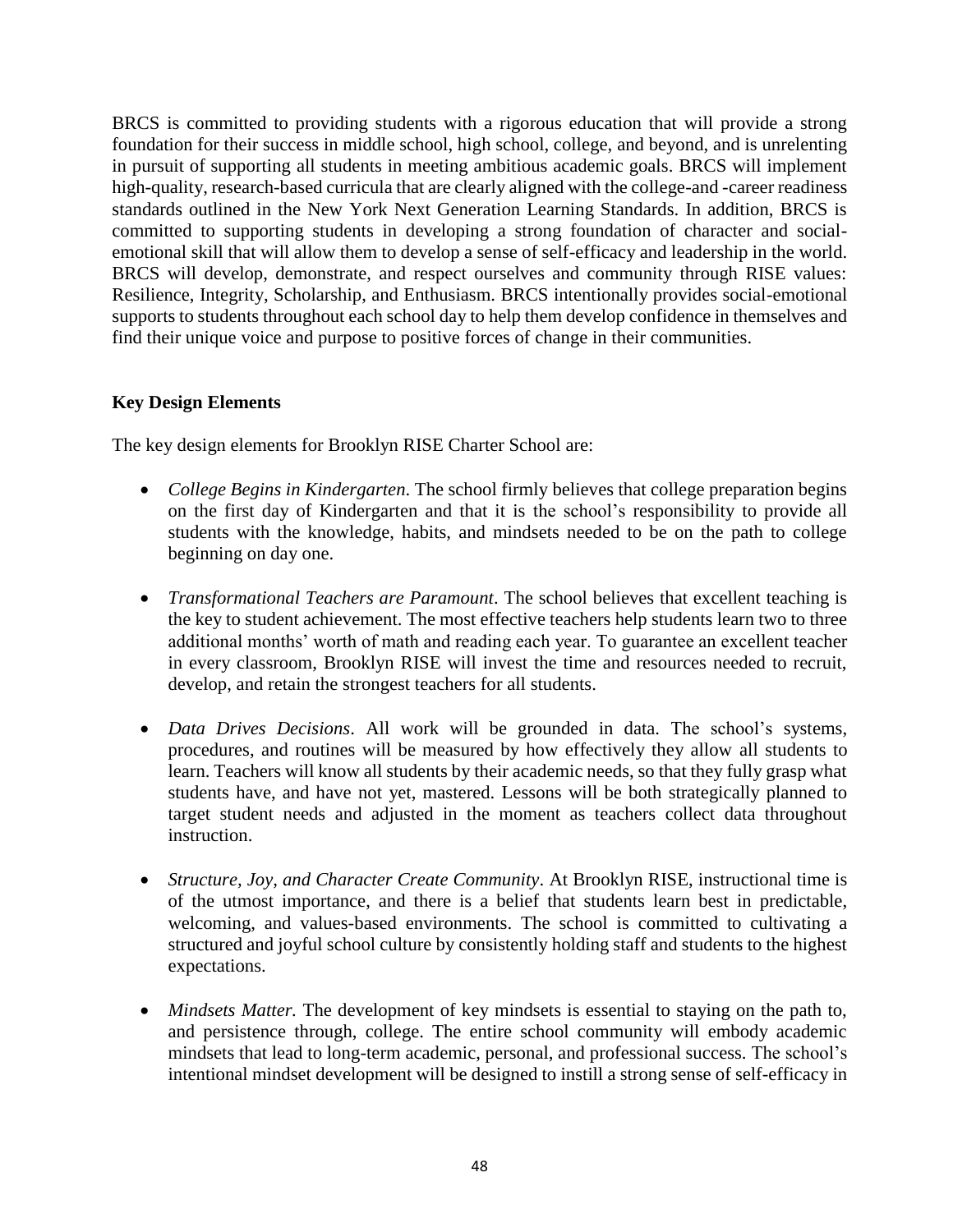BRCS is committed to providing students with a rigorous education that will provide a strong foundation for their success in middle school, high school, college, and beyond, and is unrelenting in pursuit of supporting all students in meeting ambitious academic goals. BRCS will implement high-quality, research-based curricula that are clearly aligned with the college-and -career readiness standards outlined in the New York Next Generation Learning Standards. In addition, BRCS is committed to supporting students in developing a strong foundation of character and social-emotional skill that will allow them to develop a sense of self-efficacy and leadership in the world. BRCS will develop, demonstrate, and respect ourselves and community through RISE values: Resilience, Integrity, Scholarship, and Enthusiasm. BRCS intentionally provides social-emotional supports to students throughout each school day to help them develop confidence in themselves and find their unique voice and purpose to positive forces of change in their communities.

**Key Design Elements**

The key design elements for Brooklyn RISE Charter School are:

- *College Begins in Kindergarten*. The school firmly believes that college preparation begins on the first day of Kindergarten and that it is the school's responsibility to provide all students with the knowledge, habits, and mindsets needed to be on the path to college beginning on day one.

- *Transformational Teachers are Paramount*. The school believes that excellent teaching is the key to student achievement. The most effective teachers help students learn two to three additional months' worth of math and reading each year. To guarantee an excellent teacher in every classroom, Brooklyn RISE will invest the time and resources needed to recruit, develop, and retain the strongest teachers for all students.

- *Data Drives Decisions*. All work will be grounded in data. The school's systems, procedures, and routines will be measured by how effectively they allow all students to learn. Teachers will know all students by their academic needs, so that they fully grasp what students have, and have not yet, mastered. Lessons will be both strategically planned to target student needs and adjusted in the moment as teachers collect data throughout instruction.

- *Structure, Joy, and Character Create Community*. At Brooklyn RISE, instructional time is of the utmost importance, and there is a belief that students learn best in predictable, welcoming, and values-based environments. The school is committed to cultivating a structured and joyful school culture by consistently holding staff and students to the highest expectations.

- *Mindsets Matter.* The development of key mindsets is essential to staying on the path to, and persistence through, college. The entire school community will embody academic mindsets that lead to long-term academic, personal, and professional success. The school's intentional mindset development will be designed to instill a strong sense of self-efficacy in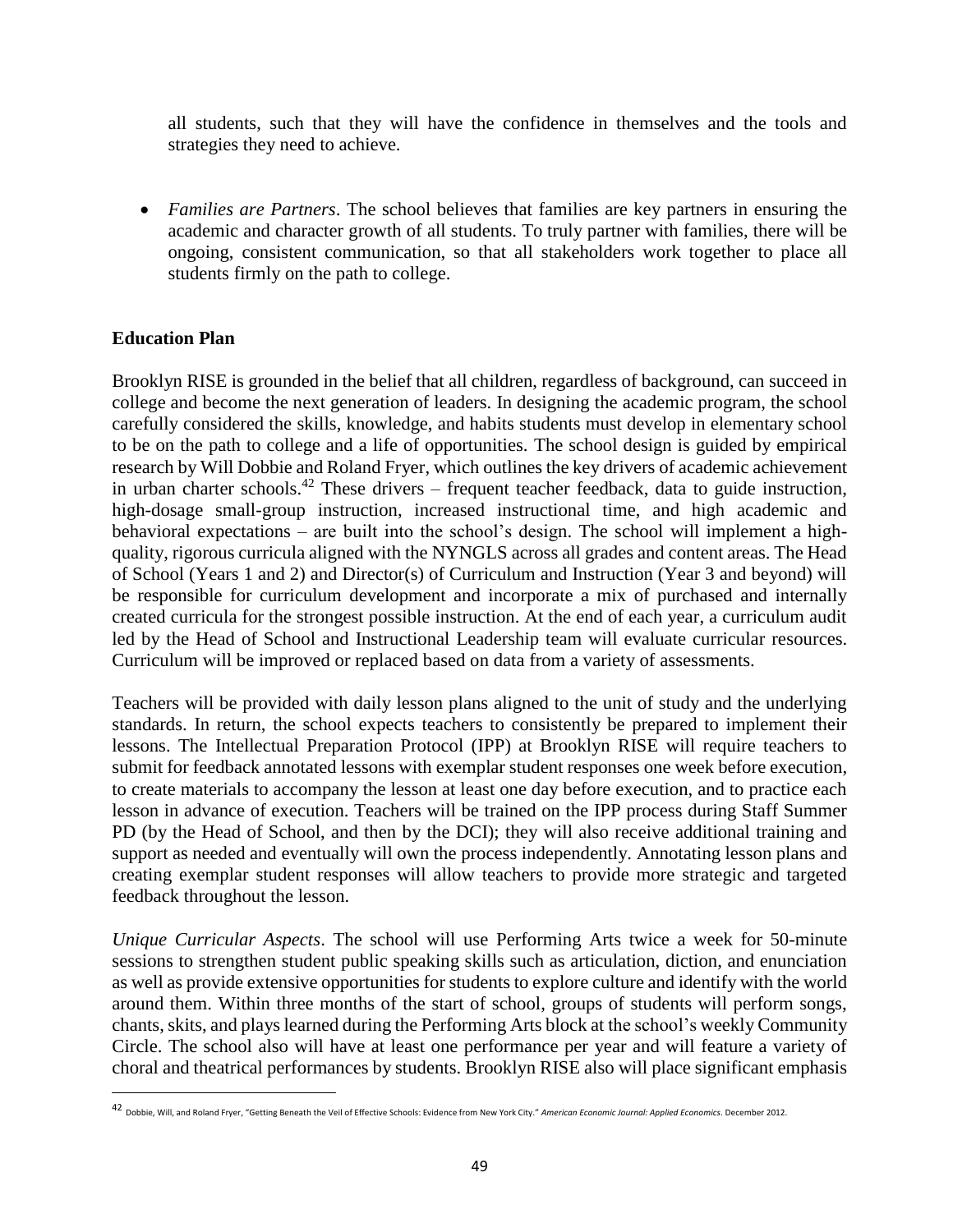all students, such that they will have the confidence in themselves and the tools and strategies they need to achieve.

- *Families are Partners*. The school believes that families are key partners in ensuring the academic and character growth of all students. To truly partner with families, there will be ongoing, consistent communication, so that all stakeholders work together to place all students firmly on the path to college.

**Education Plan**

Brooklyn RISE is grounded in the belief that all children, regardless of background, can succeed in college and become the next generation of leaders. In designing the academic program, the school carefully considered the skills, knowledge, and habits students must develop in elementary school to be on the path to college and a life of opportunities. The school design is guided by empirical research by Will Dobbie and Roland Fryer, which outlines the key drivers of academic achievement in urban charter schools.[42] These drivers – frequent teacher feedback, data to guide instruction, high-dosage small-group instruction, increased instructional time, and high academic and behavioral expectations – are built into the school's design. The school will implement a high-quality, rigorous curricula aligned with the NYNGLS across all grades and content areas. The Head of School (Years 1 and 2) and Director(s) of Curriculum and Instruction (Year 3 and beyond) will be responsible for curriculum development and incorporate a mix of purchased and internally created curricula for the strongest possible instruction. At the end of each year, a curriculum audit led by the Head of School and Instructional Leadership team will evaluate curricular resources. Curriculum will be improved or replaced based on data from a variety of assessments.

Teachers will be provided with daily lesson plans aligned to the unit of study and the underlying standards. In return, the school expects teachers to consistently be prepared to implement their lessons. The Intellectual Preparation Protocol (IPP) at Brooklyn RISE will require teachers to submit for feedback annotated lessons with exemplar student responses one week before execution, to create materials to accompany the lesson at least one day before execution, and to practice each lesson in advance of execution. Teachers will be trained on the IPP process during Staff Summer PD (by the Head of School, and then by the DCI); they will also receive additional training and support as needed and eventually will own the process independently. Annotating lesson plans and creating exemplar student responses will allow teachers to provide more strategic and targeted feedback throughout the lesson.

*Unique Curricular Aspects*. The school will use Performing Arts twice a week for 50-minute sessions to strengthen student public speaking skills such as articulation, diction, and enunciation as well as provide extensive opportunities for students to explore culture and identify with the world around them. Within three months of the start of school, groups of students will perform songs, chants, skits, and plays learned during the Performing Arts block at the school's weekly Community Circle. The school also will have at least one performance per year and will feature a variety of choral and theatrical performances by students. Brooklyn RISE also will place significant emphasis

[42] Dobbie, Will, and Roland Fryer, "Getting Beneath the Veil of Effective Schools: Evidence from New York City." *American Economic Journal: Applied Economics*. December 2012.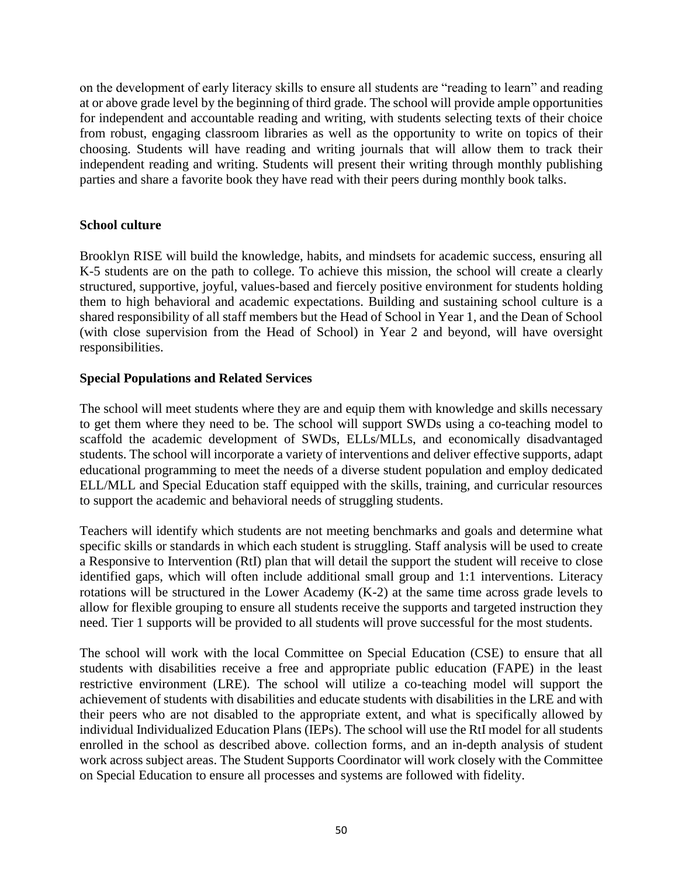on the development of early literacy skills to ensure all students are "reading to learn" and reading at or above grade level by the beginning of third grade. The school will provide ample opportunities for independent and accountable reading and writing, with students selecting texts of their choice from robust, engaging classroom libraries as well as the opportunity to write on topics of their choosing. Students will have reading and writing journals that will allow them to track their independent reading and writing. Students will present their writing through monthly publishing parties and share a favorite book they have read with their peers during monthly book talks.

**School culture**

Brooklyn RISE will build the knowledge, habits, and mindsets for academic success, ensuring all K-5 students are on the path to college. To achieve this mission, the school will create a clearly structured, supportive, joyful, values-based and fiercely positive environment for students holding them to high behavioral and academic expectations. Building and sustaining school culture is a shared responsibility of all staff members but the Head of School in Year 1, and the Dean of School (with close supervision from the Head of School) in Year 2 and beyond, will have oversight responsibilities.

**Special Populations and Related Services**

The school will meet students where they are and equip them with knowledge and skills necessary to get them where they need to be. The school will support SWDs using a co-teaching model to scaffold the academic development of SWDs, ELLs/MLLs, and economically disadvantaged students. The school will incorporate a variety of interventions and deliver effective supports, adapt educational programming to meet the needs of a diverse student population and employ dedicated ELL/MLL and Special Education staff equipped with the skills, training, and curricular resources to support the academic and behavioral needs of struggling students.

Teachers will identify which students are not meeting benchmarks and goals and determine what specific skills or standards in which each student is struggling. Staff analysis will be used to create a Responsive to Intervention (RtI) plan that will detail the support the student will receive to close identified gaps, which will often include additional small group and 1:1 interventions. Literacy rotations will be structured in the Lower Academy (K-2) at the same time across grade levels to allow for flexible grouping to ensure all students receive the supports and targeted instruction they need. Tier 1 supports will be provided to all students will prove successful for the most students.

The school will work with the local Committee on Special Education (CSE) to ensure that all students with disabilities receive a free and appropriate public education (FAPE) in the least restrictive environment (LRE). The school will utilize a co-teaching model will support the achievement of students with disabilities and educate students with disabilities in the LRE and with their peers who are not disabled to the appropriate extent, and what is specifically allowed by individual Individualized Education Plans (IEPs). The school will use the RtI model for all students enrolled in the school as described above. collection forms, and an in-depth analysis of student work across subject areas. The Student Supports Coordinator will work closely with the Committee on Special Education to ensure all processes and systems are followed with fidelity.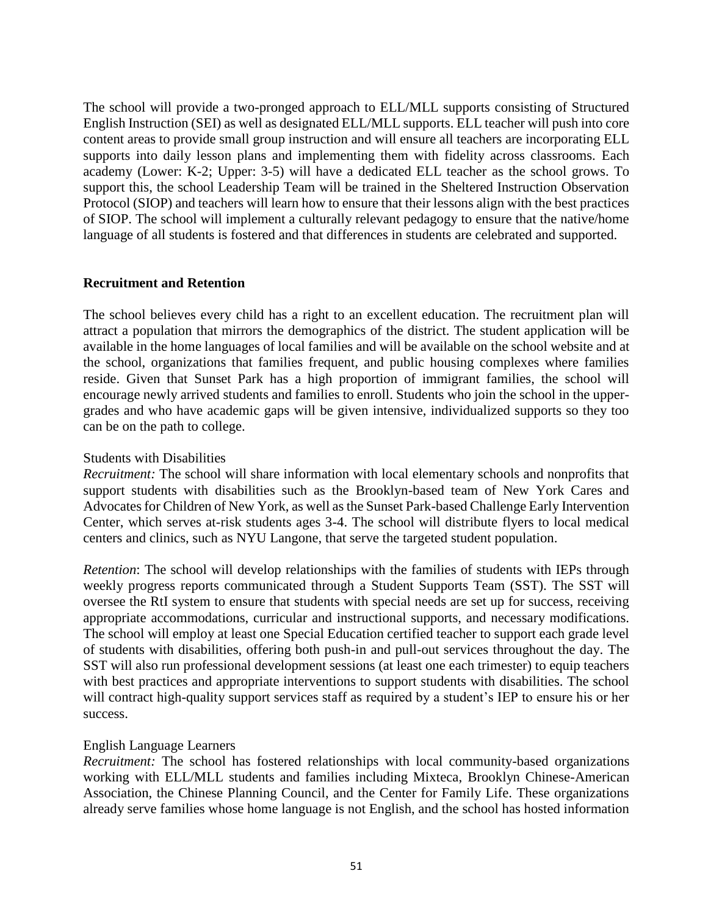The school will provide a two-pronged approach to ELL/MLL supports consisting of Structured English Instruction (SEI) as well as designated ELL/MLL supports. ELL teacher will push into core content areas to provide small group instruction and will ensure all teachers are incorporating ELL supports into daily lesson plans and implementing them with fidelity across classrooms. Each academy (Lower: K-2; Upper: 3-5) will have a dedicated ELL teacher as the school grows. To support this, the school Leadership Team will be trained in the Sheltered Instruction Observation Protocol (SIOP) and teachers will learn how to ensure that their lessons align with the best practices of SIOP. The school will implement a culturally relevant pedagogy to ensure that the native/home language of all students is fostered and that differences in students are celebrated and supported.

## Recruitment and Retention

The school believes every child has a right to an excellent education. The recruitment plan will attract a population that mirrors the demographics of the district. The student application will be available in the home languages of local families and will be available on the school website and at the school, organizations that families frequent, and public housing complexes where families reside. Given that Sunset Park has a high proportion of immigrant families, the school will encourage newly arrived students and families to enroll. Students who join the school in the upper-grades and who have academic gaps will be given intensive, individualized supports so they too can be on the path to college.

### Students with Disabilities

*Recruitment:* The school will share information with local elementary schools and nonprofits that support students with disabilities such as the Brooklyn-based team of New York Cares and Advocates for Children of New York, as well as the Sunset Park-based Challenge Early Intervention Center, which serves at-risk students ages 3-4. The school will distribute flyers to local medical centers and clinics, such as NYU Langone, that serve the targeted student population.

*Retention*: The school will develop relationships with the families of students with IEPs through weekly progress reports communicated through a Student Supports Team (SST). The SST will oversee the RtI system to ensure that students with special needs are set up for success, receiving appropriate accommodations, curricular and instructional supports, and necessary modifications. The school will employ at least one Special Education certified teacher to support each grade level of students with disabilities, offering both push-in and pull-out services throughout the day. The SST will also run professional development sessions (at least one each trimester) to equip teachers with best practices and appropriate interventions to support students with disabilities. The school will contract high-quality support services staff as required by a student's IEP to ensure his or her success.

### English Language Learners

*Recruitment:* The school has fostered relationships with local community-based organizations working with ELL/MLL students and families including Mixteca, Brooklyn Chinese-American Association, the Chinese Planning Council, and the Center for Family Life. These organizations already serve families whose home language is not English, and the school has hosted information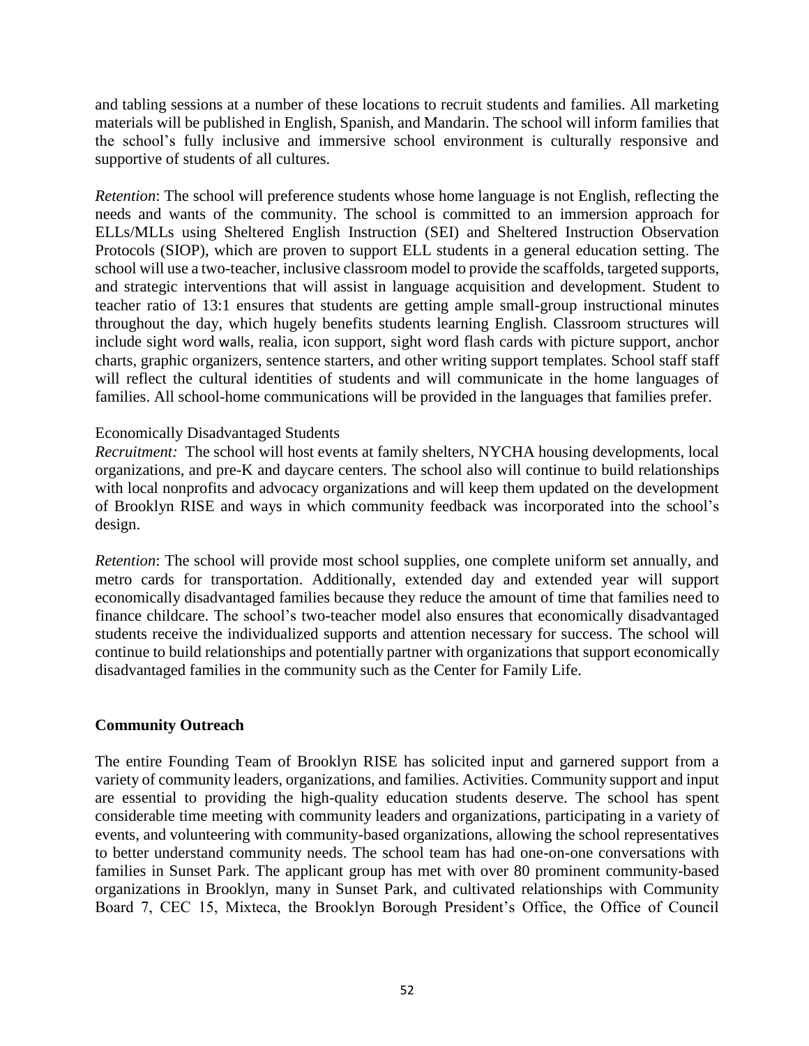and tabling sessions at a number of these locations to recruit students and families. All marketing materials will be published in English, Spanish, and Mandarin. The school will inform families that the school's fully inclusive and immersive school environment is culturally responsive and supportive of students of all cultures.

*Retention*: The school will preference students whose home language is not English, reflecting the needs and wants of the community. The school is committed to an immersion approach for ELLs/MLLs using Sheltered English Instruction (SEI) and Sheltered Instruction Observation Protocols (SIOP), which are proven to support ELL students in a general education setting. The school will use a two-teacher, inclusive classroom model to provide the scaffolds, targeted supports, and strategic interventions that will assist in language acquisition and development. Student to teacher ratio of 13:1 ensures that students are getting ample small-group instructional minutes throughout the day, which hugely benefits students learning English. Classroom structures will include sight word walls, realia, icon support, sight word flash cards with picture support, anchor charts, graphic organizers, sentence starters, and other writing support templates. School staff staff will reflect the cultural identities of students and will communicate in the home languages of families. All school-home communications will be provided in the languages that families prefer.

Economically Disadvantaged Students

*Recruitment:* The school will host events at family shelters, NYCHA housing developments, local organizations, and pre-K and daycare centers. The school also will continue to build relationships with local nonprofits and advocacy organizations and will keep them updated on the development of Brooklyn RISE and ways in which community feedback was incorporated into the school's design.

*Retention*: The school will provide most school supplies, one complete uniform set annually, and metro cards for transportation. Additionally, extended day and extended year will support economically disadvantaged families because they reduce the amount of time that families need to finance childcare. The school's two-teacher model also ensures that economically disadvantaged students receive the individualized supports and attention necessary for success. The school will continue to build relationships and potentially partner with organizations that support economically disadvantaged families in the community such as the Center for Family Life.

**Community Outreach**

The entire Founding Team of Brooklyn RISE has solicited input and garnered support from a variety of community leaders, organizations, and families. Activities. Community support and input are essential to providing the high-quality education students deserve. The school has spent considerable time meeting with community leaders and organizations, participating in a variety of events, and volunteering with community-based organizations, allowing the school representatives to better understand community needs. The school team has had one-on-one conversations with families in Sunset Park. The applicant group has met with over 80 prominent community-based organizations in Brooklyn, many in Sunset Park, and cultivated relationships with Community Board 7, CEC 15, Mixteca, the Brooklyn Borough President's Office, the Office of Council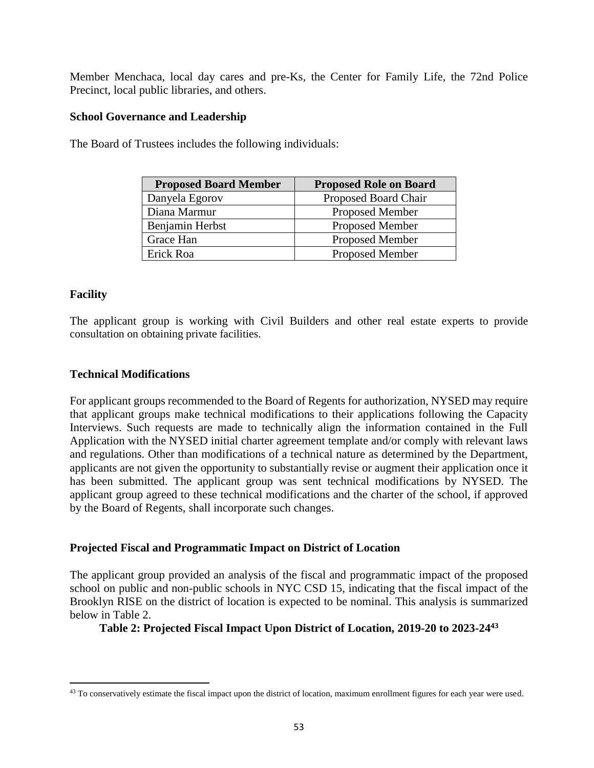Member Menchaca, local day cares and pre-Ks, the Center for Family Life, the 72nd Police Precinct, local public libraries, and others.

**School Governance and Leadership**

The Board of Trustees includes the following individuals:

| Proposed Board Member | Proposed Role on Board |
|---|---|
| Danyela Egorov | Proposed Board Chair |
| Diana Marmur | Proposed Member |
| Benjamin Herbst | Proposed Member |
| Grace Han | Proposed Member |
| Erick Roa | Proposed Member |

**Facility**

The applicant group is working with Civil Builders and other real estate experts to provide consultation on obtaining private facilities.

**Technical Modifications**

For applicant groups recommended to the Board of Regents for authorization, NYSED may require that applicant groups make technical modifications to their applications following the Capacity Interviews. Such requests are made to technically align the information contained in the Full Application with the NYSED initial charter agreement template and/or comply with relevant laws and regulations. Other than modifications of a technical nature as determined by the Department, applicants are not given the opportunity to substantially revise or augment their application once it has been submitted. The applicant group was sent technical modifications by NYSED. The applicant group agreed to these technical modifications and the charter of the school, if approved by the Board of Regents, shall incorporate such changes.

**Projected Fiscal and Programmatic Impact on District of Location**

The applicant group provided an analysis of the fiscal and programmatic impact of the proposed school on public and non-public schools in NYC CSD 15, indicating that the fiscal impact of the Brooklyn RISE on the district of location is expected to be nominal. This analysis is summarized below in Table 2.

**Table 2: Projected Fiscal Impact Upon District of Location, 2019-20 to 2023-24[43]**

[43] To conservatively estimate the fiscal impact upon the district of location, maximum enrollment figures for each year were used.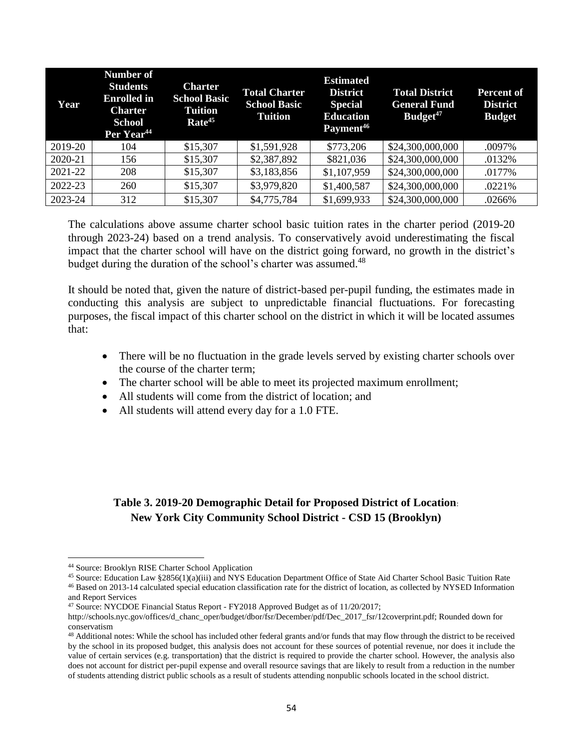| Year | Number of Students Enrolled in Charter School Per Year[44] | Charter School Basic Tuition Rate[45] | Total Charter School Basic Tuition | Estimated District Special Education Payment[46] | Total District General Fund Budget[47] | Percent of District Budget |
|---|---|---|---|---|---|---|
| 2019-20 | 104 | $15,307 | $1,591,928 | $773,206 | $24,300,000,000 | .0097% |
| 2020-21 | 156 | $15,307 | $2,387,892 | $821,036 | $24,300,000,000 | .0132% |
| 2021-22 | 208 | $15,307 | $3,183,856 | $1,107,959 | $24,300,000,000 | .0177% |
| 2022-23 | 260 | $15,307 | $3,979,820 | $1,400,587 | $24,300,000,000 | .0221% |
| 2023-24 | 312 | $15,307 | $4,775,784 | $1,699,933 | $24,300,000,000 | .0266% |

The calculations above assume charter school basic tuition rates in the charter period (2019-20 through 2023-24) based on a trend analysis. To conservatively avoid underestimating the fiscal impact that the charter school will have on the district going forward, no growth in the district's budget during the duration of the school's charter was assumed.[48]

It should be noted that, given the nature of district-based per-pupil funding, the estimates made in conducting this analysis are subject to unpredictable financial fluctuations. For forecasting purposes, the fiscal impact of this charter school on the district in which it will be located assumes that:

- There will be no fluctuation in the grade levels served by existing charter schools over the course of the charter term;
- The charter school will be able to meet its projected maximum enrollment;
- All students will come from the district of location; and
- All students will attend every day for a 1.0 FTE.

**Table 3. 2019-20 Demographic Detail for Proposed District of Location: New York City Community School District - CSD 15 (Brooklyn)**

[44] Source: Brooklyn RISE Charter School Application

[45] Source: Education Law §2856(1)(a)(iii) and NYS Education Department Office of State Aid Charter School Basic Tuition Rate

[46] Based on 2013-14 calculated special education classification rate for the district of location, as collected by NYSED Information and Report Services

[47] Source: NYCDOE Financial Status Report - FY2018 Approved Budget as of 11/20/2017; http://schools.nyc.gov/offices/d_chanc_oper/budget/dbor/fsr/December/pdf/Dec_2017_fsr/12coverprint.pdf; Rounded down for conservatism

[48] Additional notes: While the school has included other federal grants and/or funds that may flow through the district to be received by the school in its proposed budget, this analysis does not account for these sources of potential revenue, nor does it include the value of certain services (e.g. transportation) that the district is required to provide the charter school. However, the analysis also does not account for district per-pupil expense and overall resource savings that are likely to result from a reduction in the number of students attending district public schools as a result of students attending nonpublic schools located in the school district.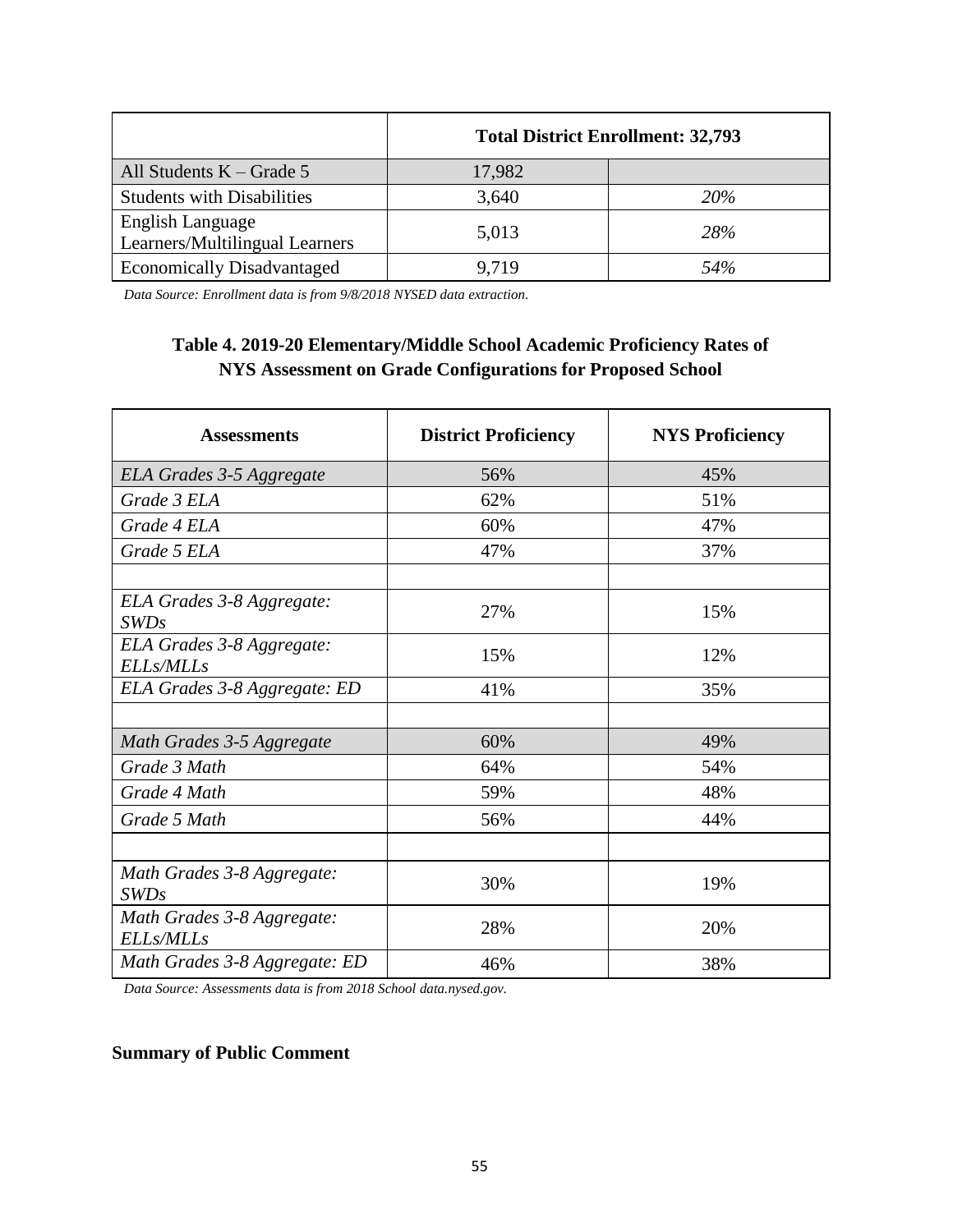| | Total District Enrollment: 32,793 | |
|---|---|---|
| All Students K – Grade 5 | 17,982 | |
| Students with Disabilities | 3,640 | *20%* |
| English Language Learners/Multilingual Learners | 5,013 | *28%* |
| Economically Disadvantaged | 9,719 | *54%* |

*Data Source: Enrollment data is from 9/8/2018 NYSED data extraction.*

**Table 4. 2019-20 Elementary/Middle School Academic Proficiency Rates of NYS Assessment on Grade Configurations for Proposed School**

| Assessments | District Proficiency | NYS Proficiency |
|---|---|---|
| *ELA Grades 3-5 Aggregate* | 56% | 45% |
| *Grade 3 ELA* | 62% | 51% |
| *Grade 4 ELA* | 60% | 47% |
| *Grade 5 ELA* | 47% | 37% |
| | | |
| *ELA Grades 3-8 Aggregate: SWDs* | 27% | 15% |
| *ELA Grades 3-8 Aggregate: ELLs/MLLs* | 15% | 12% |
| *ELA Grades 3-8 Aggregate: ED* | 41% | 35% |
| | | |
| *Math Grades 3-5 Aggregate* | 60% | 49% |
| *Grade 3 Math* | 64% | 54% |
| *Grade 4 Math* | 59% | 48% |
| *Grade 5 Math* | 56% | 44% |
| | | |
| *Math Grades 3-8 Aggregate: SWDs* | 30% | 19% |
| *Math Grades 3-8 Aggregate: ELLs/MLLs* | 28% | 20% |
| *Math Grades 3-8 Aggregate: ED* | 46% | 38% |

*Data Source: Assessments data is from 2018 School data.nysed.gov.*

**Summary of Public Comment**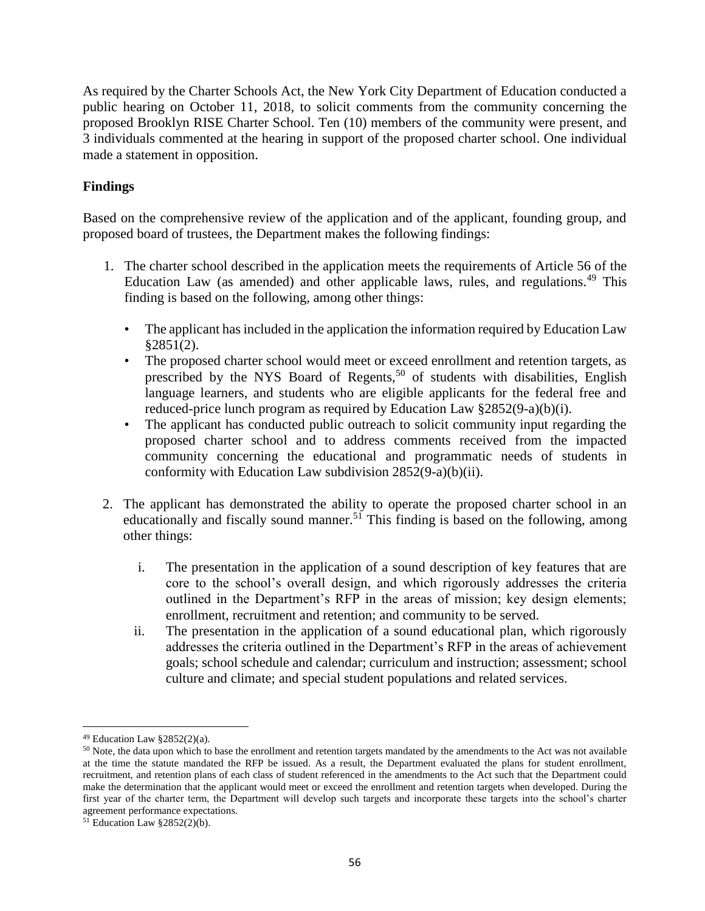As required by the Charter Schools Act, the New York City Department of Education conducted a public hearing on October 11, 2018, to solicit comments from the community concerning the proposed Brooklyn RISE Charter School. Ten (10) members of the community were present, and 3 individuals commented at the hearing in support of the proposed charter school. One individual made a statement in opposition.

**Findings**

Based on the comprehensive review of the application and of the applicant, founding group, and proposed board of trustees, the Department makes the following findings:

1. The charter school described in the application meets the requirements of Article 56 of the Education Law (as amended) and other applicable laws, rules, and regulations.[49] This finding is based on the following, among other things:

   - The applicant has included in the application the information required by Education Law §2851(2).
   - The proposed charter school would meet or exceed enrollment and retention targets, as prescribed by the NYS Board of Regents,[50] of students with disabilities, English language learners, and students who are eligible applicants for the federal free and reduced-price lunch program as required by Education Law §2852(9-a)(b)(i).
   - The applicant has conducted public outreach to solicit community input regarding the proposed charter school and to address comments received from the impacted community concerning the educational and programmatic needs of students in conformity with Education Law subdivision 2852(9-a)(b)(ii).

2. The applicant has demonstrated the ability to operate the proposed charter school in an educationally and fiscally sound manner.[51] This finding is based on the following, among other things:

   i. The presentation in the application of a sound description of key features that are core to the school's overall design, and which rigorously addresses the criteria outlined in the Department's RFP in the areas of mission; key design elements; enrollment, recruitment and retention; and community to be served.

   ii. The presentation in the application of a sound educational plan, which rigorously addresses the criteria outlined in the Department's RFP in the areas of achievement goals; school schedule and calendar; curriculum and instruction; assessment; school culture and climate; and special student populations and related services.

---

[49] Education Law §2852(2)(a).

[50] Note, the data upon which to base the enrollment and retention targets mandated by the amendments to the Act was not available at the time the statute mandated the RFP be issued. As a result, the Department evaluated the plans for student enrollment, recruitment, and retention plans of each class of student referenced in the amendments to the Act such that the Department could make the determination that the applicant would meet or exceed the enrollment and retention targets when developed. During the first year of the charter term, the Department will develop such targets and incorporate these targets into the school's charter agreement performance expectations.

[51] Education Law §2852(2)(b).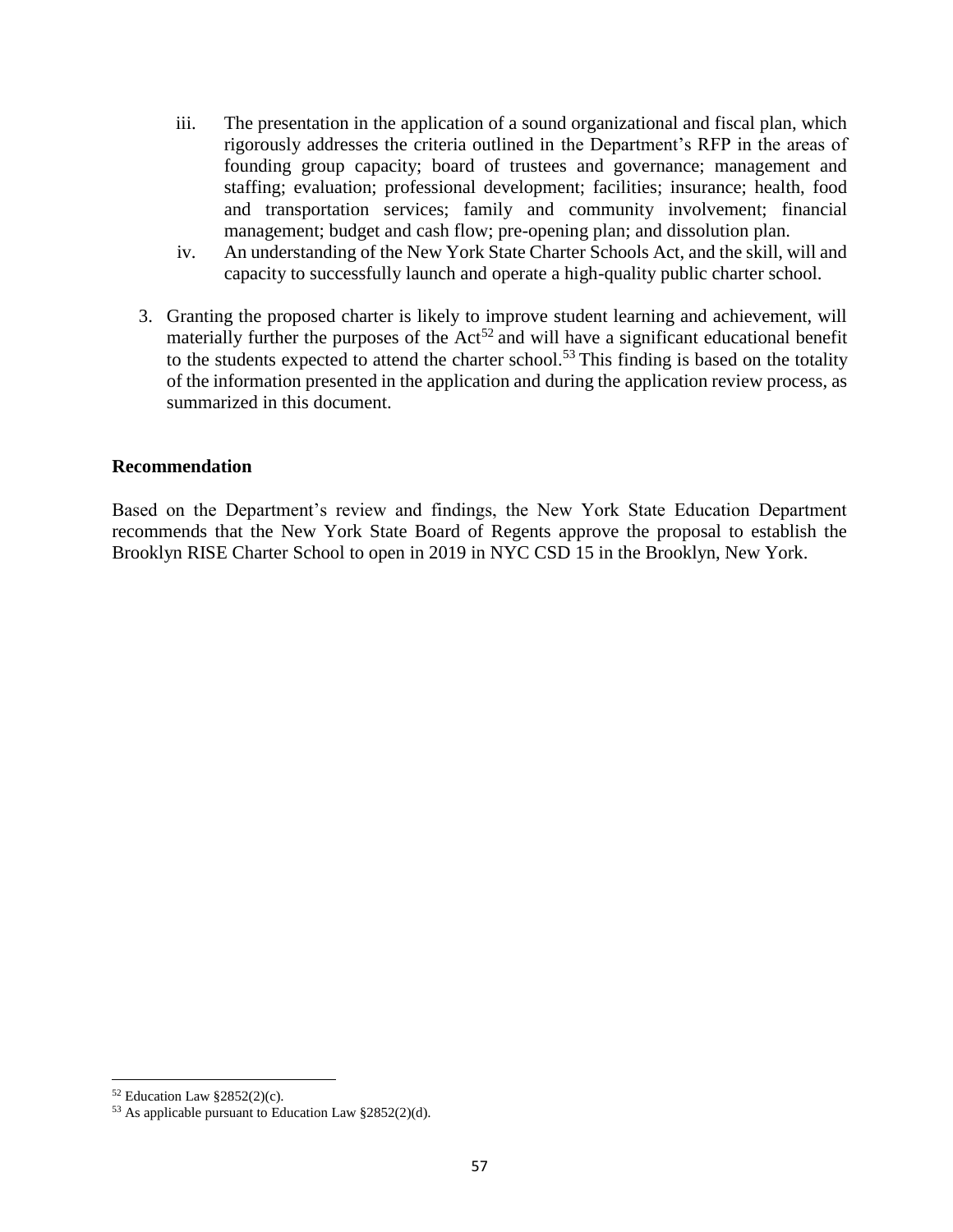iii. The presentation in the application of a sound organizational and fiscal plan, which rigorously addresses the criteria outlined in the Department's RFP in the areas of founding group capacity; board of trustees and governance; management and staffing; evaluation; professional development; facilities; insurance; health, food and transportation services; family and community involvement; financial management; budget and cash flow; pre-opening plan; and dissolution plan.

iv. An understanding of the New York State Charter Schools Act, and the skill, will and capacity to successfully launch and operate a high-quality public charter school.

3. Granting the proposed charter is likely to improve student learning and achievement, will materially further the purposes of the Act[52] and will have a significant educational benefit to the students expected to attend the charter school.[53] This finding is based on the totality of the information presented in the application and during the application review process, as summarized in this document.

**Recommendation**

Based on the Department's review and findings, the New York State Education Department recommends that the New York State Board of Regents approve the proposal to establish the Brooklyn RISE Charter School to open in 2019 in NYC CSD 15 in the Brooklyn, New York.

---

[52] Education Law §2852(2)(c).

[53] As applicable pursuant to Education Law §2852(2)(d).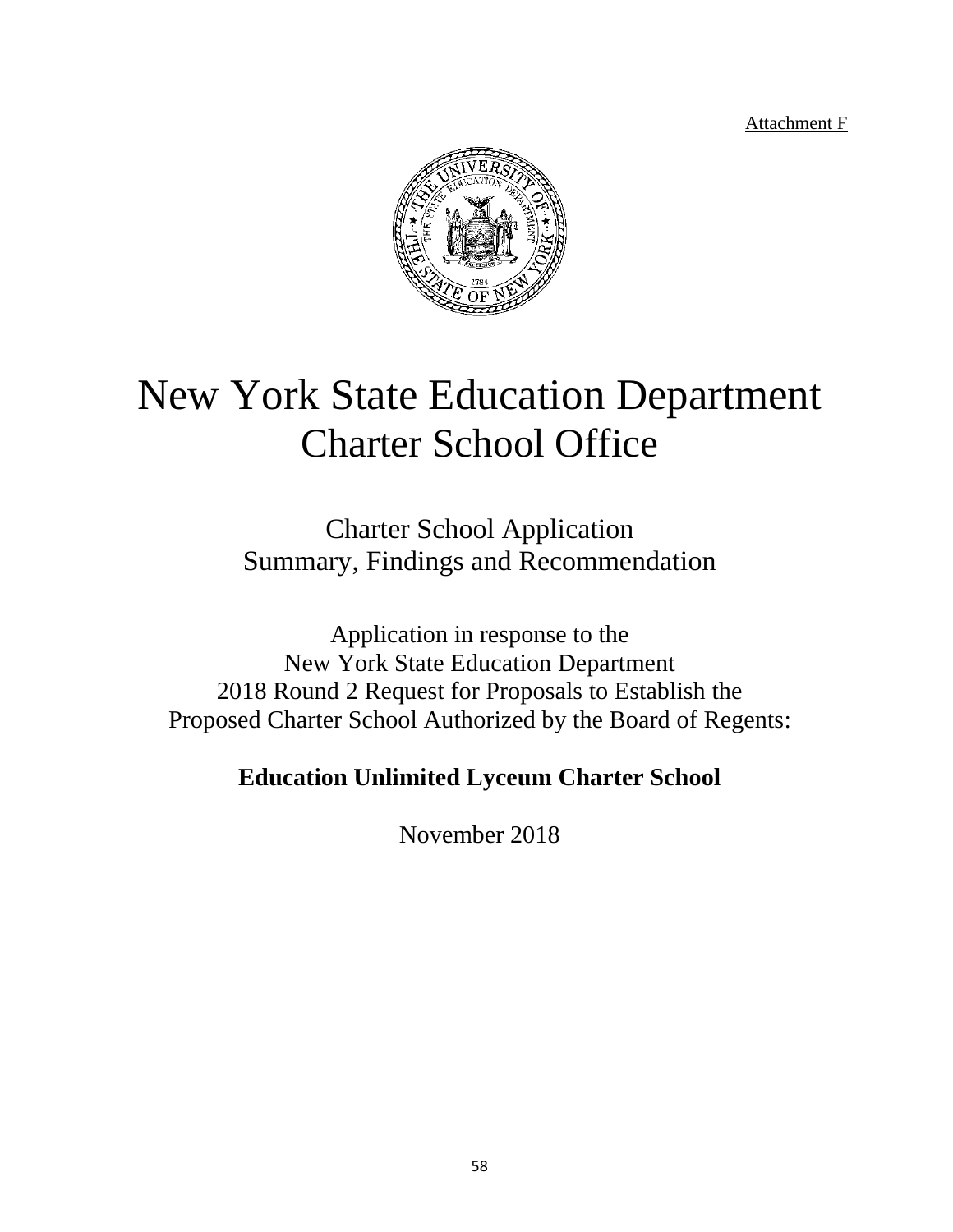Attachment F

# New York State Education Department
# Charter School Office

## Charter School Application
## Summary, Findings and Recommendation

Application in response to the
New York State Education Department
2018 Round 2 Request for Proposals to Establish the
Proposed Charter School Authorized by the Board of Regents:

**Education Unlimited Lyceum Charter School**

November 2018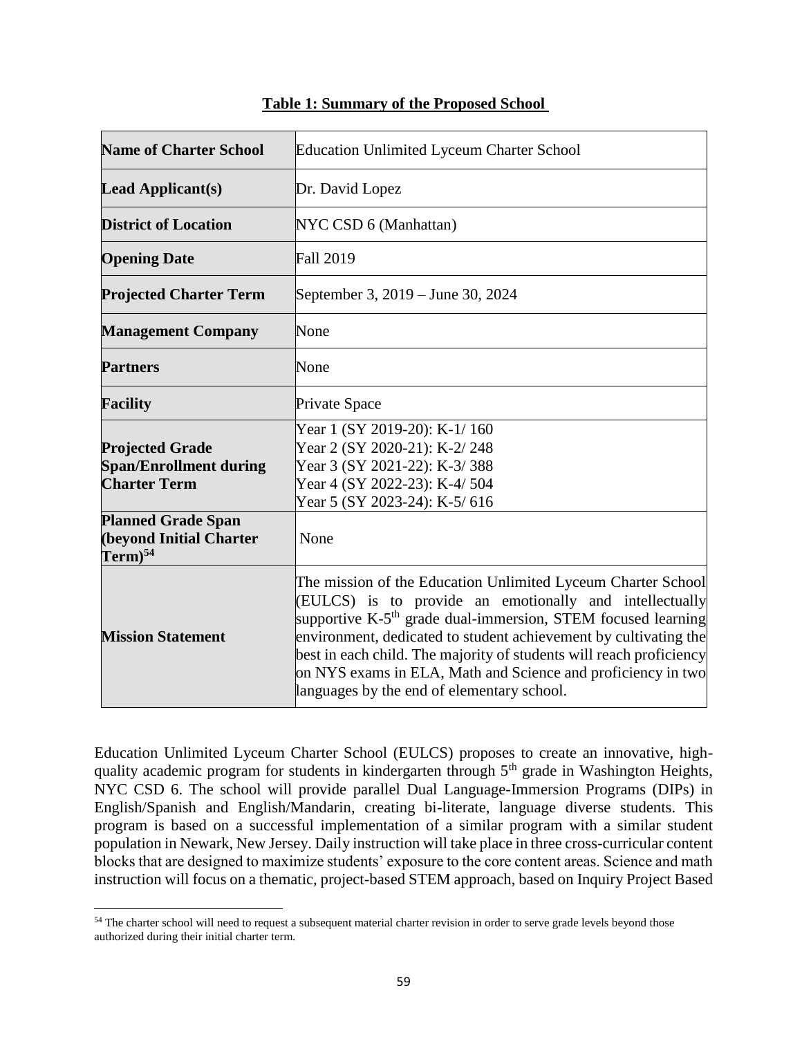**Table 1: Summary of the Proposed School**

| | |
|---|---|
| **Name of Charter School** | Education Unlimited Lyceum Charter School |
| **Lead Applicant(s)** | Dr. David Lopez |
| **District of Location** | NYC CSD 6 (Manhattan) |
| **Opening Date** | Fall 2019 |
| **Projected Charter Term** | September 3, 2019 – June 30, 2024 |
| **Management Company** | None |
| **Partners** | None |
| **Facility** | Private Space |
| **Projected Grade Span/Enrollment during Charter Term** | Year 1 (SY 2019-20): K-1/ 160<br>Year 2 (SY 2020-21): K-2/ 248<br>Year 3 (SY 2021-22): K-3/ 388<br>Year 4 (SY 2022-23): K-4/ 504<br>Year 5 (SY 2023-24): K-5/ 616 |
| **Planned Grade Span (beyond Initial Charter Term)**[54] | None |
| **Mission Statement** | The mission of the Education Unlimited Lyceum Charter School (EULCS) is to provide an emotionally and intellectually supportive K-5th grade dual-immersion, STEM focused learning environment, dedicated to student achievement by cultivating the best in each child. The majority of students will reach proficiency on NYS exams in ELA, Math and Science and proficiency in two languages by the end of elementary school. |

Education Unlimited Lyceum Charter School (EULCS) proposes to create an innovative, high-quality academic program for students in kindergarten through 5th grade in Washington Heights, NYC CSD 6. The school will provide parallel Dual Language-Immersion Programs (DIPs) in English/Spanish and English/Mandarin, creating bi-literate, language diverse students. This program is based on a successful implementation of a similar program with a similar student population in Newark, New Jersey. Daily instruction will take place in three cross-curricular content blocks that are designed to maximize students' exposure to the core content areas. Science and math instruction will focus on a thematic, project-based STEM approach, based on Inquiry Project Based

[54] The charter school will need to request a subsequent material charter revision in order to serve grade levels beyond those authorized during their initial charter term.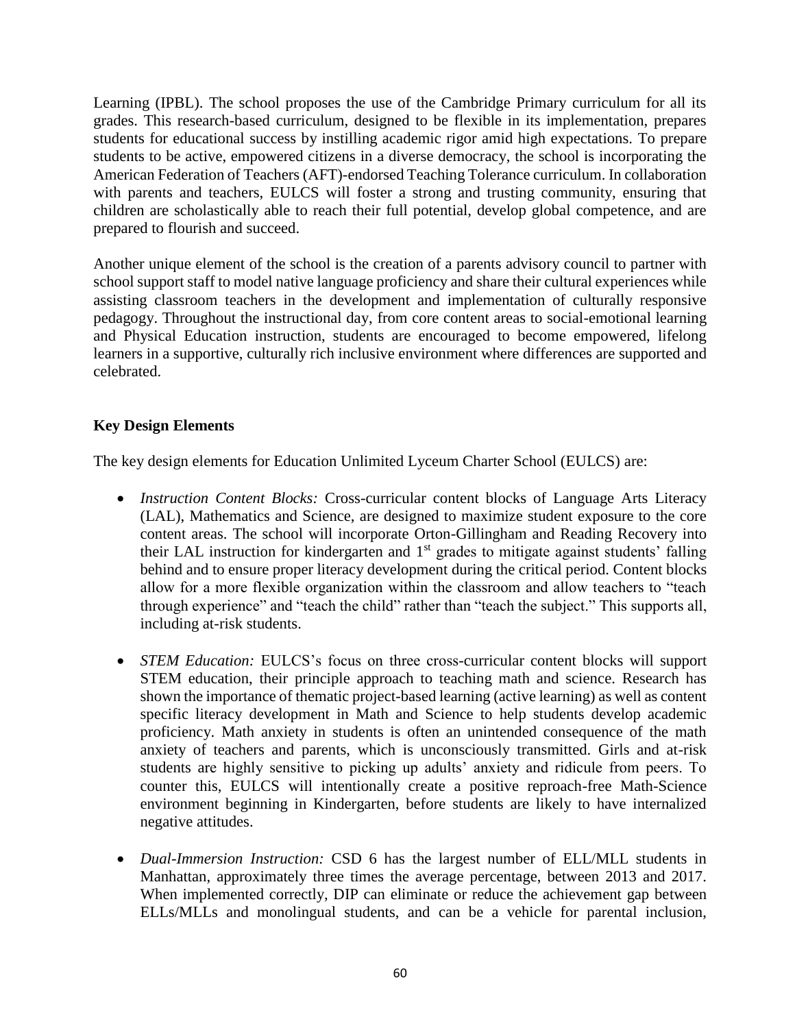Learning (IPBL). The school proposes the use of the Cambridge Primary curriculum for all its grades. This research-based curriculum, designed to be flexible in its implementation, prepares students for educational success by instilling academic rigor amid high expectations. To prepare students to be active, empowered citizens in a diverse democracy, the school is incorporating the American Federation of Teachers (AFT)-endorsed Teaching Tolerance curriculum. In collaboration with parents and teachers, EULCS will foster a strong and trusting community, ensuring that children are scholastically able to reach their full potential, develop global competence, and are prepared to flourish and succeed.

Another unique element of the school is the creation of a parents advisory council to partner with school support staff to model native language proficiency and share their cultural experiences while assisting classroom teachers in the development and implementation of culturally responsive pedagogy. Throughout the instructional day, from core content areas to social-emotional learning and Physical Education instruction, students are encouraged to become empowered, lifelong learners in a supportive, culturally rich inclusive environment where differences are supported and celebrated.

**Key Design Elements**

The key design elements for Education Unlimited Lyceum Charter School (EULCS) are:

- *Instruction Content Blocks:* Cross-curricular content blocks of Language Arts Literacy (LAL), Mathematics and Science, are designed to maximize student exposure to the core content areas. The school will incorporate Orton-Gillingham and Reading Recovery into their LAL instruction for kindergarten and 1st grades to mitigate against students' falling behind and to ensure proper literacy development during the critical period. Content blocks allow for a more flexible organization within the classroom and allow teachers to "teach through experience" and "teach the child" rather than "teach the subject." This supports all, including at-risk students.

- *STEM Education:* EULCS's focus on three cross-curricular content blocks will support STEM education, their principle approach to teaching math and science. Research has shown the importance of thematic project-based learning (active learning) as well as content specific literacy development in Math and Science to help students develop academic proficiency. Math anxiety in students is often an unintended consequence of the math anxiety of teachers and parents, which is unconsciously transmitted. Girls and at-risk students are highly sensitive to picking up adults' anxiety and ridicule from peers. To counter this, EULCS will intentionally create a positive reproach-free Math-Science environment beginning in Kindergarten, before students are likely to have internalized negative attitudes.

- *Dual-Immersion Instruction:* CSD 6 has the largest number of ELL/MLL students in Manhattan, approximately three times the average percentage, between 2013 and 2017. When implemented correctly, DIP can eliminate or reduce the achievement gap between ELLs/MLLs and monolingual students, and can be a vehicle for parental inclusion,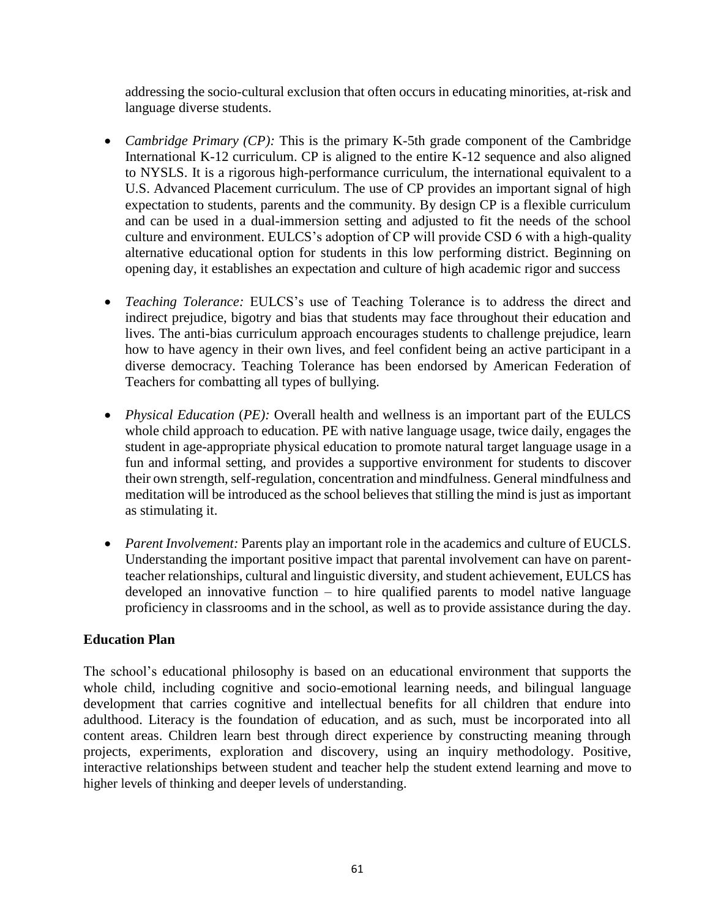addressing the socio-cultural exclusion that often occurs in educating minorities, at-risk and language diverse students.

- *Cambridge Primary (CP):* This is the primary K-5th grade component of the Cambridge International K-12 curriculum. CP is aligned to the entire K-12 sequence and also aligned to NYSLS. It is a rigorous high-performance curriculum, the international equivalent to a U.S. Advanced Placement curriculum. The use of CP provides an important signal of high expectation to students, parents and the community. By design CP is a flexible curriculum and can be used in a dual-immersion setting and adjusted to fit the needs of the school culture and environment. EULCS's adoption of CP will provide CSD 6 with a high-quality alternative educational option for students in this low performing district. Beginning on opening day, it establishes an expectation and culture of high academic rigor and success

- *Teaching Tolerance:* EULCS's use of Teaching Tolerance is to address the direct and indirect prejudice, bigotry and bias that students may face throughout their education and lives. The anti-bias curriculum approach encourages students to challenge prejudice, learn how to have agency in their own lives, and feel confident being an active participant in a diverse democracy. Teaching Tolerance has been endorsed by American Federation of Teachers for combatting all types of bullying.

- *Physical Education* (*PE):* Overall health and wellness is an important part of the EULCS whole child approach to education. PE with native language usage, twice daily, engages the student in age-appropriate physical education to promote natural target language usage in a fun and informal setting, and provides a supportive environment for students to discover their own strength, self-regulation, concentration and mindfulness. General mindfulness and meditation will be introduced as the school believes that stilling the mind is just as important as stimulating it.

- *Parent Involvement:* Parents play an important role in the academics and culture of EUCLS. Understanding the important positive impact that parental involvement can have on parent-teacher relationships, cultural and linguistic diversity, and student achievement, EULCS has developed an innovative function – to hire qualified parents to model native language proficiency in classrooms and in the school, as well as to provide assistance during the day.

**Education Plan**

The school's educational philosophy is based on an educational environment that supports the whole child, including cognitive and socio-emotional learning needs, and bilingual language development that carries cognitive and intellectual benefits for all children that endure into adulthood. Literacy is the foundation of education, and as such, must be incorporated into all content areas. Children learn best through direct experience by constructing meaning through projects, experiments, exploration and discovery, using an inquiry methodology. Positive, interactive relationships between student and teacher help the student extend learning and move to higher levels of thinking and deeper levels of understanding.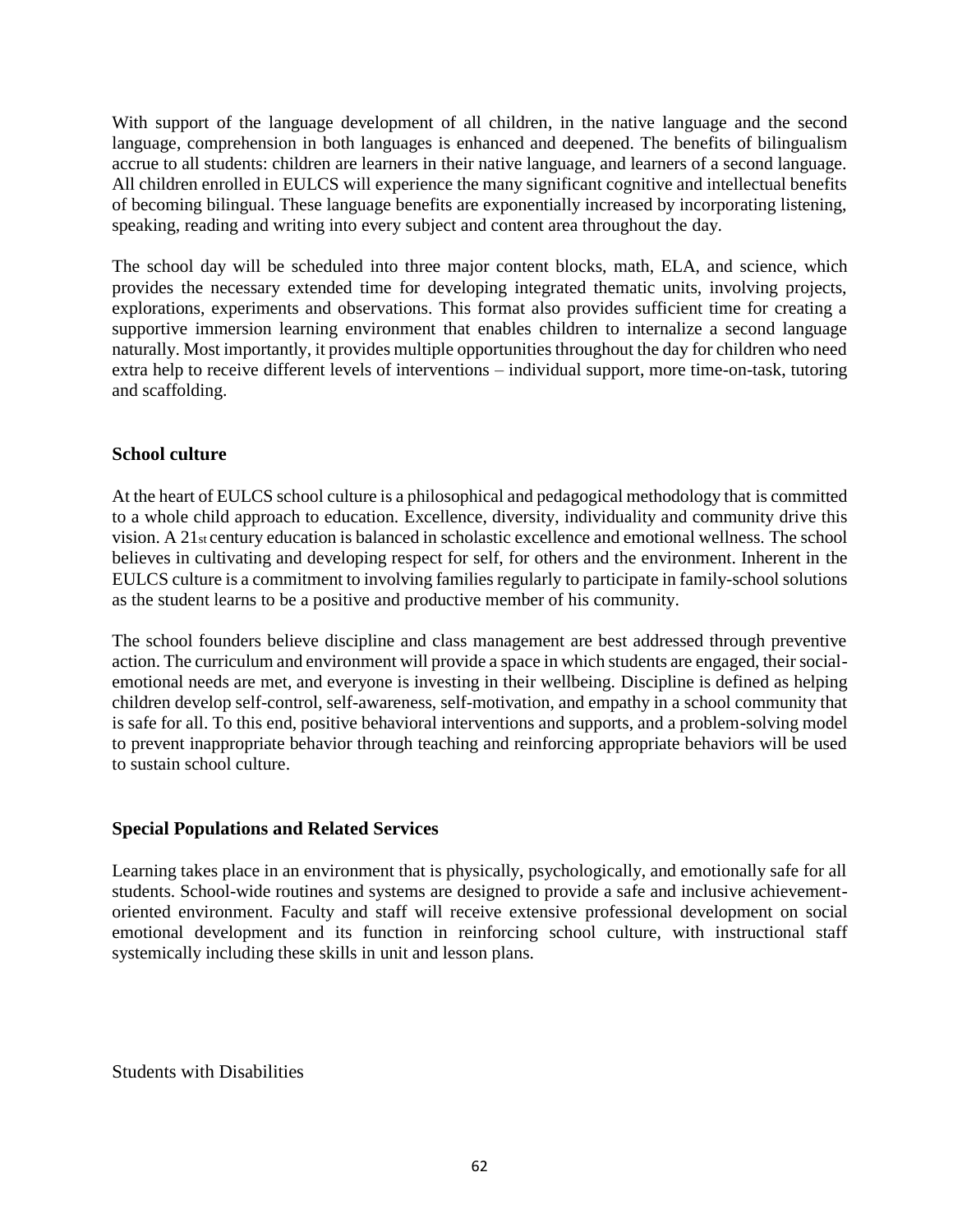With support of the language development of all children, in the native language and the second language, comprehension in both languages is enhanced and deepened. The benefits of bilingualism accrue to all students: children are learners in their native language, and learners of a second language. All children enrolled in EULCS will experience the many significant cognitive and intellectual benefits of becoming bilingual. These language benefits are exponentially increased by incorporating listening, speaking, reading and writing into every subject and content area throughout the day.

The school day will be scheduled into three major content blocks, math, ELA, and science, which provides the necessary extended time for developing integrated thematic units, involving projects, explorations, experiments and observations. This format also provides sufficient time for creating a supportive immersion learning environment that enables children to internalize a second language naturally. Most importantly, it provides multiple opportunities throughout the day for children who need extra help to receive different levels of interventions – individual support, more time-on-task, tutoring and scaffolding.

## School culture

At the heart of EULCS school culture is a philosophical and pedagogical methodology that is committed to a whole child approach to education. Excellence, diversity, individuality and community drive this vision. A 21st century education is balanced in scholastic excellence and emotional wellness. The school believes in cultivating and developing respect for self, for others and the environment. Inherent in the EULCS culture is a commitment to involving families regularly to participate in family-school solutions as the student learns to be a positive and productive member of his community.

The school founders believe discipline and class management are best addressed through preventive action. The curriculum and environment will provide a space in which students are engaged, their social-emotional needs are met, and everyone is investing in their wellbeing. Discipline is defined as helping children develop self-control, self-awareness, self-motivation, and empathy in a school community that is safe for all. To this end, positive behavioral interventions and supports, and a problem-solving model to prevent inappropriate behavior through teaching and reinforcing appropriate behaviors will be used to sustain school culture.

## Special Populations and Related Services

Learning takes place in an environment that is physically, psychologically, and emotionally safe for all students. School-wide routines and systems are designed to provide a safe and inclusive achievement-oriented environment. Faculty and staff will receive extensive professional development on social emotional development and its function in reinforcing school culture, with instructional staff systemically including these skills in unit and lesson plans.

Students with Disabilities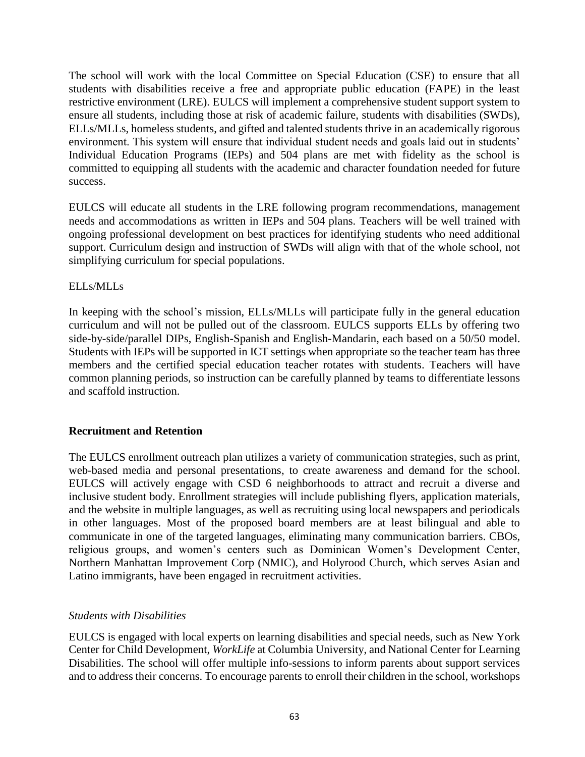The school will work with the local Committee on Special Education (CSE) to ensure that all students with disabilities receive a free and appropriate public education (FAPE) in the least restrictive environment (LRE). EULCS will implement a comprehensive student support system to ensure all students, including those at risk of academic failure, students with disabilities (SWDs), ELLs/MLLs, homeless students, and gifted and talented students thrive in an academically rigorous environment. This system will ensure that individual student needs and goals laid out in students' Individual Education Programs (IEPs) and 504 plans are met with fidelity as the school is committed to equipping all students with the academic and character foundation needed for future success.

EULCS will educate all students in the LRE following program recommendations, management needs and accommodations as written in IEPs and 504 plans. Teachers will be well trained with ongoing professional development on best practices for identifying students who need additional support. Curriculum design and instruction of SWDs will align with that of the whole school, not simplifying curriculum for special populations.

ELLs/MLLs

In keeping with the school's mission, ELLs/MLLs will participate fully in the general education curriculum and will not be pulled out of the classroom. EULCS supports ELLs by offering two side-by-side/parallel DIPs, English-Spanish and English-Mandarin, each based on a 50/50 model. Students with IEPs will be supported in ICT settings when appropriate so the teacher team has three members and the certified special education teacher rotates with students. Teachers will have common planning periods, so instruction can be carefully planned by teams to differentiate lessons and scaffold instruction.

## Recruitment and Retention

The EULCS enrollment outreach plan utilizes a variety of communication strategies, such as print, web-based media and personal presentations, to create awareness and demand for the school. EULCS will actively engage with CSD 6 neighborhoods to attract and recruit a diverse and inclusive student body. Enrollment strategies will include publishing flyers, application materials, and the website in multiple languages, as well as recruiting using local newspapers and periodicals in other languages. Most of the proposed board members are at least bilingual and able to communicate in one of the targeted languages, eliminating many communication barriers. CBOs, religious groups, and women's centers such as Dominican Women's Development Center, Northern Manhattan Improvement Corp (NMIC), and Holyrood Church, which serves Asian and Latino immigrants, have been engaged in recruitment activities.

*Students with Disabilities*

EULCS is engaged with local experts on learning disabilities and special needs, such as New York Center for Child Development, *WorkLife* at Columbia University, and National Center for Learning Disabilities. The school will offer multiple info-sessions to inform parents about support services and to address their concerns. To encourage parents to enroll their children in the school, workshops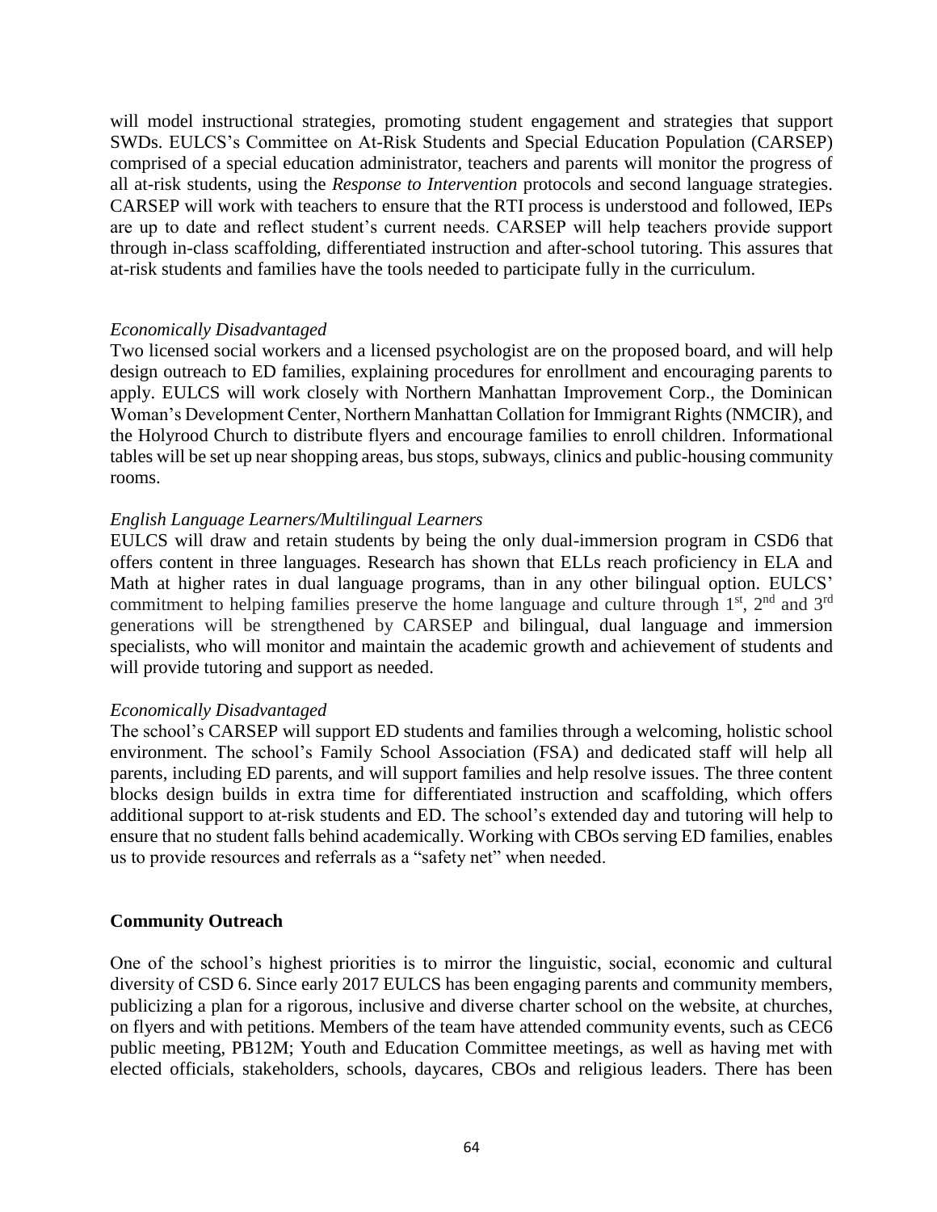will model instructional strategies, promoting student engagement and strategies that support SWDs. EULCS's Committee on At-Risk Students and Special Education Population (CARSEP) comprised of a special education administrator, teachers and parents will monitor the progress of all at-risk students, using the *Response to Intervention* protocols and second language strategies. CARSEP will work with teachers to ensure that the RTI process is understood and followed, IEPs are up to date and reflect student's current needs. CARSEP will help teachers provide support through in-class scaffolding, differentiated instruction and after-school tutoring. This assures that at-risk students and families have the tools needed to participate fully in the curriculum.

*Economically Disadvantaged*

Two licensed social workers and a licensed psychologist are on the proposed board, and will help design outreach to ED families, explaining procedures for enrollment and encouraging parents to apply. EULCS will work closely with Northern Manhattan Improvement Corp., the Dominican Woman's Development Center, Northern Manhattan Collation for Immigrant Rights (NMCIR), and the Holyrood Church to distribute flyers and encourage families to enroll children. Informational tables will be set up near shopping areas, bus stops, subways, clinics and public-housing community rooms.

*English Language Learners/Multilingual Learners*

EULCS will draw and retain students by being the only dual-immersion program in CSD6 that offers content in three languages. Research has shown that ELLs reach proficiency in ELA and Math at higher rates in dual language programs, than in any other bilingual option. EULCS' commitment to helping families preserve the home language and culture through 1st, 2nd and 3rd generations will be strengthened by CARSEP and bilingual, dual language and immersion specialists, who will monitor and maintain the academic growth and achievement of students and will provide tutoring and support as needed.

*Economically Disadvantaged*

The school's CARSEP will support ED students and families through a welcoming, holistic school environment. The school's Family School Association (FSA) and dedicated staff will help all parents, including ED parents, and will support families and help resolve issues. The three content blocks design builds in extra time for differentiated instruction and scaffolding, which offers additional support to at-risk students and ED. The school's extended day and tutoring will help to ensure that no student falls behind academically. Working with CBOs serving ED families, enables us to provide resources and referrals as a "safety net" when needed.

**Community Outreach**

One of the school's highest priorities is to mirror the linguistic, social, economic and cultural diversity of CSD 6. Since early 2017 EULCS has been engaging parents and community members, publicizing a plan for a rigorous, inclusive and diverse charter school on the website, at churches, on flyers and with petitions. Members of the team have attended community events, such as CEC6 public meeting, PB12M; Youth and Education Committee meetings, as well as having met with elected officials, stakeholders, schools, daycares, CBOs and religious leaders. There has been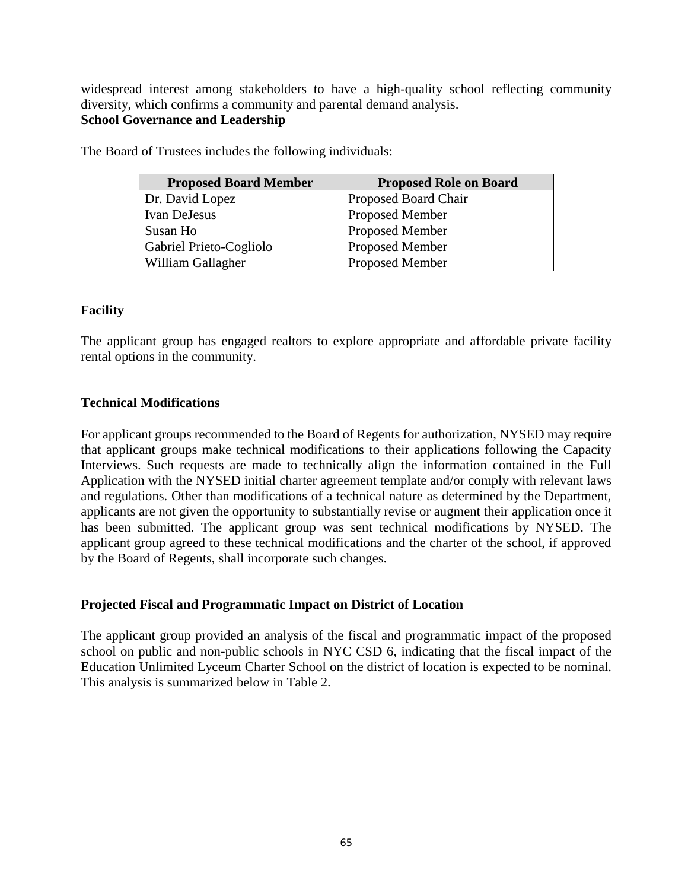widespread interest among stakeholders to have a high-quality school reflecting community diversity, which confirms a community and parental demand analysis.

**School Governance and Leadership**

The Board of Trustees includes the following individuals:

| Proposed Board Member | Proposed Role on Board |
|---|---|
| Dr. David Lopez | Proposed Board Chair |
| Ivan DeJesus | Proposed Member |
| Susan Ho | Proposed Member |
| Gabriel Prieto-Cogliolo | Proposed Member |
| William Gallagher | Proposed Member |

**Facility**

The applicant group has engaged realtors to explore appropriate and affordable private facility rental options in the community.

**Technical Modifications**

For applicant groups recommended to the Board of Regents for authorization, NYSED may require that applicant groups make technical modifications to their applications following the Capacity Interviews. Such requests are made to technically align the information contained in the Full Application with the NYSED initial charter agreement template and/or comply with relevant laws and regulations. Other than modifications of a technical nature as determined by the Department, applicants are not given the opportunity to substantially revise or augment their application once it has been submitted. The applicant group was sent technical modifications by NYSED. The applicant group agreed to these technical modifications and the charter of the school, if approved by the Board of Regents, shall incorporate such changes.

**Projected Fiscal and Programmatic Impact on District of Location**

The applicant group provided an analysis of the fiscal and programmatic impact of the proposed school on public and non-public schools in NYC CSD 6, indicating that the fiscal impact of the Education Unlimited Lyceum Charter School on the district of location is expected to be nominal. This analysis is summarized below in Table 2.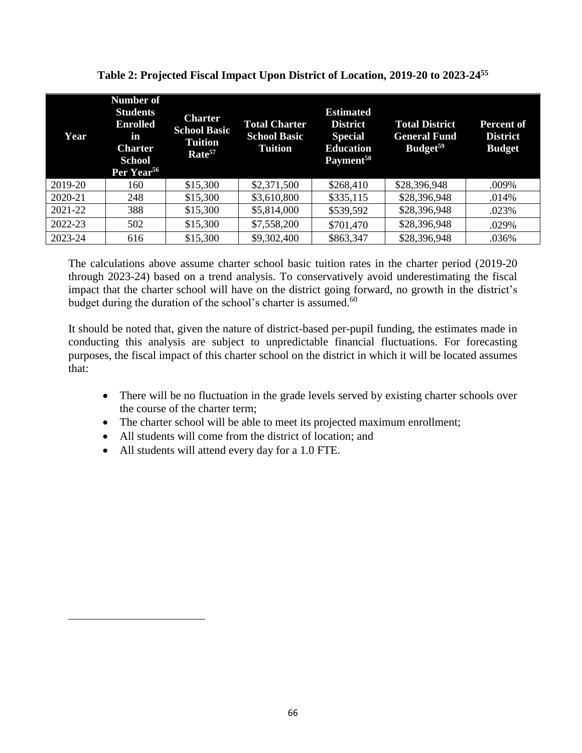**Table 2: Projected Fiscal Impact Upon District of Location, 2019-20 to 2023-24[55]**

| Year | Number of Students Enrolled in Charter School Per Year[56] | Charter School Basic Tuition Rate[57] | Total Charter School Basic Tuition | Estimated District Special Education Payment[58] | Total District General Fund Budget[59] | Percent of District Budget |
|---|---|---|---|---|---|---|
| 2019-20 | 160 | $15,300 | $2,371,500 | $268,410 | $28,396,948 | .009% |
| 2020-21 | 248 | $15,300 | $3,610,800 | $335,115 | $28,396,948 | .014% |
| 2021-22 | 388 | $15,300 | $5,814,000 | $539,592 | $28,396,948 | .023% |
| 2022-23 | 502 | $15,300 | $7,558,200 | $701,470 | $28,396,948 | .029% |
| 2023-24 | 616 | $15,300 | $9,302,400 | $863,347 | $28,396,948 | .036% |

The calculations above assume charter school basic tuition rates in the charter period (2019-20 through 2023-24) based on a trend analysis. To conservatively avoid underestimating the fiscal impact that the charter school will have on the district going forward, no growth in the district's budget during the duration of the school's charter is assumed.[60]

It should be noted that, given the nature of district-based per-pupil funding, the estimates made in conducting this analysis are subject to unpredictable financial fluctuations. For forecasting purposes, the fiscal impact of this charter school on the district in which it will be located assumes that:

- There will be no fluctuation in the grade levels served by existing charter schools over the course of the charter term;
- The charter school will be able to meet its projected maximum enrollment;
- All students will come from the district of location; and
- All students will attend every day for a 1.0 FTE.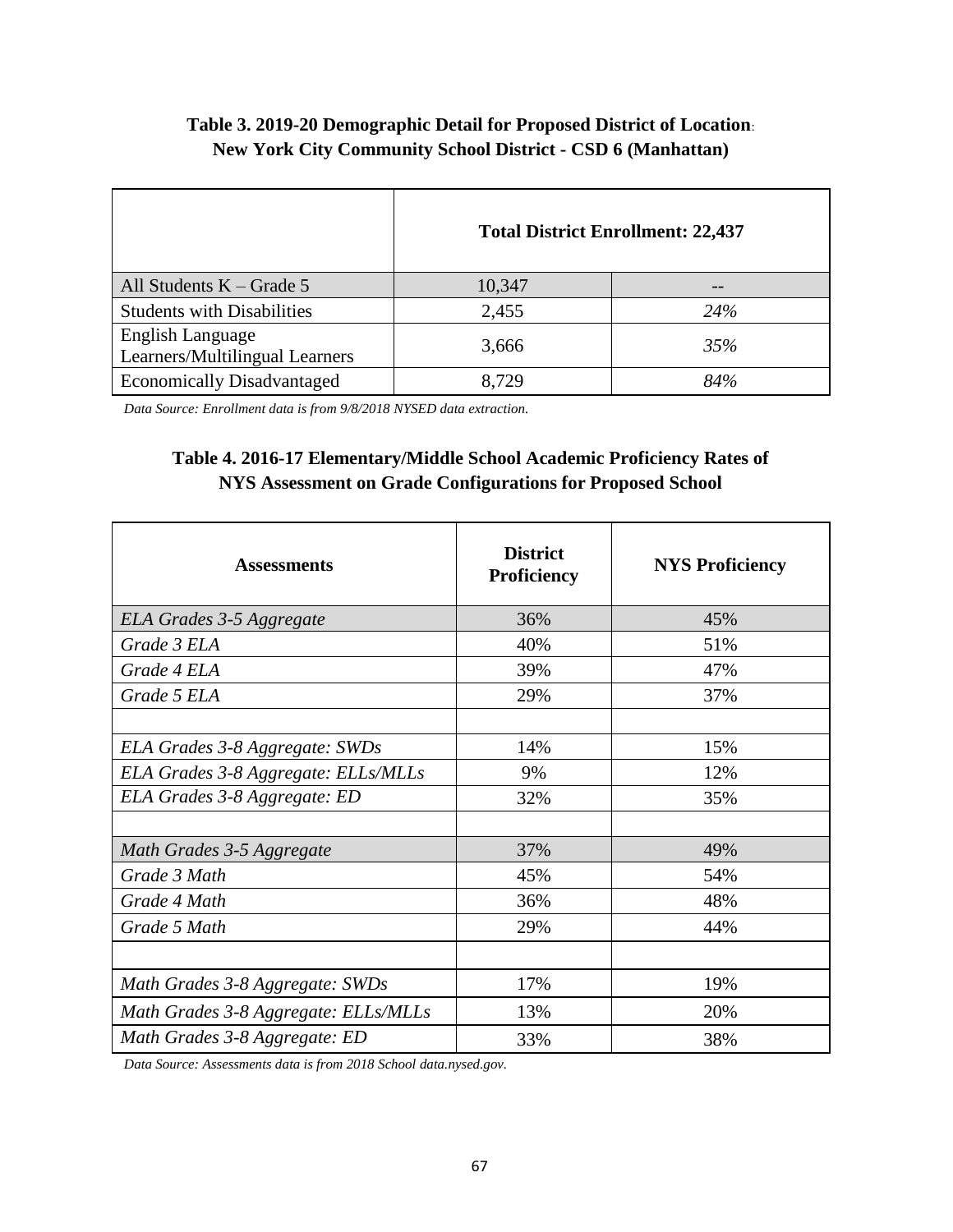**Table 3. 2019-20 Demographic Detail for Proposed District of Location: New York City Community School District - CSD 6 (Manhattan)**

| | Total District Enrollment: 22,437 | |
|---|---|---|
| All Students K – Grade 5 | 10,347 | -- |
| Students with Disabilities | 2,455 | *24%* |
| English Language Learners/Multilingual Learners | 3,666 | *35%* |
| Economically Disadvantaged | 8,729 | *84%* |

*Data Source: Enrollment data is from 9/8/2018 NYSED data extraction.*

**Table 4. 2016-17 Elementary/Middle School Academic Proficiency Rates of NYS Assessment on Grade Configurations for Proposed School**

| Assessments | District Proficiency | NYS Proficiency |
|---|---|---|
| *ELA Grades 3-5 Aggregate* | 36% | 45% |
| *Grade 3 ELA* | 40% | 51% |
| *Grade 4 ELA* | 39% | 47% |
| *Grade 5 ELA* | 29% | 37% |
| | | |
| *ELA Grades 3-8 Aggregate: SWDs* | 14% | 15% |
| *ELA Grades 3-8 Aggregate: ELLs/MLLs* | 9% | 12% |
| *ELA Grades 3-8 Aggregate: ED* | 32% | 35% |
| | | |
| *Math Grades 3-5 Aggregate* | 37% | 49% |
| *Grade 3 Math* | 45% | 54% |
| *Grade 4 Math* | 36% | 48% |
| *Grade 5 Math* | 29% | 44% |
| | | |
| *Math Grades 3-8 Aggregate: SWDs* | 17% | 19% |
| *Math Grades 3-8 Aggregate: ELLs/MLLs* | 13% | 20% |
| *Math Grades 3-8 Aggregate: ED* | 33% | 38% |

*Data Source: Assessments data is from 2018 School data.nysed.gov.*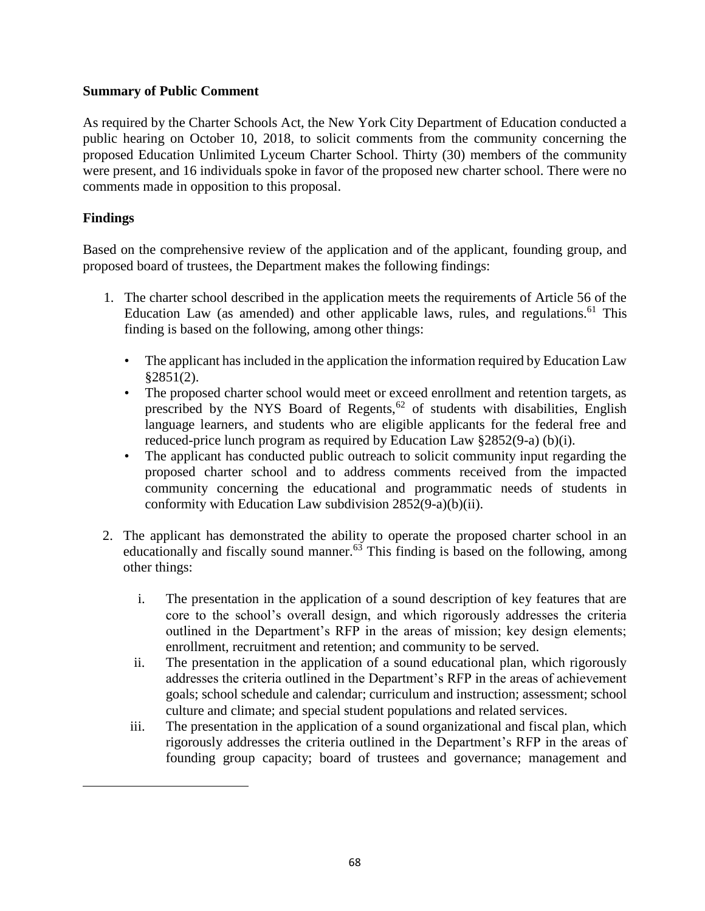**Summary of Public Comment**

As required by the Charter Schools Act, the New York City Department of Education conducted a public hearing on October 10, 2018, to solicit comments from the community concerning the proposed Education Unlimited Lyceum Charter School. Thirty (30) members of the community were present, and 16 individuals spoke in favor of the proposed new charter school. There were no comments made in opposition to this proposal.

**Findings**

Based on the comprehensive review of the application and of the applicant, founding group, and proposed board of trustees, the Department makes the following findings:

1. The charter school described in the application meets the requirements of Article 56 of the Education Law (as amended) and other applicable laws, rules, and regulations.[61] This finding is based on the following, among other things:

   - The applicant has included in the application the information required by Education Law §2851(2).
   - The proposed charter school would meet or exceed enrollment and retention targets, as prescribed by the NYS Board of Regents,[62] of students with disabilities, English language learners, and students who are eligible applicants for the federal free and reduced-price lunch program as required by Education Law §2852(9-a) (b)(i).
   - The applicant has conducted public outreach to solicit community input regarding the proposed charter school and to address comments received from the impacted community concerning the educational and programmatic needs of students in conformity with Education Law subdivision 2852(9-a)(b)(ii).

2. The applicant has demonstrated the ability to operate the proposed charter school in an educationally and fiscally sound manner.[63] This finding is based on the following, among other things:

   i. The presentation in the application of a sound description of key features that are core to the school's overall design, and which rigorously addresses the criteria outlined in the Department's RFP in the areas of mission; key design elements; enrollment, recruitment and retention; and community to be served.

   ii. The presentation in the application of a sound educational plan, which rigorously addresses the criteria outlined in the Department's RFP in the areas of achievement goals; school schedule and calendar; curriculum and instruction; assessment; school culture and climate; and special student populations and related services.

   iii. The presentation in the application of a sound organizational and fiscal plan, which rigorously addresses the criteria outlined in the Department's RFP in the areas of founding group capacity; board of trustees and governance; management and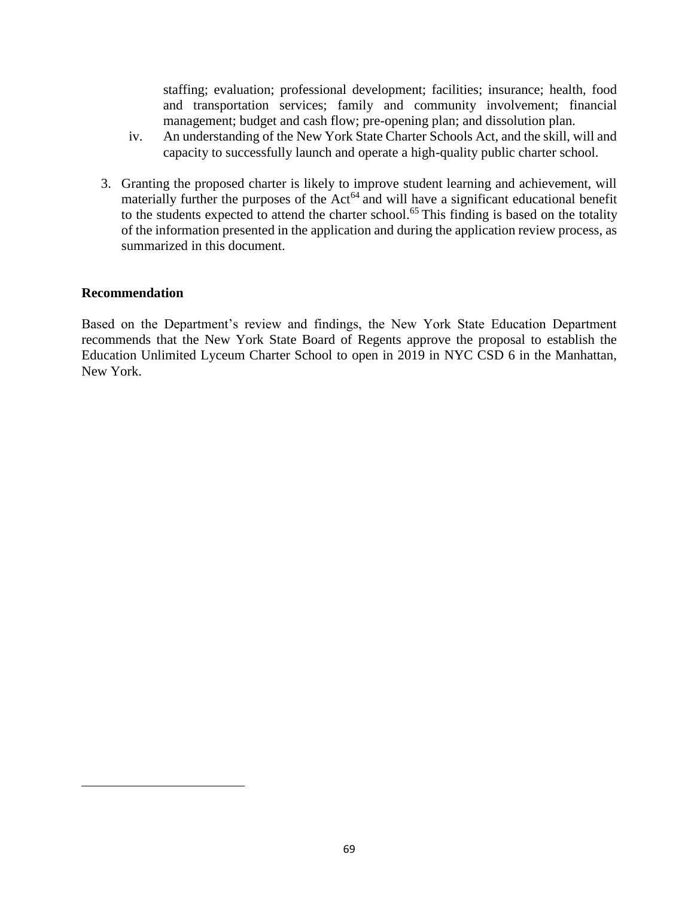staffing; evaluation; professional development; facilities; insurance; health, food and transportation services; family and community involvement; financial management; budget and cash flow; pre-opening plan; and dissolution plan.

iv. An understanding of the New York State Charter Schools Act, and the skill, will and capacity to successfully launch and operate a high-quality public charter school.

3. Granting the proposed charter is likely to improve student learning and achievement, will materially further the purposes of the Act[64] and will have a significant educational benefit to the students expected to attend the charter school.[65] This finding is based on the totality of the information presented in the application and during the application review process, as summarized in this document.

**Recommendation**

Based on the Department's review and findings, the New York State Education Department recommends that the New York State Board of Regents approve the proposal to establish the Education Unlimited Lyceum Charter School to open in 2019 in NYC CSD 6 in the Manhattan, New York.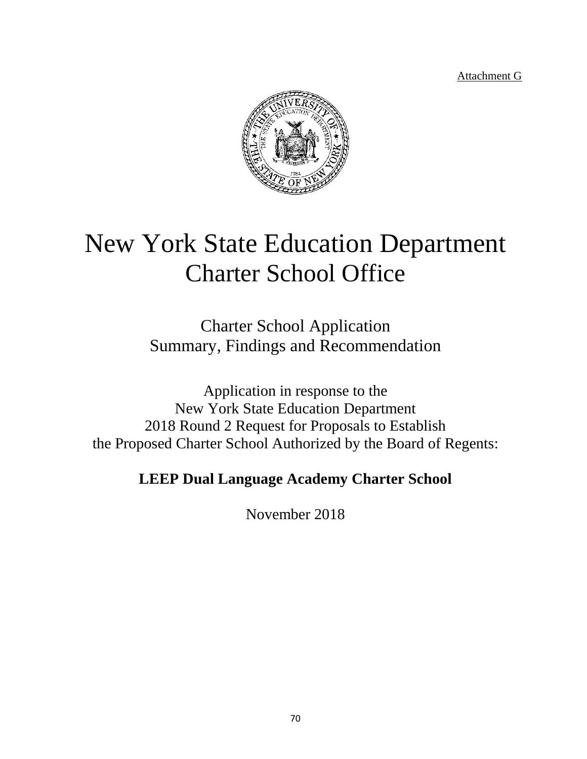Attachment G

# New York State Education Department
# Charter School Office

## Charter School Application
## Summary, Findings and Recommendation

Application in response to the
New York State Education Department
2018 Round 2 Request for Proposals to Establish
the Proposed Charter School Authorized by the Board of Regents:

**LEEP Dual Language Academy Charter School**

November 2018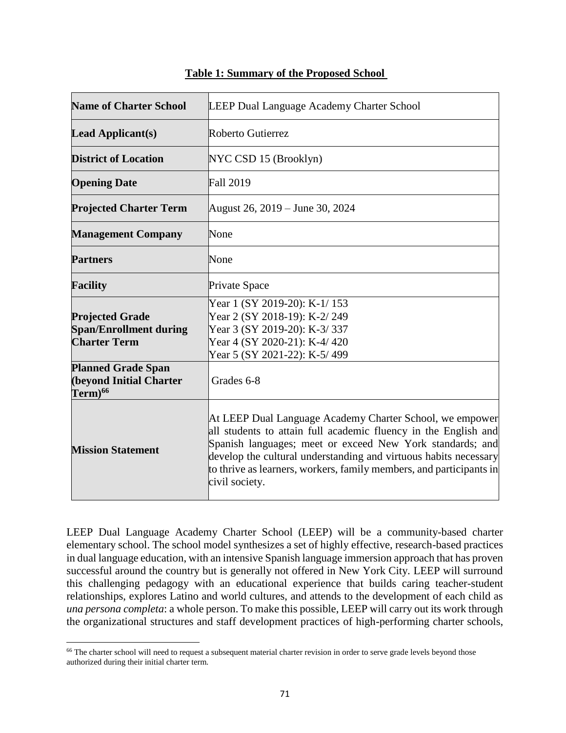**Table 1: Summary of the Proposed School**

| | |
|---|---|
| **Name of Charter School** | LEEP Dual Language Academy Charter School |
| **Lead Applicant(s)** | Roberto Gutierrez |
| **District of Location** | NYC CSD 15 (Brooklyn) |
| **Opening Date** | Fall 2019 |
| **Projected Charter Term** | August 26, 2019 – June 30, 2024 |
| **Management Company** | None |
| **Partners** | None |
| **Facility** | Private Space |
| **Projected Grade Span/Enrollment during Charter Term** | Year 1 (SY 2019-20): K-1/ 153<br>Year 2 (SY 2018-19): K-2/ 249<br>Year 3 (SY 2019-20): K-3/ 337<br>Year 4 (SY 2020-21): K-4/ 420<br>Year 5 (SY 2021-22): K-5/ 499 |
| **Planned Grade Span (beyond Initial Charter Term)**[66] | Grades 6-8 |
| **Mission Statement** | At LEEP Dual Language Academy Charter School, we empower all students to attain full academic fluency in the English and Spanish languages; meet or exceed New York standards; and develop the cultural understanding and virtuous habits necessary to thrive as learners, workers, family members, and participants in civil society. |

LEEP Dual Language Academy Charter School (LEEP) will be a community-based charter elementary school. The school model synthesizes a set of highly effective, research-based practices in dual language education, with an intensive Spanish language immersion approach that has proven successful around the country but is generally not offered in New York City. LEEP will surround this challenging pedagogy with an educational experience that builds caring teacher-student relationships, explores Latino and world cultures, and attends to the development of each child as *una persona completa*: a whole person. To make this possible, LEEP will carry out its work through the organizational structures and staff development practices of high-performing charter schools,

[66] The charter school will need to request a subsequent material charter revision in order to serve grade levels beyond those authorized during their initial charter term.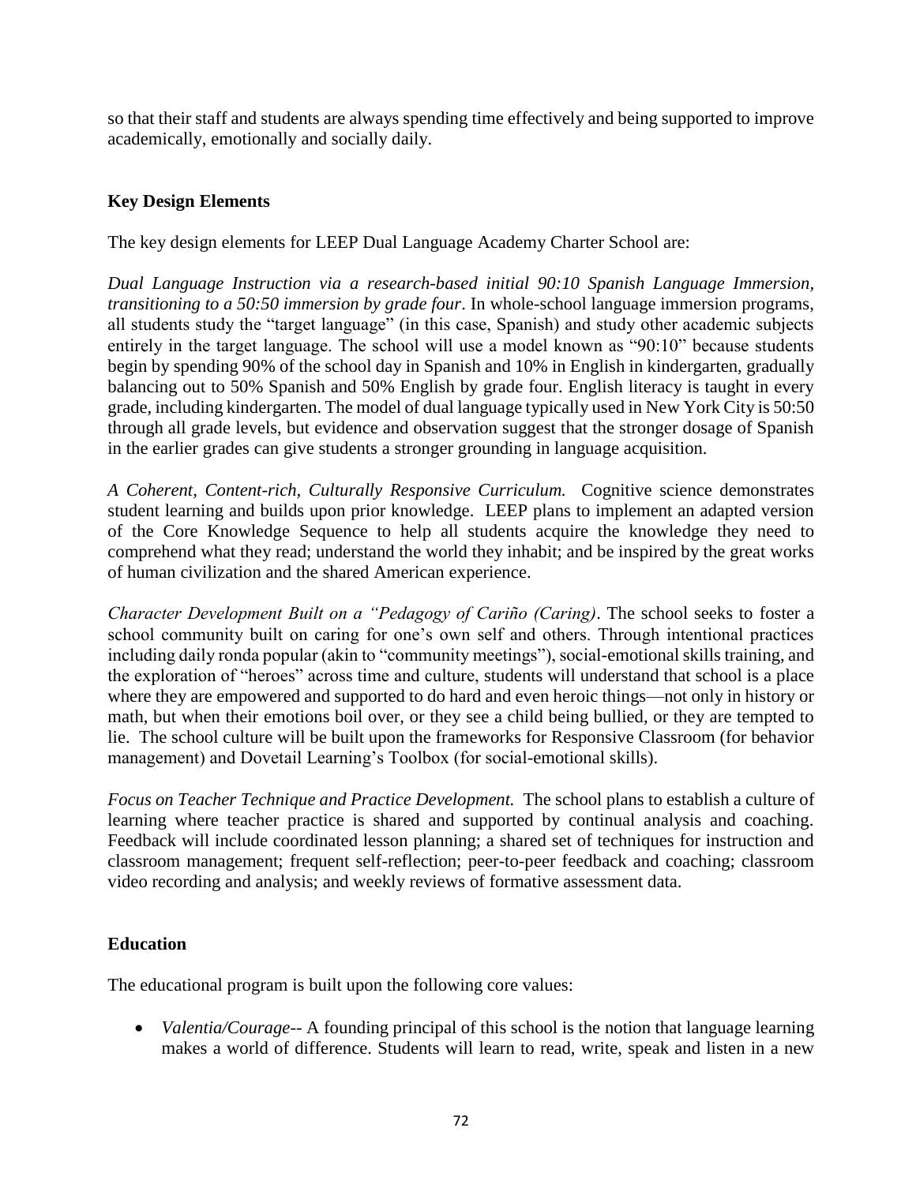so that their staff and students are always spending time effectively and being supported to improve academically, emotionally and socially daily.

**Key Design Elements**

The key design elements for LEEP Dual Language Academy Charter School are:

*Dual Language Instruction via a research-based initial 90:10 Spanish Language Immersion, transitioning to a 50:50 immersion by grade four*. In whole-school language immersion programs, all students study the "target language" (in this case, Spanish) and study other academic subjects entirely in the target language. The school will use a model known as "90:10" because students begin by spending 90% of the school day in Spanish and 10% in English in kindergarten, gradually balancing out to 50% Spanish and 50% English by grade four. English literacy is taught in every grade, including kindergarten. The model of dual language typically used in New York City is 50:50 through all grade levels, but evidence and observation suggest that the stronger dosage of Spanish in the earlier grades can give students a stronger grounding in language acquisition.

*A Coherent, Content-rich, Culturally Responsive Curriculum.* Cognitive science demonstrates student learning and builds upon prior knowledge. LEEP plans to implement an adapted version of the Core Knowledge Sequence to help all students acquire the knowledge they need to comprehend what they read; understand the world they inhabit; and be inspired by the great works of human civilization and the shared American experience.

*Character Development Built on a "Pedagogy of Cariño (Caring)*. The school seeks to foster a school community built on caring for one's own self and others. Through intentional practices including daily ronda popular (akin to "community meetings"), social-emotional skills training, and the exploration of "heroes" across time and culture, students will understand that school is a place where they are empowered and supported to do hard and even heroic things—not only in history or math, but when their emotions boil over, or they see a child being bullied, or they are tempted to lie. The school culture will be built upon the frameworks for Responsive Classroom (for behavior management) and Dovetail Learning's Toolbox (for social-emotional skills).

*Focus on Teacher Technique and Practice Development.* The school plans to establish a culture of learning where teacher practice is shared and supported by continual analysis and coaching. Feedback will include coordinated lesson planning; a shared set of techniques for instruction and classroom management; frequent self-reflection; peer-to-peer feedback and coaching; classroom video recording and analysis; and weekly reviews of formative assessment data.

**Education**

The educational program is built upon the following core values:

- *Valentia/Courage*-- A founding principal of this school is the notion that language learning makes a world of difference. Students will learn to read, write, speak and listen in a new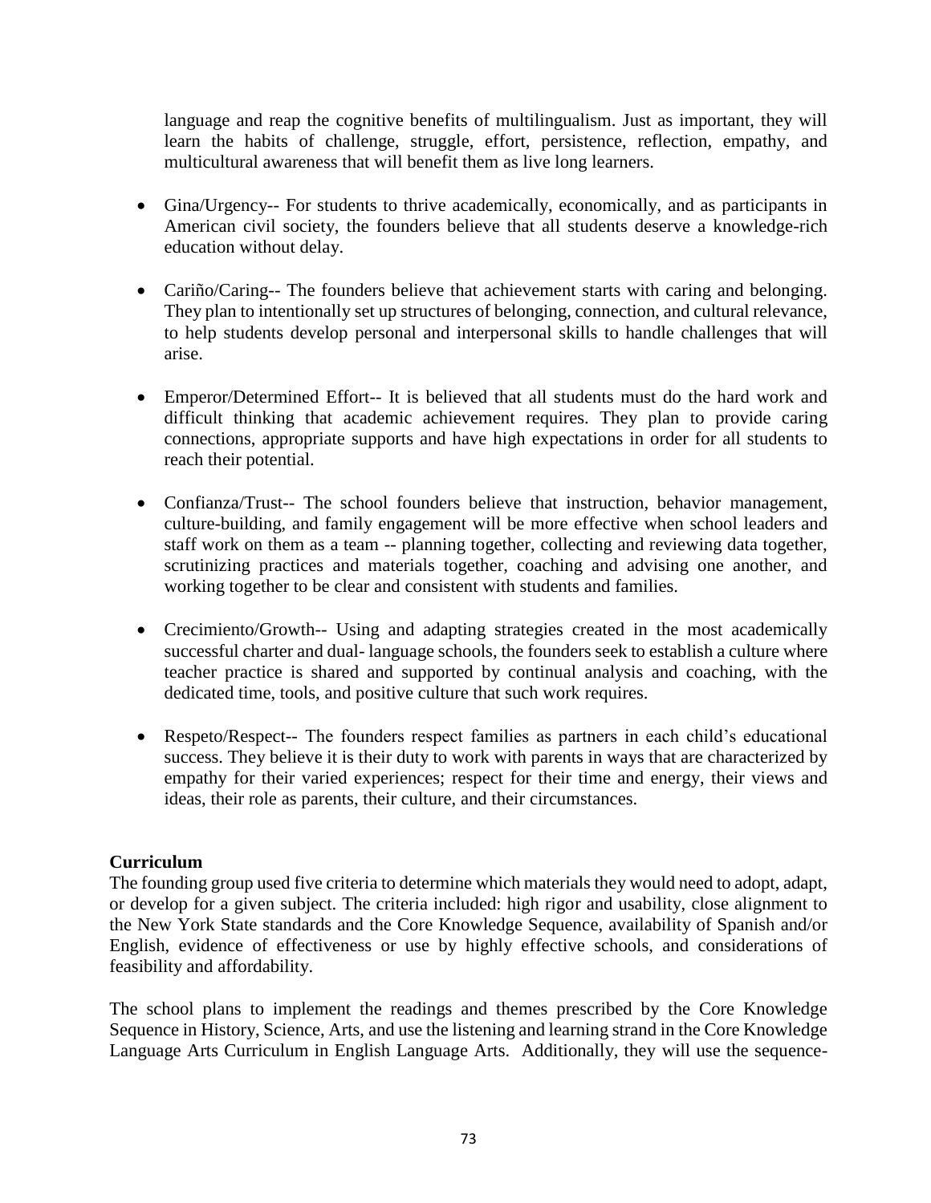language and reap the cognitive benefits of multilingualism. Just as important, they will learn the habits of challenge, struggle, effort, persistence, reflection, empathy, and multicultural awareness that will benefit them as live long learners.

- Gina/Urgency-- For students to thrive academically, economically, and as participants in American civil society, the founders believe that all students deserve a knowledge-rich education without delay.
- Cariño/Caring-- The founders believe that achievement starts with caring and belonging. They plan to intentionally set up structures of belonging, connection, and cultural relevance, to help students develop personal and interpersonal skills to handle challenges that will arise.
- Emperor/Determined Effort-- It is believed that all students must do the hard work and difficult thinking that academic achievement requires. They plan to provide caring connections, appropriate supports and have high expectations in order for all students to reach their potential.
- Confianza/Trust-- The school founders believe that instruction, behavior management, culture-building, and family engagement will be more effective when school leaders and staff work on them as a team -- planning together, collecting and reviewing data together, scrutinizing practices and materials together, coaching and advising one another, and working together to be clear and consistent with students and families.
- Crecimiento/Growth-- Using and adapting strategies created in the most academically successful charter and dual- language schools, the founders seek to establish a culture where teacher practice is shared and supported by continual analysis and coaching, with the dedicated time, tools, and positive culture that such work requires.
- Respeto/Respect-- The founders respect families as partners in each child's educational success. They believe it is their duty to work with parents in ways that are characterized by empathy for their varied experiences; respect for their time and energy, their views and ideas, their role as parents, their culture, and their circumstances.

**Curriculum**

The founding group used five criteria to determine which materials they would need to adopt, adapt, or develop for a given subject. The criteria included: high rigor and usability, close alignment to the New York State standards and the Core Knowledge Sequence, availability of Spanish and/or English, evidence of effectiveness or use by highly effective schools, and considerations of feasibility and affordability.

The school plans to implement the readings and themes prescribed by the Core Knowledge Sequence in History, Science, Arts, and use the listening and learning strand in the Core Knowledge Language Arts Curriculum in English Language Arts. Additionally, they will use the sequence-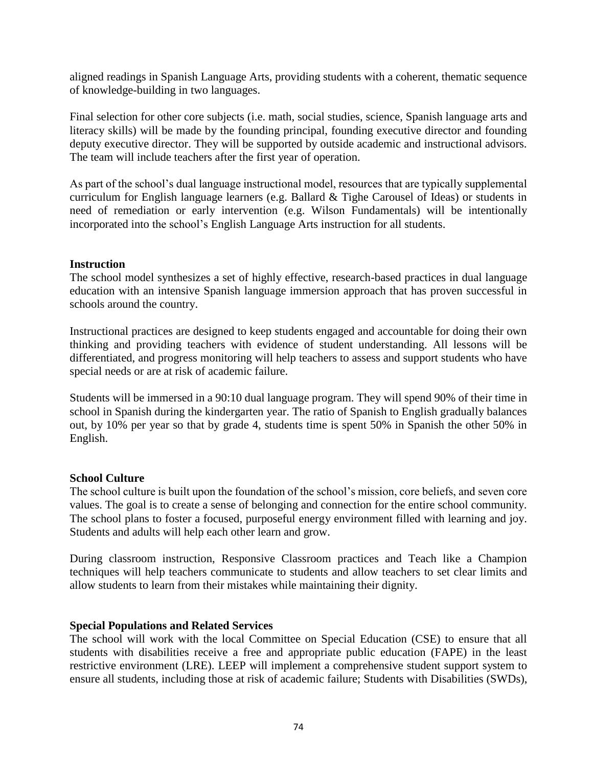aligned readings in Spanish Language Arts, providing students with a coherent, thematic sequence of knowledge-building in two languages.

Final selection for other core subjects (i.e. math, social studies, science, Spanish language arts and literacy skills) will be made by the founding principal, founding executive director and founding deputy executive director. They will be supported by outside academic and instructional advisors. The team will include teachers after the first year of operation.

As part of the school's dual language instructional model, resources that are typically supplemental curriculum for English language learners (e.g. Ballard & Tighe Carousel of Ideas) or students in need of remediation or early intervention (e.g. Wilson Fundamentals) will be intentionally incorporated into the school's English Language Arts instruction for all students.

**Instruction**

The school model synthesizes a set of highly effective, research-based practices in dual language education with an intensive Spanish language immersion approach that has proven successful in schools around the country.

Instructional practices are designed to keep students engaged and accountable for doing their own thinking and providing teachers with evidence of student understanding. All lessons will be differentiated, and progress monitoring will help teachers to assess and support students who have special needs or are at risk of academic failure.

Students will be immersed in a 90:10 dual language program. They will spend 90% of their time in school in Spanish during the kindergarten year. The ratio of Spanish to English gradually balances out, by 10% per year so that by grade 4, students time is spent 50% in Spanish the other 50% in English.

**School Culture**

The school culture is built upon the foundation of the school's mission, core beliefs, and seven core values. The goal is to create a sense of belonging and connection for the entire school community. The school plans to foster a focused, purposeful energy environment filled with learning and joy. Students and adults will help each other learn and grow.

During classroom instruction, Responsive Classroom practices and Teach like a Champion techniques will help teachers communicate to students and allow teachers to set clear limits and allow students to learn from their mistakes while maintaining their dignity.

**Special Populations and Related Services**

The school will work with the local Committee on Special Education (CSE) to ensure that all students with disabilities receive a free and appropriate public education (FAPE) in the least restrictive environment (LRE). LEEP will implement a comprehensive student support system to ensure all students, including those at risk of academic failure; Students with Disabilities (SWDs),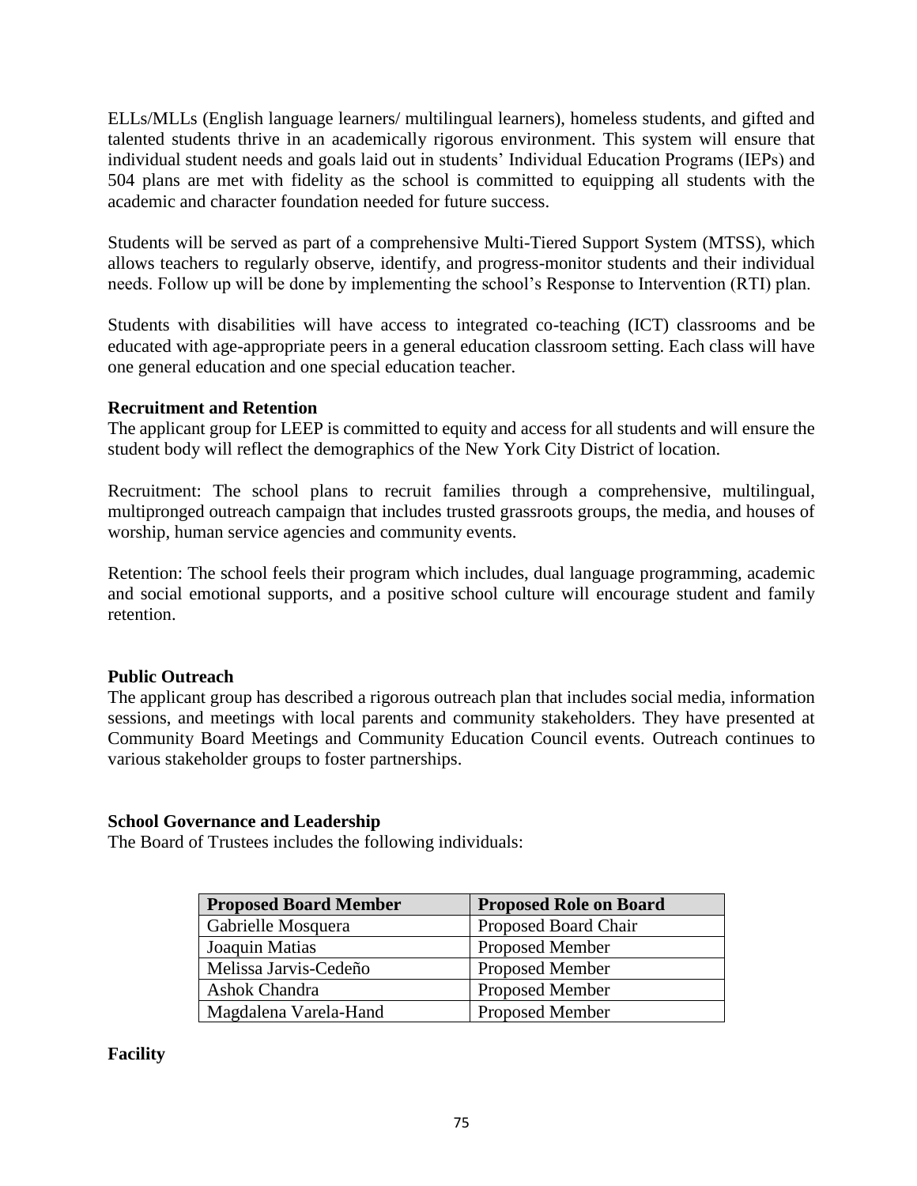ELLs/MLLs (English language learners/ multilingual learners), homeless students, and gifted and talented students thrive in an academically rigorous environment. This system will ensure that individual student needs and goals laid out in students' Individual Education Programs (IEPs) and 504 plans are met with fidelity as the school is committed to equipping all students with the academic and character foundation needed for future success.

Students will be served as part of a comprehensive Multi-Tiered Support System (MTSS), which allows teachers to regularly observe, identify, and progress-monitor students and their individual needs. Follow up will be done by implementing the school's Response to Intervention (RTI) plan.

Students with disabilities will have access to integrated co-teaching (ICT) classrooms and be educated with age-appropriate peers in a general education classroom setting. Each class will have one general education and one special education teacher.

**Recruitment and Retention**

The applicant group for LEEP is committed to equity and access for all students and will ensure the student body will reflect the demographics of the New York City District of location.

Recruitment: The school plans to recruit families through a comprehensive, multilingual, multipronged outreach campaign that includes trusted grassroots groups, the media, and houses of worship, human service agencies and community events.

Retention: The school feels their program which includes, dual language programming, academic and social emotional supports, and a positive school culture will encourage student and family retention.

**Public Outreach**

The applicant group has described a rigorous outreach plan that includes social media, information sessions, and meetings with local parents and community stakeholders. They have presented at Community Board Meetings and Community Education Council events. Outreach continues to various stakeholder groups to foster partnerships.

**School Governance and Leadership**

The Board of Trustees includes the following individuals:

| Proposed Board Member | Proposed Role on Board |
|---|---|
| Gabrielle Mosquera | Proposed Board Chair |
| Joaquin Matias | Proposed Member |
| Melissa Jarvis-Cedeño | Proposed Member |
| Ashok Chandra | Proposed Member |
| Magdalena Varela-Hand | Proposed Member |

**Facility**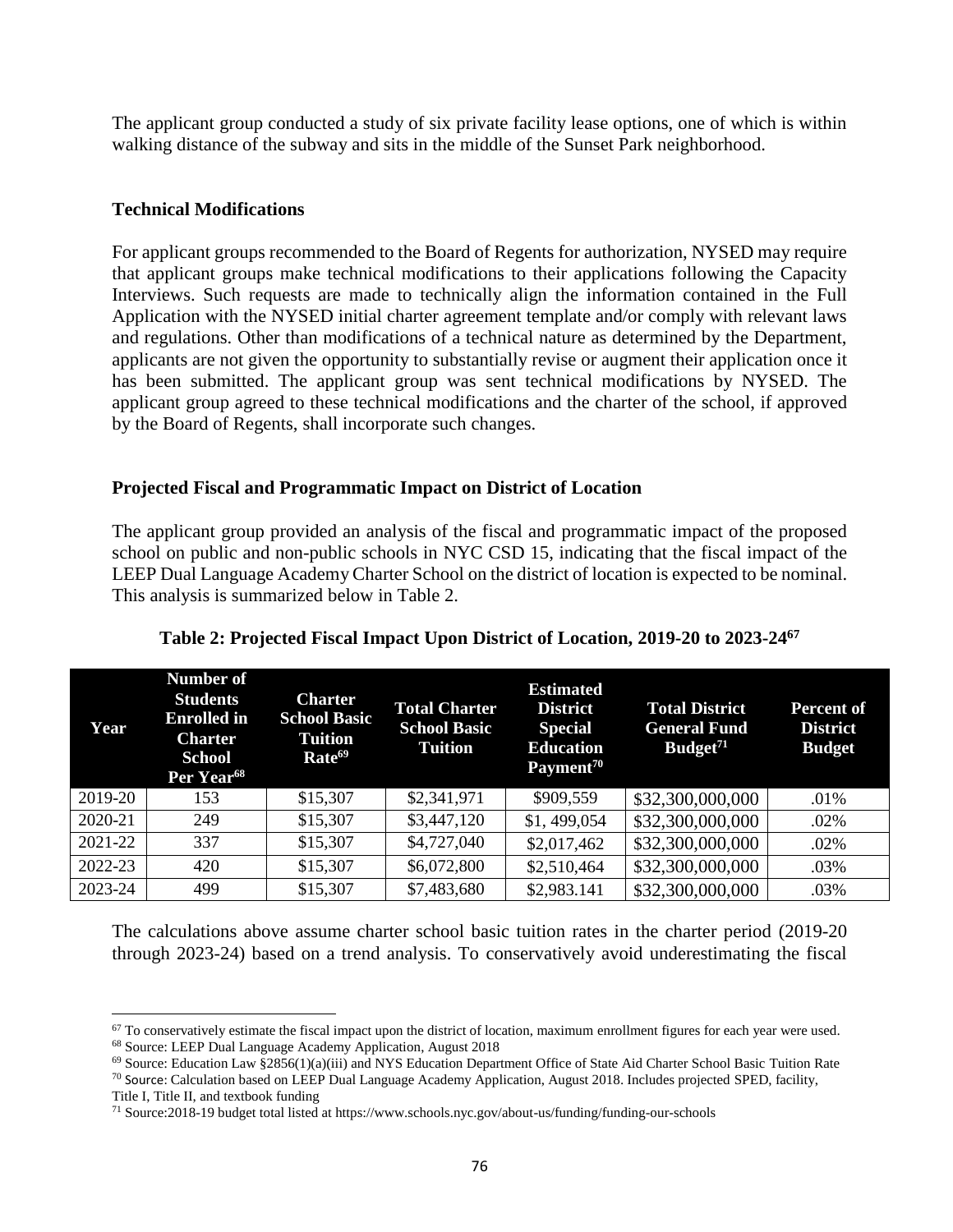The applicant group conducted a study of six private facility lease options, one of which is within walking distance of the subway and sits in the middle of the Sunset Park neighborhood.

### Technical Modifications

For applicant groups recommended to the Board of Regents for authorization, NYSED may require that applicant groups make technical modifications to their applications following the Capacity Interviews. Such requests are made to technically align the information contained in the Full Application with the NYSED initial charter agreement template and/or comply with relevant laws and regulations. Other than modifications of a technical nature as determined by the Department, applicants are not given the opportunity to substantially revise or augment their application once it has been submitted. The applicant group was sent technical modifications by NYSED. The applicant group agreed to these technical modifications and the charter of the school, if approved by the Board of Regents, shall incorporate such changes.

### Projected Fiscal and Programmatic Impact on District of Location

The applicant group provided an analysis of the fiscal and programmatic impact of the proposed school on public and non-public schools in NYC CSD 15, indicating that the fiscal impact of the LEEP Dual Language Academy Charter School on the district of location is expected to be nominal. This analysis is summarized below in Table 2.

**Table 2: Projected Fiscal Impact Upon District of Location, 2019-20 to 2023-24[67]**

| Year | Number of Students Enrolled in Charter School Per Year[68] | Charter School Basic Tuition Rate[69] | Total Charter School Basic Tuition | Estimated District Special Education Payment[70] | Total District General Fund Budget[71] | Percent of District Budget |
|---|---|---|---|---|---|---|
| 2019-20 | 153 | $15,307 | $2,341,971 | $909,559 | $32,300,000,000 | .01% |
| 2020-21 | 249 | $15,307 | $3,447,120 | $1, 499,054 | $32,300,000,000 | .02% |
| 2021-22 | 337 | $15,307 | $4,727,040 | $2,017,462 | $32,300,000,000 | .02% |
| 2022-23 | 420 | $15,307 | $6,072,800 | $2,510,464 | $32,300,000,000 | .03% |
| 2023-24 | 499 | $15,307 | $7,483,680 | $2,983.141 | $32,300,000,000 | .03% |

The calculations above assume charter school basic tuition rates in the charter period (2019-20 through 2023-24) based on a trend analysis. To conservatively avoid underestimating the fiscal

---

[67] To conservatively estimate the fiscal impact upon the district of location, maximum enrollment figures for each year were used.

[68] Source: LEEP Dual Language Academy Application, August 2018

[69] Source: Education Law §2856(1)(a)(iii) and NYS Education Department Office of State Aid Charter School Basic Tuition Rate

[70] Source: Calculation based on LEEP Dual Language Academy Application, August 2018. Includes projected SPED, facility, Title I, Title II, and textbook funding

[71] Source:2018-19 budget total listed at https://www.schools.nyc.gov/about-us/funding/funding-our-schools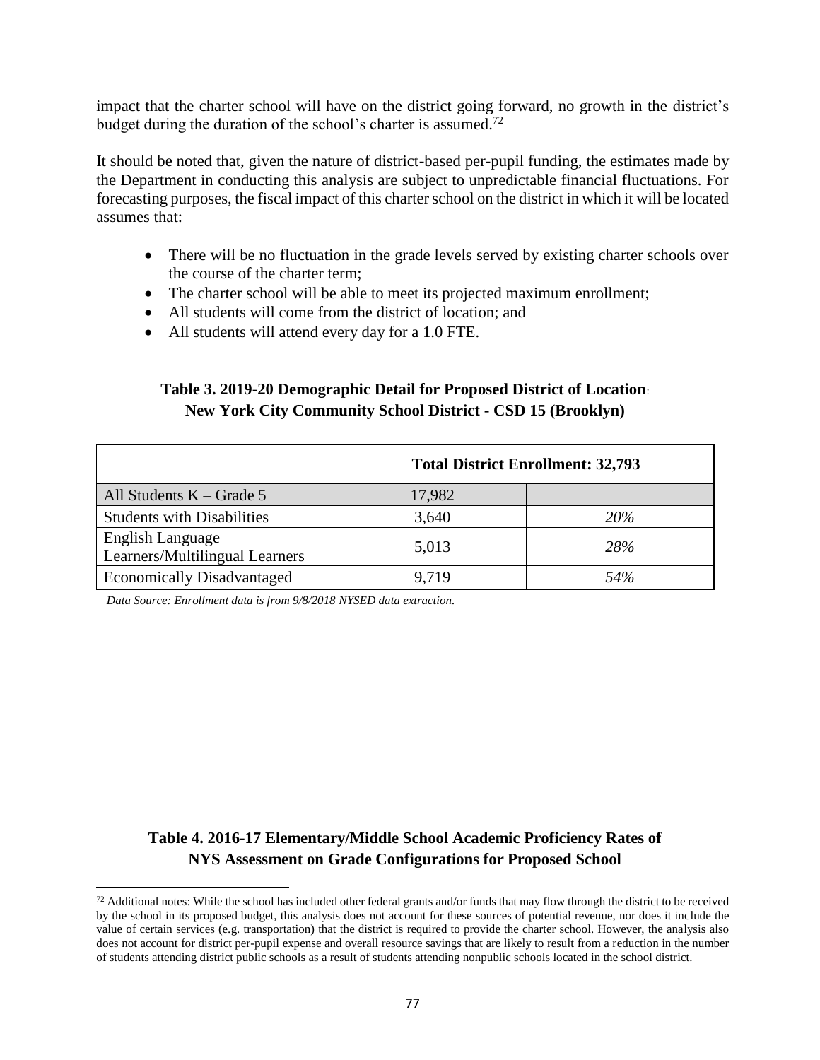impact that the charter school will have on the district going forward, no growth in the district's budget during the duration of the school's charter is assumed.[72]

It should be noted that, given the nature of district-based per-pupil funding, the estimates made by the Department in conducting this analysis are subject to unpredictable financial fluctuations. For forecasting purposes, the fiscal impact of this charter school on the district in which it will be located assumes that:

- There will be no fluctuation in the grade levels served by existing charter schools over the course of the charter term;
- The charter school will be able to meet its projected maximum enrollment;
- All students will come from the district of location; and
- All students will attend every day for a 1.0 FTE.

**Table 3. 2019-20 Demographic Detail for Proposed District of Location: New York City Community School District - CSD 15 (Brooklyn)**

| | **Total District Enrollment: 32,793** | |
|---|---|---|
| All Students K – Grade 5 | 17,982 | |
| Students with Disabilities | 3,640 | *20%* |
| English Language Learners/Multilingual Learners | 5,013 | *28%* |
| Economically Disadvantaged | 9,719 | *54%* |

*Data Source: Enrollment data is from 9/8/2018 NYSED data extraction.*

**Table 4. 2016-17 Elementary/Middle School Academic Proficiency Rates of NYS Assessment on Grade Configurations for Proposed School**

[72] Additional notes: While the school has included other federal grants and/or funds that may flow through the district to be received by the school in its proposed budget, this analysis does not account for these sources of potential revenue, nor does it include the value of certain services (e.g. transportation) that the district is required to provide the charter school. However, the analysis also does not account for district per-pupil expense and overall resource savings that are likely to result from a reduction in the number of students attending district public schools as a result of students attending nonpublic schools located in the school district.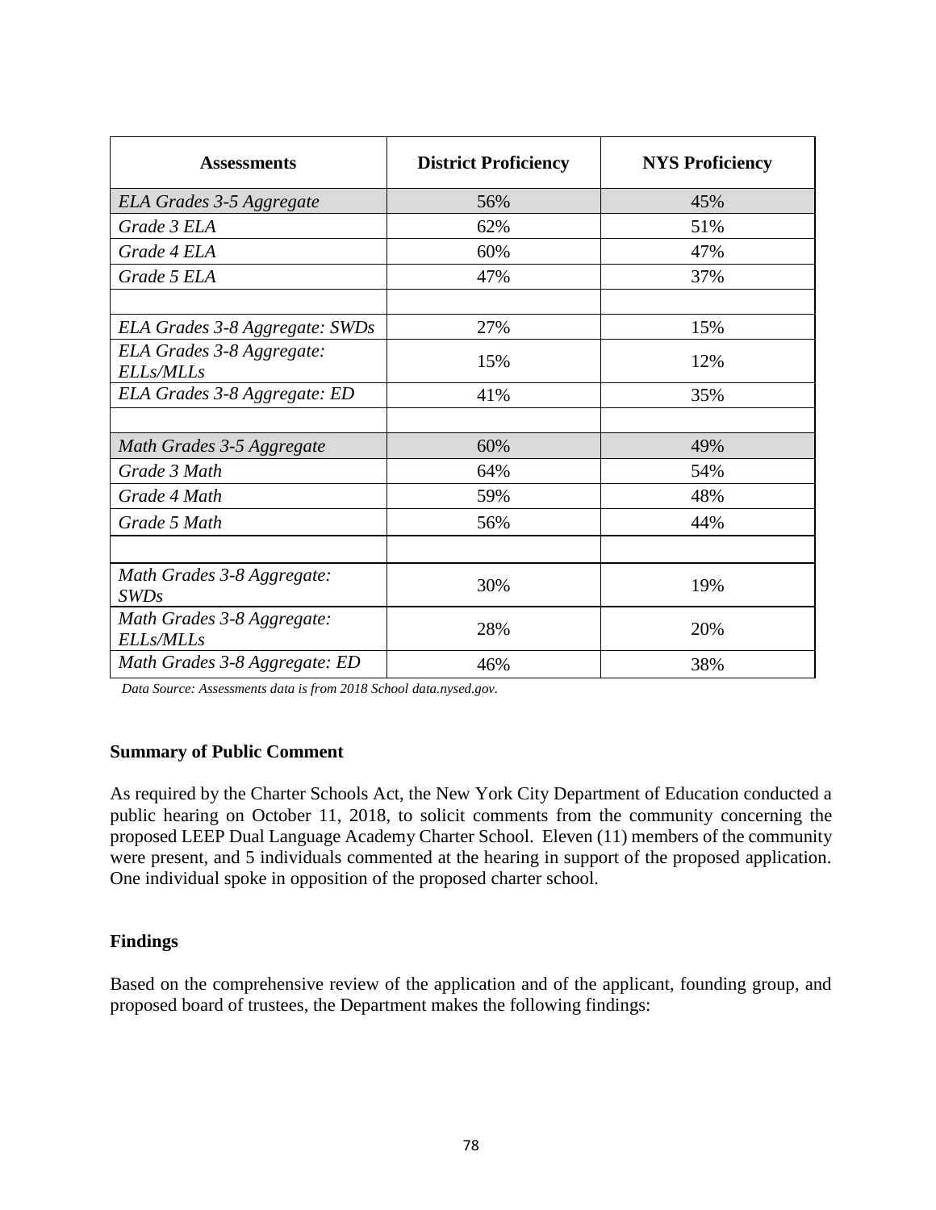| Assessments | District Proficiency | NYS Proficiency |
|---|---|---|
| *ELA Grades 3-5 Aggregate* | 56% | 45% |
| *Grade 3 ELA* | 62% | 51% |
| *Grade 4 ELA* | 60% | 47% |
| *Grade 5 ELA* | 47% | 37% |
| | | |
| *ELA Grades 3-8 Aggregate: SWDs* | 27% | 15% |
| *ELA Grades 3-8 Aggregate: ELLs/MLLs* | 15% | 12% |
| *ELA Grades 3-8 Aggregate: ED* | 41% | 35% |
| | | |
| *Math Grades 3-5 Aggregate* | 60% | 49% |
| *Grade 3 Math* | 64% | 54% |
| *Grade 4 Math* | 59% | 48% |
| *Grade 5 Math* | 56% | 44% |
| | | |
| *Math Grades 3-8 Aggregate: SWDs* | 30% | 19% |
| *Math Grades 3-8 Aggregate: ELLs/MLLs* | 28% | 20% |
| *Math Grades 3-8 Aggregate: ED* | 46% | 38% |

*Data Source: Assessments data is from 2018 School data.nysed.gov.*

**Summary of Public Comment**

As required by the Charter Schools Act, the New York City Department of Education conducted a public hearing on October 11, 2018, to solicit comments from the community concerning the proposed LEEP Dual Language Academy Charter School. Eleven (11) members of the community were present, and 5 individuals commented at the hearing in support of the proposed application. One individual spoke in opposition of the proposed charter school.

**Findings**

Based on the comprehensive review of the application and of the applicant, founding group, and proposed board of trustees, the Department makes the following findings: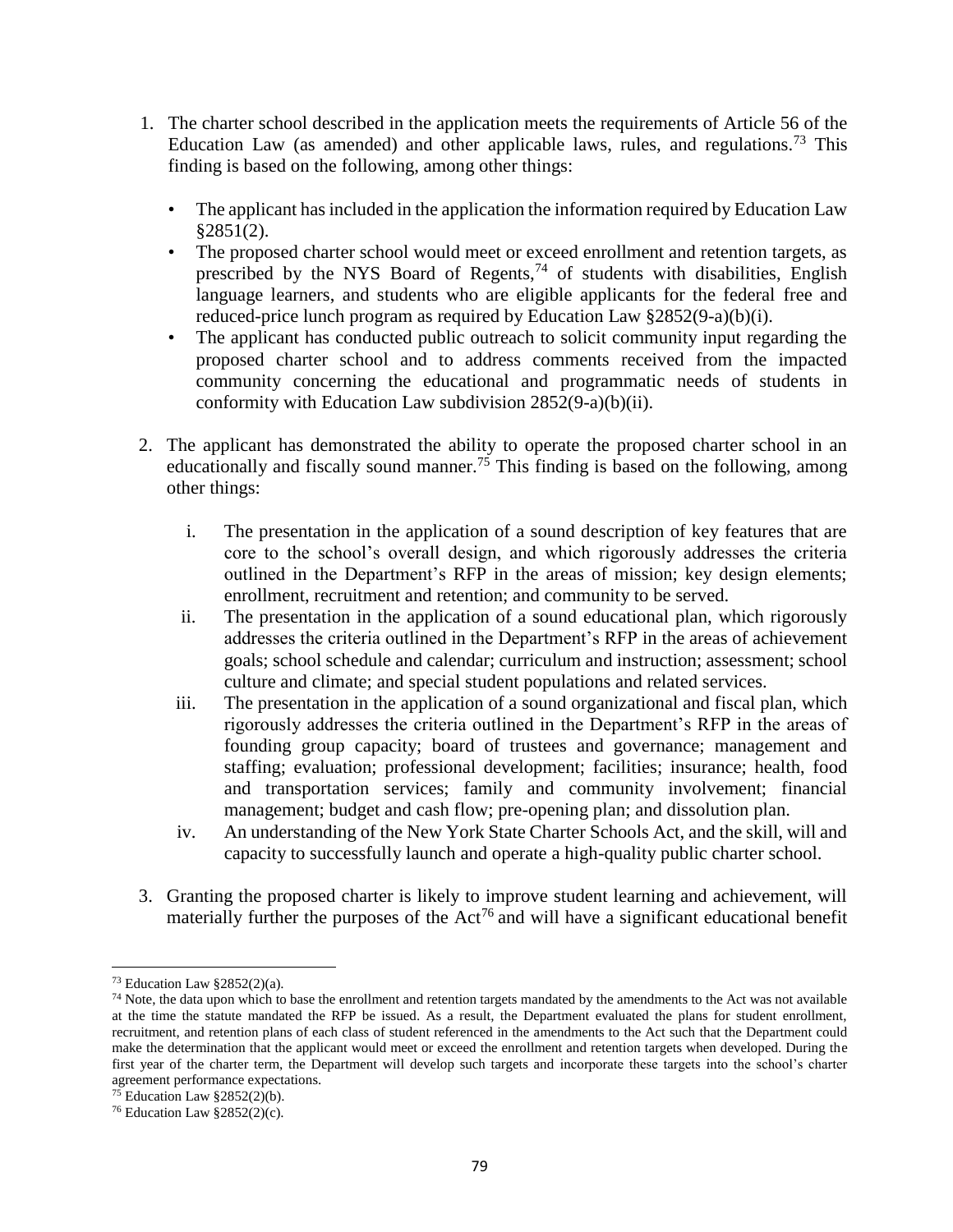1. The charter school described in the application meets the requirements of Article 56 of the Education Law (as amended) and other applicable laws, rules, and regulations.[73] This finding is based on the following, among other things:

   - The applicant has included in the application the information required by Education Law §2851(2).
   - The proposed charter school would meet or exceed enrollment and retention targets, as prescribed by the NYS Board of Regents,[74] of students with disabilities, English language learners, and students who are eligible applicants for the federal free and reduced-price lunch program as required by Education Law §2852(9-a)(b)(i).
   - The applicant has conducted public outreach to solicit community input regarding the proposed charter school and to address comments received from the impacted community concerning the educational and programmatic needs of students in conformity with Education Law subdivision 2852(9-a)(b)(ii).

2. The applicant has demonstrated the ability to operate the proposed charter school in an educationally and fiscally sound manner.[75] This finding is based on the following, among other things:

   i. The presentation in the application of a sound description of key features that are core to the school's overall design, and which rigorously addresses the criteria outlined in the Department's RFP in the areas of mission; key design elements; enrollment, recruitment and retention; and community to be served.

   ii. The presentation in the application of a sound educational plan, which rigorously addresses the criteria outlined in the Department's RFP in the areas of achievement goals; school schedule and calendar; curriculum and instruction; assessment; school culture and climate; and special student populations and related services.

   iii. The presentation in the application of a sound organizational and fiscal plan, which rigorously addresses the criteria outlined in the Department's RFP in the areas of founding group capacity; board of trustees and governance; management and staffing; evaluation; professional development; facilities; insurance; health, food and transportation services; family and community involvement; financial management; budget and cash flow; pre-opening plan; and dissolution plan.

   iv. An understanding of the New York State Charter Schools Act, and the skill, will and capacity to successfully launch and operate a high-quality public charter school.

3. Granting the proposed charter is likely to improve student learning and achievement, will materially further the purposes of the Act[76] and will have a significant educational benefit

---

[73] Education Law §2852(2)(a).

[74] Note, the data upon which to base the enrollment and retention targets mandated by the amendments to the Act was not available at the time the statute mandated the RFP be issued. As a result, the Department evaluated the plans for student enrollment, recruitment, and retention plans of each class of student referenced in the amendments to the Act such that the Department could make the determination that the applicant would meet or exceed the enrollment and retention targets when developed. During the first year of the charter term, the Department will develop such targets and incorporate these targets into the school's charter agreement performance expectations.

[75] Education Law §2852(2)(b).

[76] Education Law §2852(2)(c).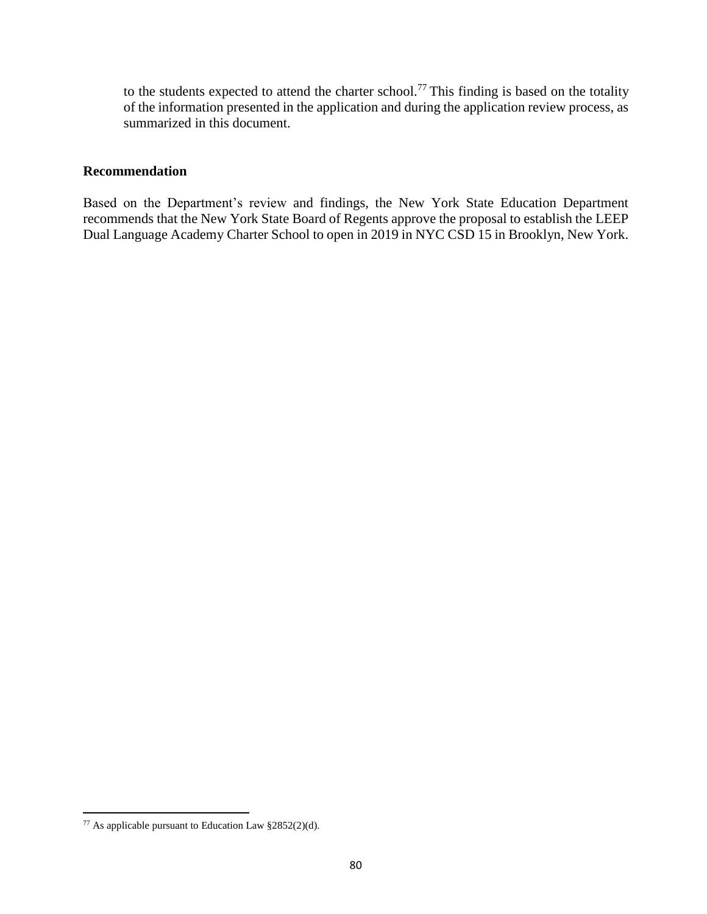to the students expected to attend the charter school.[77] This finding is based on the totality of the information presented in the application and during the application review process, as summarized in this document.

**Recommendation**

Based on the Department's review and findings, the New York State Education Department recommends that the New York State Board of Regents approve the proposal to establish the LEEP Dual Language Academy Charter School to open in 2019 in NYC CSD 15 in Brooklyn, New York.

[77] As applicable pursuant to Education Law §2852(2)(d).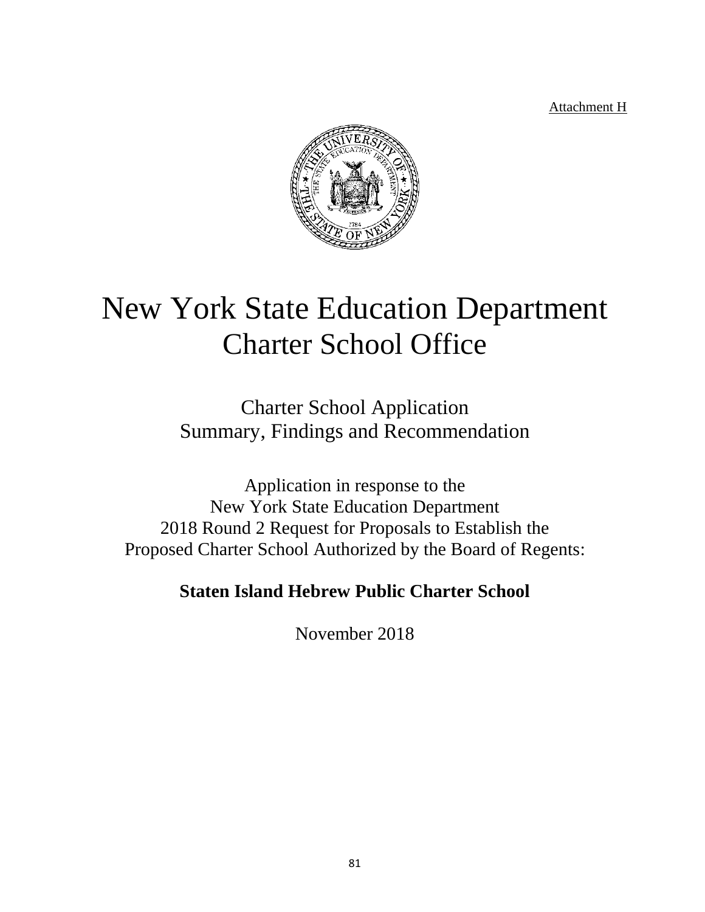Attachment H

# New York State Education Department
# Charter School Office

## Charter School Application
## Summary, Findings and Recommendation

Application in response to the
New York State Education Department
2018 Round 2 Request for Proposals to Establish the
Proposed Charter School Authorized by the Board of Regents:

**Staten Island Hebrew Public Charter School**

November 2018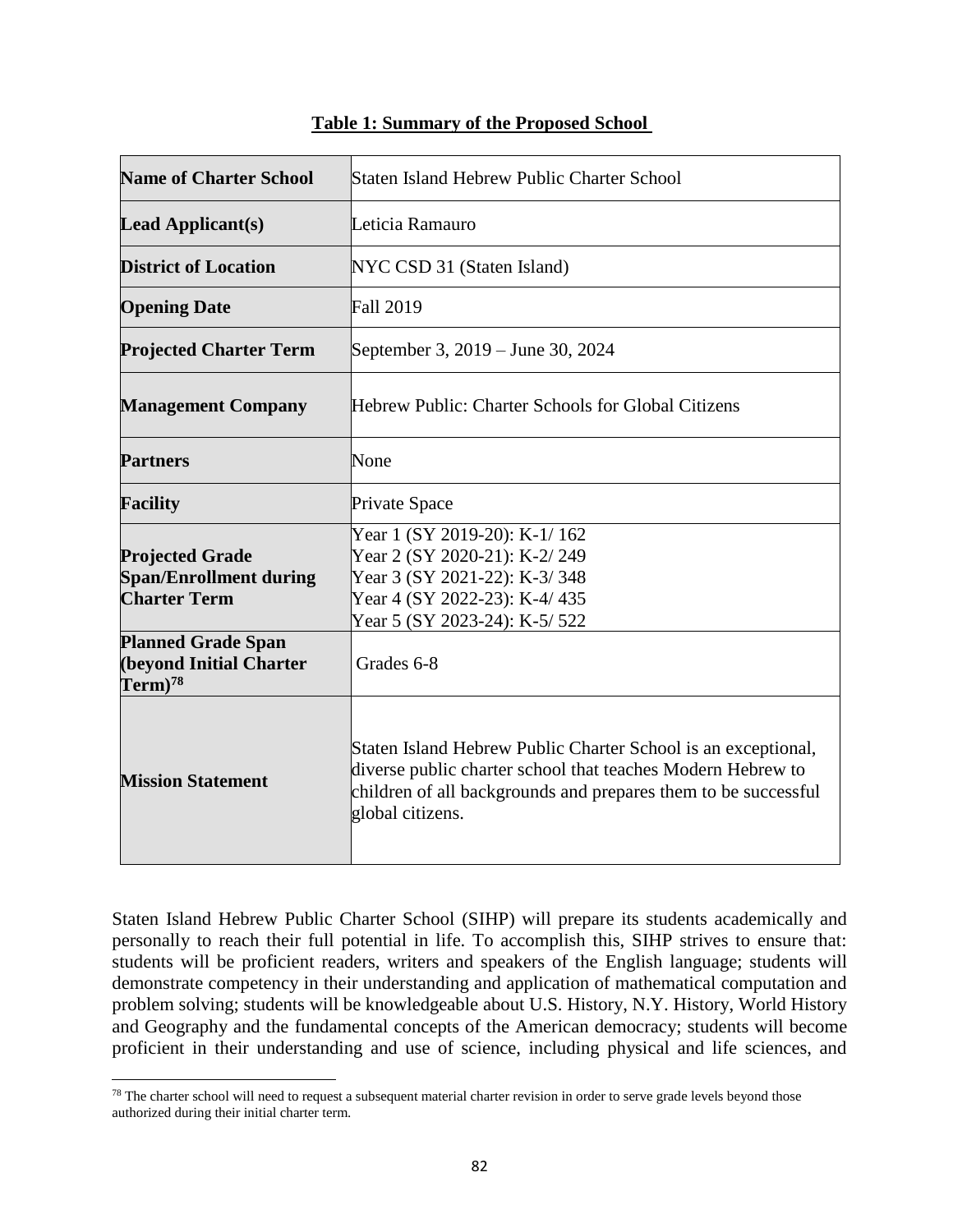**Table 1: Summary of the Proposed School**

| | |
|---|---|
| **Name of Charter School** | Staten Island Hebrew Public Charter School |
| **Lead Applicant(s)** | Leticia Ramauro |
| **District of Location** | NYC CSD 31 (Staten Island) |
| **Opening Date** | Fall 2019 |
| **Projected Charter Term** | September 3, 2019 – June 30, 2024 |
| **Management Company** | Hebrew Public: Charter Schools for Global Citizens |
| **Partners** | None |
| **Facility** | Private Space |
| **Projected Grade Span/Enrollment during Charter Term** | Year 1 (SY 2019-20): K-1/ 162<br>Year 2 (SY 2020-21): K-2/ 249<br>Year 3 (SY 2021-22): K-3/ 348<br>Year 4 (SY 2022-23): K-4/ 435<br>Year 5 (SY 2023-24): K-5/ 522 |
| **Planned Grade Span (beyond Initial Charter Term)**[78] | Grades 6-8 |
| **Mission Statement** | Staten Island Hebrew Public Charter School is an exceptional, diverse public charter school that teaches Modern Hebrew to children of all backgrounds and prepares them to be successful global citizens. |

Staten Island Hebrew Public Charter School (SIHP) will prepare its students academically and personally to reach their full potential in life. To accomplish this, SIHP strives to ensure that: students will be proficient readers, writers and speakers of the English language; students will demonstrate competency in their understanding and application of mathematical computation and problem solving; students will be knowledgeable about U.S. History, N.Y. History, World History and Geography and the fundamental concepts of the American democracy; students will become proficient in their understanding and use of science, including physical and life sciences, and

[78] The charter school will need to request a subsequent material charter revision in order to serve grade levels beyond those authorized during their initial charter term.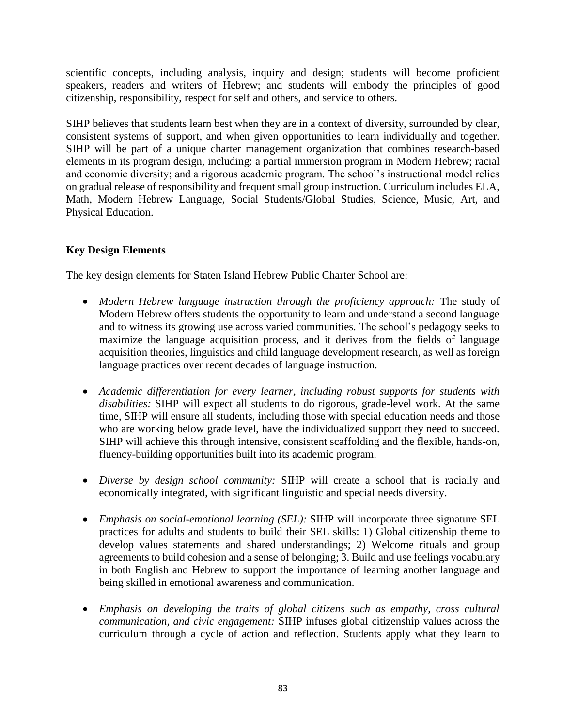scientific concepts, including analysis, inquiry and design; students will become proficient speakers, readers and writers of Hebrew; and students will embody the principles of good citizenship, responsibility, respect for self and others, and service to others.

SIHP believes that students learn best when they are in a context of diversity, surrounded by clear, consistent systems of support, and when given opportunities to learn individually and together. SIHP will be part of a unique charter management organization that combines research-based elements in its program design, including: a partial immersion program in Modern Hebrew; racial and economic diversity; and a rigorous academic program. The school's instructional model relies on gradual release of responsibility and frequent small group instruction. Curriculum includes ELA, Math, Modern Hebrew Language, Social Students/Global Studies, Science, Music, Art, and Physical Education.

**Key Design Elements**

The key design elements for Staten Island Hebrew Public Charter School are:

- *Modern Hebrew language instruction through the proficiency approach:* The study of Modern Hebrew offers students the opportunity to learn and understand a second language and to witness its growing use across varied communities. The school's pedagogy seeks to maximize the language acquisition process, and it derives from the fields of language acquisition theories, linguistics and child language development research, as well as foreign language practices over recent decades of language instruction.

- *Academic differentiation for every learner, including robust supports for students with disabilities:* SIHP will expect all students to do rigorous, grade-level work. At the same time, SIHP will ensure all students, including those with special education needs and those who are working below grade level, have the individualized support they need to succeed. SIHP will achieve this through intensive, consistent scaffolding and the flexible, hands-on, fluency-building opportunities built into its academic program.

- *Diverse by design school community:* SIHP will create a school that is racially and economically integrated, with significant linguistic and special needs diversity.

- *Emphasis on social-emotional learning (SEL):* SIHP will incorporate three signature SEL practices for adults and students to build their SEL skills: 1) Global citizenship theme to develop values statements and shared understandings; 2) Welcome rituals and group agreements to build cohesion and a sense of belonging; 3. Build and use feelings vocabulary in both English and Hebrew to support the importance of learning another language and being skilled in emotional awareness and communication.

- *Emphasis on developing the traits of global citizens such as empathy, cross cultural communication, and civic engagement:* SIHP infuses global citizenship values across the curriculum through a cycle of action and reflection. Students apply what they learn to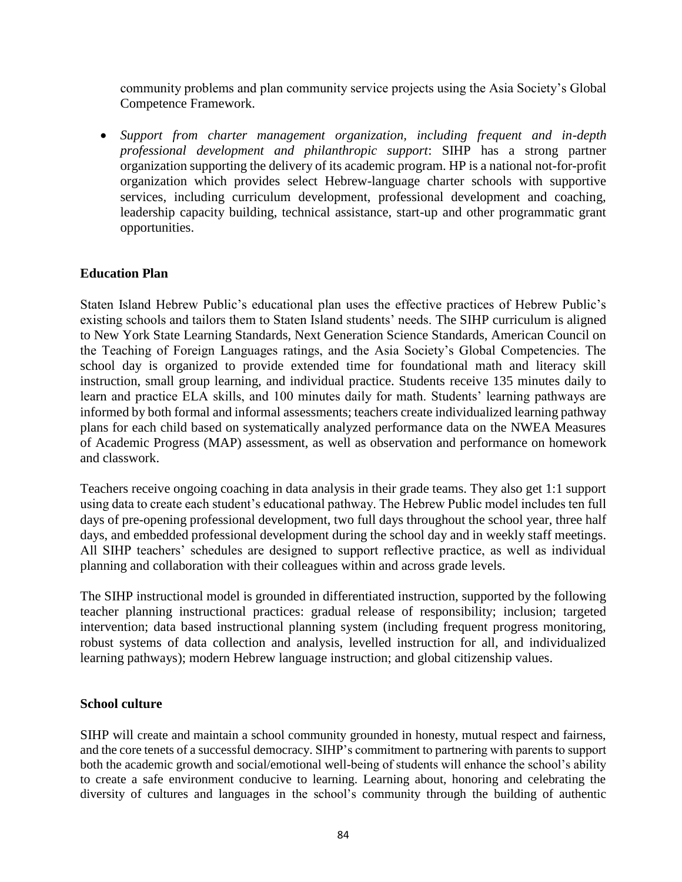community problems and plan community service projects using the Asia Society's Global Competence Framework.

- *Support from charter management organization, including frequent and in-depth professional development and philanthropic support*: SIHP has a strong partner organization supporting the delivery of its academic program. HP is a national not-for-profit organization which provides select Hebrew-language charter schools with supportive services, including curriculum development, professional development and coaching, leadership capacity building, technical assistance, start-up and other programmatic grant opportunities.

**Education Plan**

Staten Island Hebrew Public's educational plan uses the effective practices of Hebrew Public's existing schools and tailors them to Staten Island students' needs. The SIHP curriculum is aligned to New York State Learning Standards, Next Generation Science Standards, American Council on the Teaching of Foreign Languages ratings, and the Asia Society's Global Competencies. The school day is organized to provide extended time for foundational math and literacy skill instruction, small group learning, and individual practice. Students receive 135 minutes daily to learn and practice ELA skills, and 100 minutes daily for math. Students' learning pathways are informed by both formal and informal assessments; teachers create individualized learning pathway plans for each child based on systematically analyzed performance data on the NWEA Measures of Academic Progress (MAP) assessment, as well as observation and performance on homework and classwork.

Teachers receive ongoing coaching in data analysis in their grade teams. They also get 1:1 support using data to create each student's educational pathway. The Hebrew Public model includes ten full days of pre-opening professional development, two full days throughout the school year, three half days, and embedded professional development during the school day and in weekly staff meetings. All SIHP teachers' schedules are designed to support reflective practice, as well as individual planning and collaboration with their colleagues within and across grade levels.

The SIHP instructional model is grounded in differentiated instruction, supported by the following teacher planning instructional practices: gradual release of responsibility; inclusion; targeted intervention; data based instructional planning system (including frequent progress monitoring, robust systems of data collection and analysis, levelled instruction for all, and individualized learning pathways); modern Hebrew language instruction; and global citizenship values.

**School culture**

SIHP will create and maintain a school community grounded in honesty, mutual respect and fairness, and the core tenets of a successful democracy. SIHP's commitment to partnering with parents to support both the academic growth and social/emotional well-being of students will enhance the school's ability to create a safe environment conducive to learning. Learning about, honoring and celebrating the diversity of cultures and languages in the school's community through the building of authentic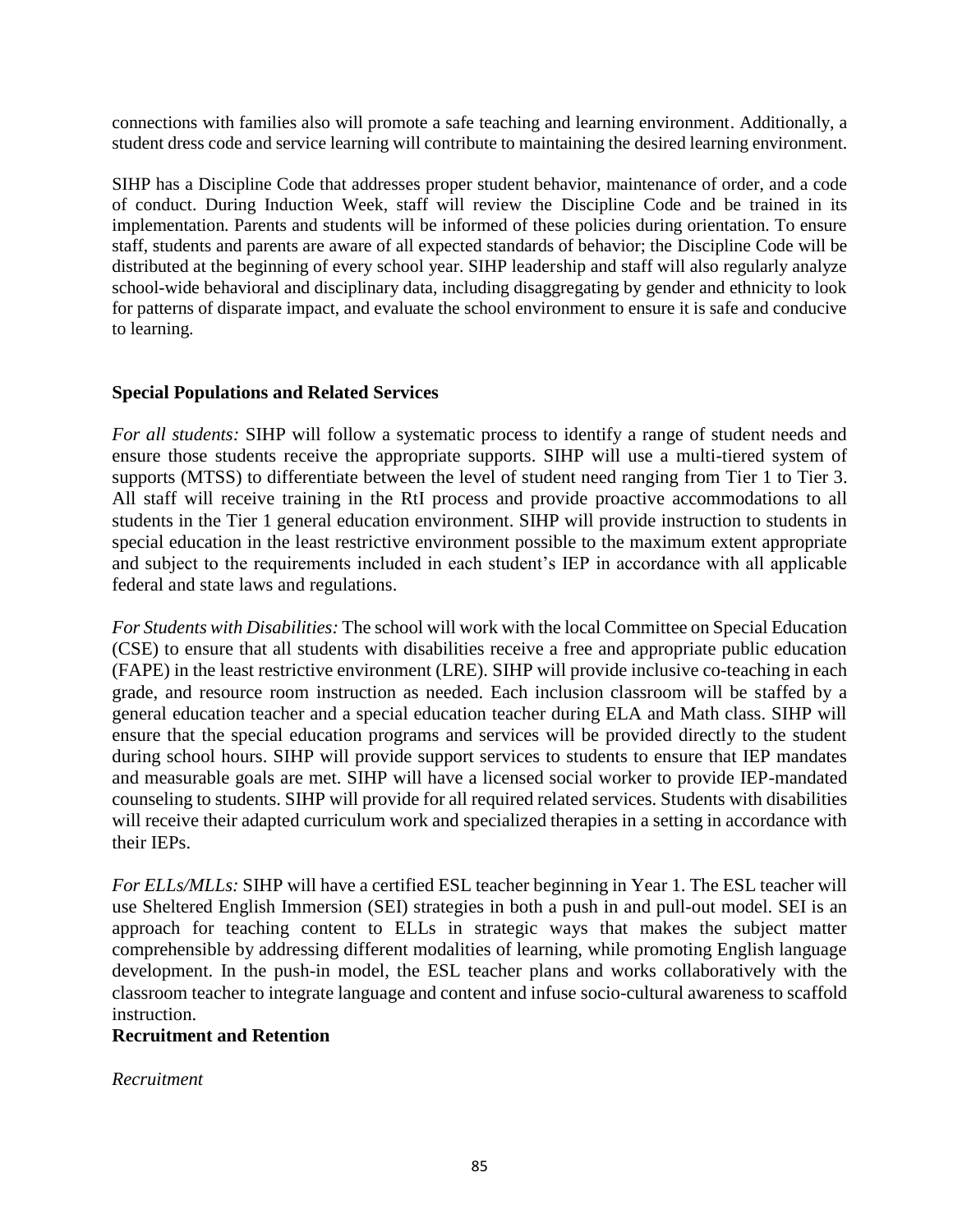connections with families also will promote a safe teaching and learning environment. Additionally, a student dress code and service learning will contribute to maintaining the desired learning environment.

SIHP has a Discipline Code that addresses proper student behavior, maintenance of order, and a code of conduct. During Induction Week, staff will review the Discipline Code and be trained in its implementation. Parents and students will be informed of these policies during orientation. To ensure staff, students and parents are aware of all expected standards of behavior; the Discipline Code will be distributed at the beginning of every school year. SIHP leadership and staff will also regularly analyze school-wide behavioral and disciplinary data, including disaggregating by gender and ethnicity to look for patterns of disparate impact, and evaluate the school environment to ensure it is safe and conducive to learning.

## Special Populations and Related Services

*For all students:* SIHP will follow a systematic process to identify a range of student needs and ensure those students receive the appropriate supports. SIHP will use a multi-tiered system of supports (MTSS) to differentiate between the level of student need ranging from Tier 1 to Tier 3. All staff will receive training in the RtI process and provide proactive accommodations to all students in the Tier 1 general education environment. SIHP will provide instruction to students in special education in the least restrictive environment possible to the maximum extent appropriate and subject to the requirements included in each student's IEP in accordance with all applicable federal and state laws and regulations.

*For Students with Disabilities:* The school will work with the local Committee on Special Education (CSE) to ensure that all students with disabilities receive a free and appropriate public education (FAPE) in the least restrictive environment (LRE). SIHP will provide inclusive co-teaching in each grade, and resource room instruction as needed. Each inclusion classroom will be staffed by a general education teacher and a special education teacher during ELA and Math class. SIHP will ensure that the special education programs and services will be provided directly to the student during school hours. SIHP will provide support services to students to ensure that IEP mandates and measurable goals are met. SIHP will have a licensed social worker to provide IEP-mandated counseling to students. SIHP will provide for all required related services. Students with disabilities will receive their adapted curriculum work and specialized therapies in a setting in accordance with their IEPs.

*For ELLs/MLLs:* SIHP will have a certified ESL teacher beginning in Year 1. The ESL teacher will use Sheltered English Immersion (SEI) strategies in both a push in and pull-out model. SEI is an approach for teaching content to ELLs in strategic ways that makes the subject matter comprehensible by addressing different modalities of learning, while promoting English language development. In the push-in model, the ESL teacher plans and works collaboratively with the classroom teacher to integrate language and content and infuse socio-cultural awareness to scaffold instruction.

## Recruitment and Retention

*Recruitment*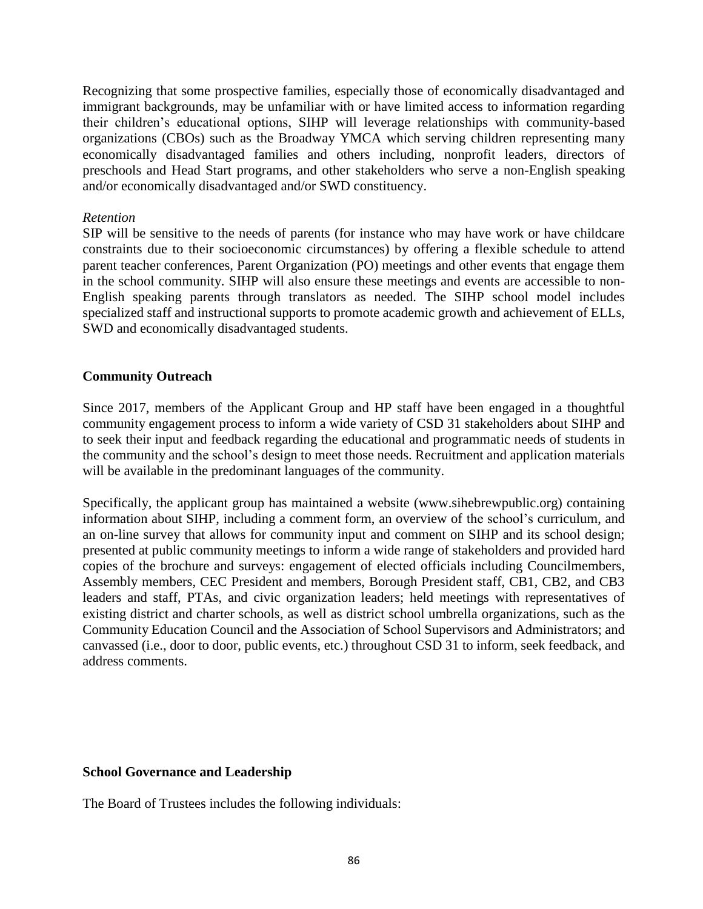Recognizing that some prospective families, especially those of economically disadvantaged and immigrant backgrounds, may be unfamiliar with or have limited access to information regarding their children's educational options, SIHP will leverage relationships with community-based organizations (CBOs) such as the Broadway YMCA which serving children representing many economically disadvantaged families and others including, nonprofit leaders, directors of preschools and Head Start programs, and other stakeholders who serve a non-English speaking and/or economically disadvantaged and/or SWD constituency.

*Retention*

SIP will be sensitive to the needs of parents (for instance who may have work or have childcare constraints due to their socioeconomic circumstances) by offering a flexible schedule to attend parent teacher conferences, Parent Organization (PO) meetings and other events that engage them in the school community. SIHP will also ensure these meetings and events are accessible to non-English speaking parents through translators as needed. The SIHP school model includes specialized staff and instructional supports to promote academic growth and achievement of ELLs, SWD and economically disadvantaged students.

**Community Outreach**

Since 2017, members of the Applicant Group and HP staff have been engaged in a thoughtful community engagement process to inform a wide variety of CSD 31 stakeholders about SIHP and to seek their input and feedback regarding the educational and programmatic needs of students in the community and the school's design to meet those needs. Recruitment and application materials will be available in the predominant languages of the community.

Specifically, the applicant group has maintained a website (www.sihebrewpublic.org) containing information about SIHP, including a comment form, an overview of the school's curriculum, and an on-line survey that allows for community input and comment on SIHP and its school design; presented at public community meetings to inform a wide range of stakeholders and provided hard copies of the brochure and surveys: engagement of elected officials including Councilmembers, Assembly members, CEC President and members, Borough President staff, CB1, CB2, and CB3 leaders and staff, PTAs, and civic organization leaders; held meetings with representatives of existing district and charter schools, as well as district school umbrella organizations, such as the Community Education Council and the Association of School Supervisors and Administrators; and canvassed (i.e., door to door, public events, etc.) throughout CSD 31 to inform, seek feedback, and address comments.

**School Governance and Leadership**

The Board of Trustees includes the following individuals: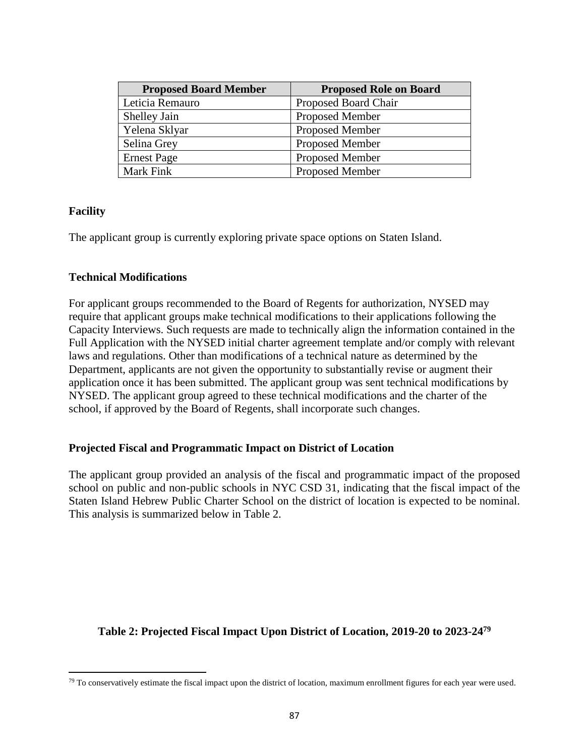| Proposed Board Member | Proposed Role on Board |
|---|---|
| Leticia Remauro | Proposed Board Chair |
| Shelley Jain | Proposed Member |
| Yelena Sklyar | Proposed Member |
| Selina Grey | Proposed Member |
| Ernest Page | Proposed Member |
| Mark Fink | Proposed Member |

**Facility**

The applicant group is currently exploring private space options on Staten Island.

**Technical Modifications**

For applicant groups recommended to the Board of Regents for authorization, NYSED may require that applicant groups make technical modifications to their applications following the Capacity Interviews. Such requests are made to technically align the information contained in the Full Application with the NYSED initial charter agreement template and/or comply with relevant laws and regulations. Other than modifications of a technical nature as determined by the Department, applicants are not given the opportunity to substantially revise or augment their application once it has been submitted. The applicant group was sent technical modifications by NYSED. The applicant group agreed to these technical modifications and the charter of the school, if approved by the Board of Regents, shall incorporate such changes.

**Projected Fiscal and Programmatic Impact on District of Location**

The applicant group provided an analysis of the fiscal and programmatic impact of the proposed school on public and non-public schools in NYC CSD 31, indicating that the fiscal impact of the Staten Island Hebrew Public Charter School on the district of location is expected to be nominal. This analysis is summarized below in Table 2.

**Table 2: Projected Fiscal Impact Upon District of Location, 2019-20 to 2023-24**[79]

[79] To conservatively estimate the fiscal impact upon the district of location, maximum enrollment figures for each year were used.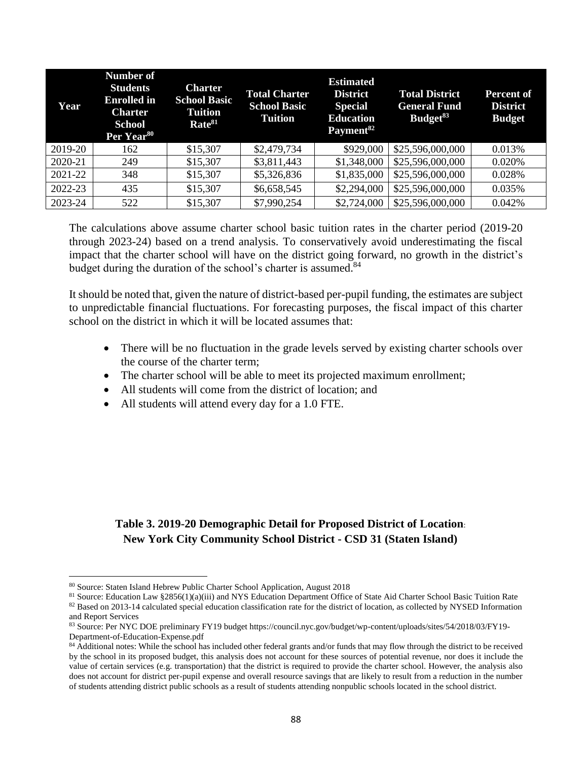| Year | Number of Students Enrolled in Charter School Per Year[80] | Charter School Basic Tuition Rate[81] | Total Charter School Basic Tuition | Estimated District Special Education Payment[82] | Total District General Fund Budget[83] | Percent of District Budget |
|---|---|---|---|---|---|---|
| 2019-20 | 162 | $15,307 | $2,479,734 | $929,000 | $25,596,000,000 | 0.013% |
| 2020-21 | 249 | $15,307 | $3,811,443 | $1,348,000 | $25,596,000,000 | 0.020% |
| 2021-22 | 348 | $15,307 | $5,326,836 | $1,835,000 | $25,596,000,000 | 0.028% |
| 2022-23 | 435 | $15,307 | $6,658,545 | $2,294,000 | $25,596,000,000 | 0.035% |
| 2023-24 | 522 | $15,307 | $7,990,254 | $2,724,000 | $25,596,000,000 | 0.042% |

The calculations above assume charter school basic tuition rates in the charter period (2019-20 through 2023-24) based on a trend analysis. To conservatively avoid underestimating the fiscal impact that the charter school will have on the district going forward, no growth in the district's budget during the duration of the school's charter is assumed.[84]

It should be noted that, given the nature of district-based per-pupil funding, the estimates are subject to unpredictable financial fluctuations. For forecasting purposes, the fiscal impact of this charter school on the district in which it will be located assumes that:

- There will be no fluctuation in the grade levels served by existing charter schools over the course of the charter term;
- The charter school will be able to meet its projected maximum enrollment;
- All students will come from the district of location; and
- All students will attend every day for a 1.0 FTE.

**Table 3. 2019-20 Demographic Detail for Proposed District of Location: New York City Community School District - CSD 31 (Staten Island)**

---

[80] Source: Staten Island Hebrew Public Charter School Application, August 2018

[81] Source: Education Law §2856(1)(a)(iii) and NYS Education Department Office of State Aid Charter School Basic Tuition Rate

[82] Based on 2013-14 calculated special education classification rate for the district of location, as collected by NYSED Information and Report Services

[83] Source: Per NYC DOE preliminary FY19 budget https://council.nyc.gov/budget/wp-content/uploads/sites/54/2018/03/FY19-Department-of-Education-Expense.pdf

[84] Additional notes: While the school has included other federal grants and/or funds that may flow through the district to be received by the school in its proposed budget, this analysis does not account for these sources of potential revenue, nor does it include the value of certain services (e.g. transportation) that the district is required to provide the charter school. However, the analysis also does not account for district per-pupil expense and overall resource savings that are likely to result from a reduction in the number of students attending district public schools as a result of students attending nonpublic schools located in the school district.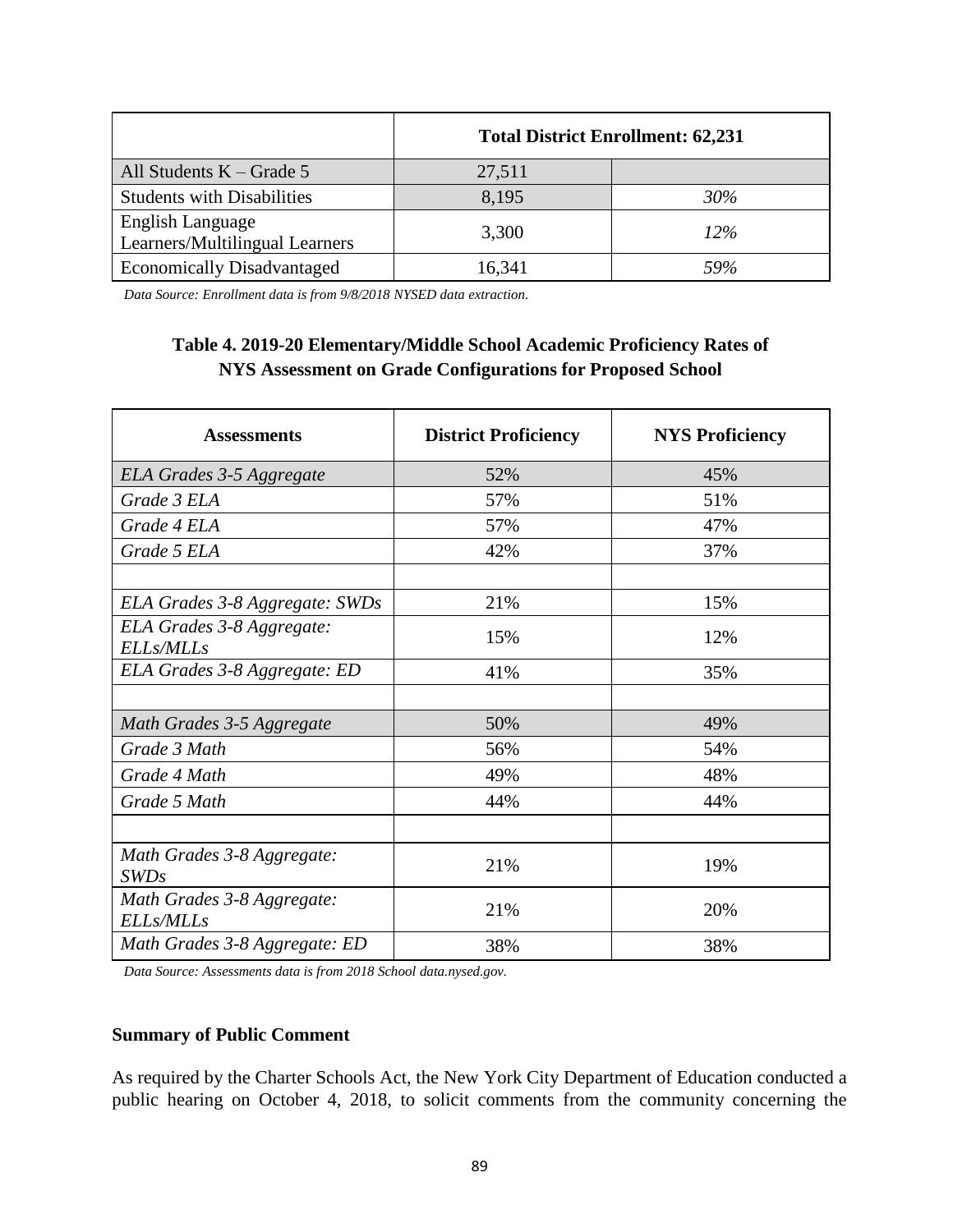| | Total District Enrollment: 62,231 | |
|---|---|---|
| All Students K – Grade 5 | 27,511 | |
| Students with Disabilities | 8,195 | *30%* |
| English Language Learners/Multilingual Learners | 3,300 | *12%* |
| Economically Disadvantaged | 16,341 | *59%* |

*Data Source: Enrollment data is from 9/8/2018 NYSED data extraction.*

**Table 4. 2019-20 Elementary/Middle School Academic Proficiency Rates of NYS Assessment on Grade Configurations for Proposed School**

| Assessments | District Proficiency | NYS Proficiency |
|---|---|---|
| *ELA Grades 3-5 Aggregate* | 52% | 45% |
| *Grade 3 ELA* | 57% | 51% |
| *Grade 4 ELA* | 57% | 47% |
| *Grade 5 ELA* | 42% | 37% |
| | | |
| *ELA Grades 3-8 Aggregate: SWDs* | 21% | 15% |
| *ELA Grades 3-8 Aggregate: ELLs/MLLs* | 15% | 12% |
| *ELA Grades 3-8 Aggregate: ED* | 41% | 35% |
| | | |
| *Math Grades 3-5 Aggregate* | 50% | 49% |
| *Grade 3 Math* | 56% | 54% |
| *Grade 4 Math* | 49% | 48% |
| *Grade 5 Math* | 44% | 44% |
| | | |
| *Math Grades 3-8 Aggregate: SWDs* | 21% | 19% |
| *Math Grades 3-8 Aggregate: ELLs/MLLs* | 21% | 20% |
| *Math Grades 3-8 Aggregate: ED* | 38% | 38% |

*Data Source: Assessments data is from 2018 School data.nysed.gov.*

**Summary of Public Comment**

As required by the Charter Schools Act, the New York City Department of Education conducted a public hearing on October 4, 2018, to solicit comments from the community concerning the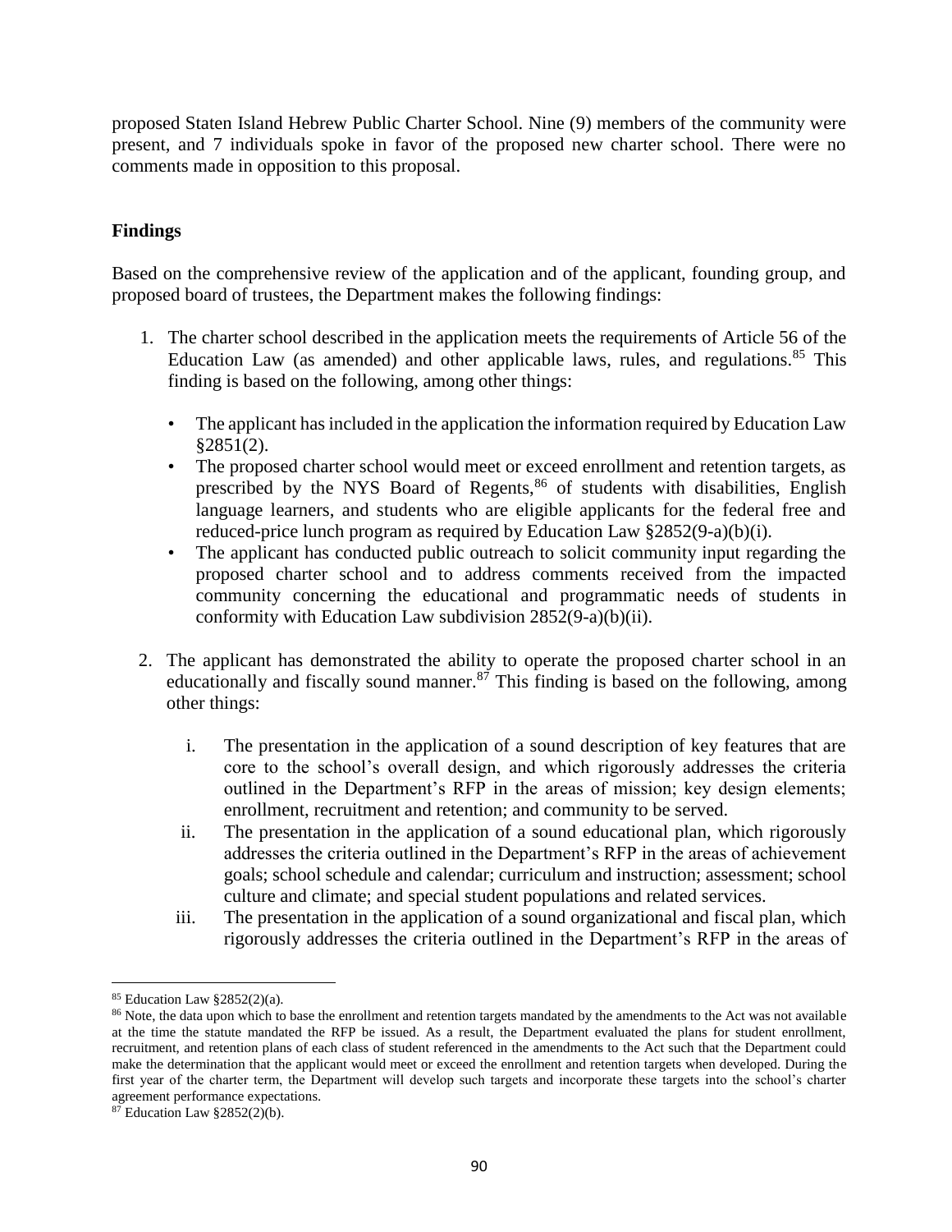proposed Staten Island Hebrew Public Charter School. Nine (9) members of the community were present, and 7 individuals spoke in favor of the proposed new charter school. There were no comments made in opposition to this proposal.

**Findings**

Based on the comprehensive review of the application and of the applicant, founding group, and proposed board of trustees, the Department makes the following findings:

1. The charter school described in the application meets the requirements of Article 56 of the Education Law (as amended) and other applicable laws, rules, and regulations.[85] This finding is based on the following, among other things:

   - The applicant has included in the application the information required by Education Law §2851(2).
   - The proposed charter school would meet or exceed enrollment and retention targets, as prescribed by the NYS Board of Regents,[86] of students with disabilities, English language learners, and students who are eligible applicants for the federal free and reduced-price lunch program as required by Education Law §2852(9-a)(b)(i).
   - The applicant has conducted public outreach to solicit community input regarding the proposed charter school and to address comments received from the impacted community concerning the educational and programmatic needs of students in conformity with Education Law subdivision 2852(9-a)(b)(ii).

2. The applicant has demonstrated the ability to operate the proposed charter school in an educationally and fiscally sound manner.[87] This finding is based on the following, among other things:

   i. The presentation in the application of a sound description of key features that are core to the school's overall design, and which rigorously addresses the criteria outlined in the Department's RFP in the areas of mission; key design elements; enrollment, recruitment and retention; and community to be served.

   ii. The presentation in the application of a sound educational plan, which rigorously addresses the criteria outlined in the Department's RFP in the areas of achievement goals; school schedule and calendar; curriculum and instruction; assessment; school culture and climate; and special student populations and related services.

   iii. The presentation in the application of a sound organizational and fiscal plan, which rigorously addresses the criteria outlined in the Department's RFP in the areas of

---

[85] Education Law §2852(2)(a).

[86] Note, the data upon which to base the enrollment and retention targets mandated by the amendments to the Act was not available at the time the statute mandated the RFP be issued. As a result, the Department evaluated the plans for student enrollment, recruitment, and retention plans of each class of student referenced in the amendments to the Act such that the Department could make the determination that the applicant would meet or exceed the enrollment and retention targets when developed. During the first year of the charter term, the Department will develop such targets and incorporate these targets into the school's charter agreement performance expectations.

[87] Education Law §2852(2)(b).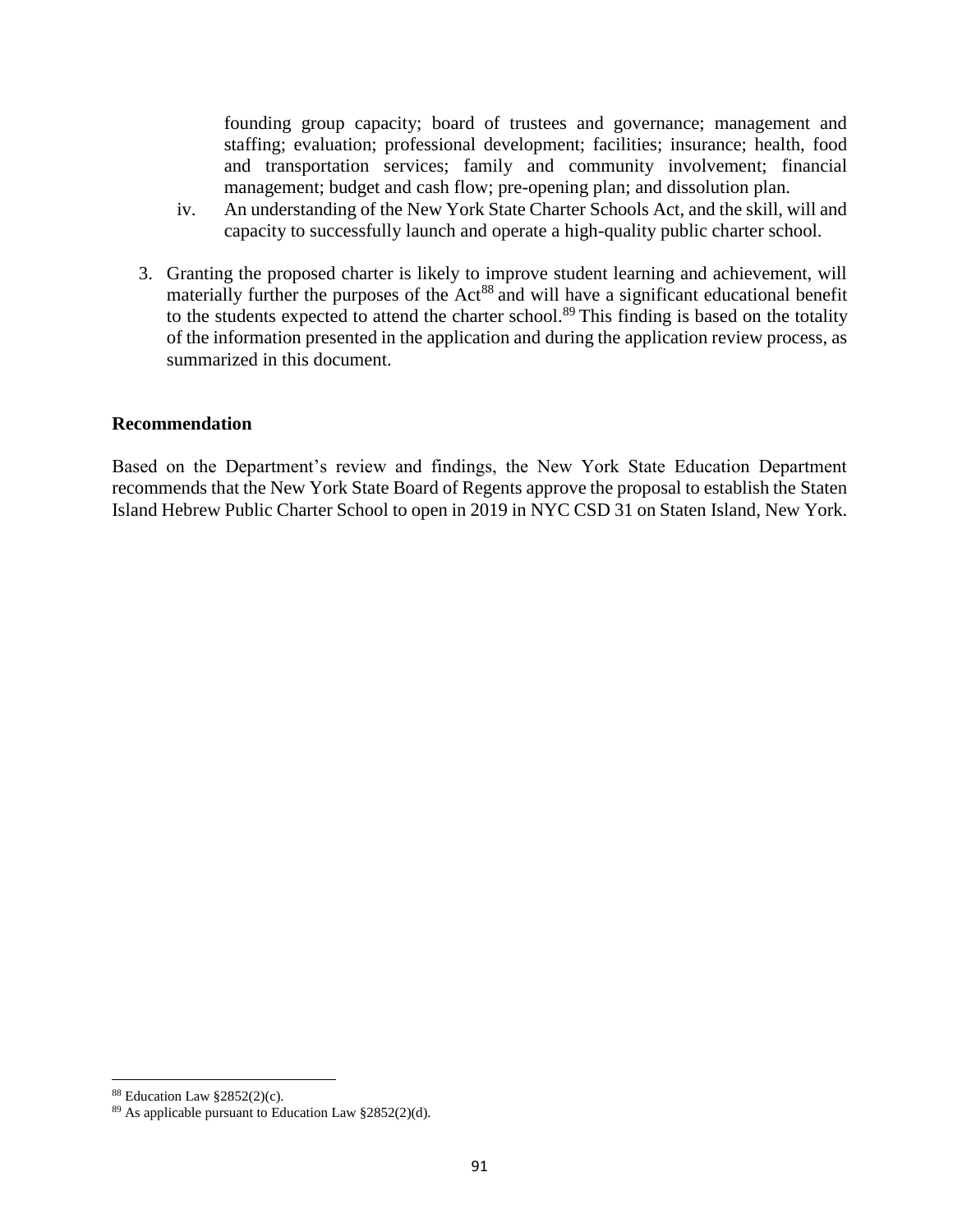founding group capacity; board of trustees and governance; management and staffing; evaluation; professional development; facilities; insurance; health, food and transportation services; family and community involvement; financial management; budget and cash flow; pre-opening plan; and dissolution plan.

iv. An understanding of the New York State Charter Schools Act, and the skill, will and capacity to successfully launch and operate a high-quality public charter school.

3. Granting the proposed charter is likely to improve student learning and achievement, will materially further the purposes of the Act[88] and will have a significant educational benefit to the students expected to attend the charter school.[89] This finding is based on the totality of the information presented in the application and during the application review process, as summarized in this document.

**Recommendation**

Based on the Department's review and findings, the New York State Education Department recommends that the New York State Board of Regents approve the proposal to establish the Staten Island Hebrew Public Charter School to open in 2019 in NYC CSD 31 on Staten Island, New York.

[88] Education Law §2852(2)(c).

[89] As applicable pursuant to Education Law §2852(2)(d).